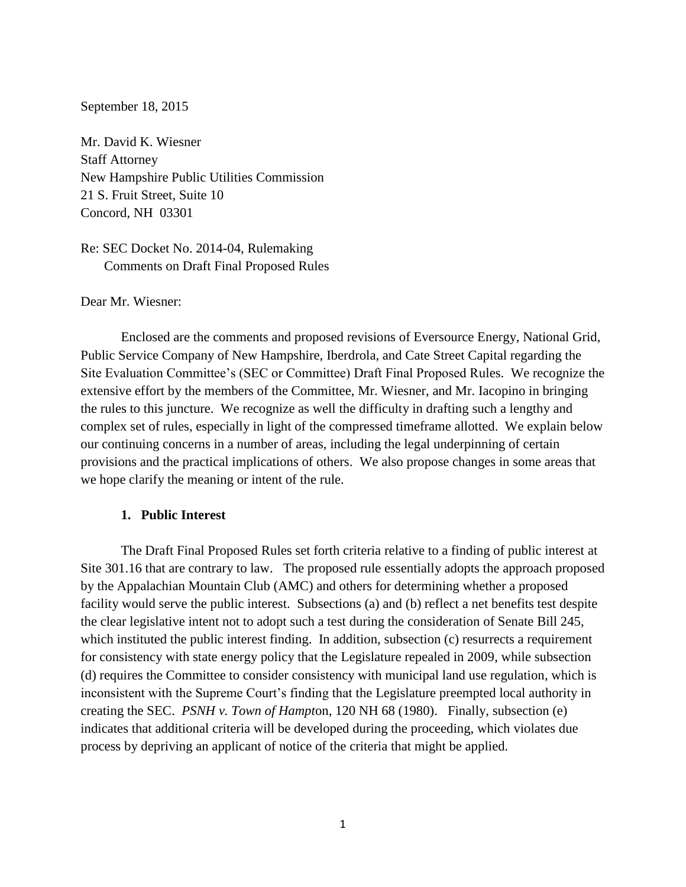September 18, 2015

Mr. David K. Wiesner  
Staff Attorney  
New Hampshire Public Utilities Commission  
21 S. Fruit Street, Suite 10  
Concord, NH 03301

Re: SEC Docket No. 2014-04, Rulemaking  
Comments on Draft Final Proposed Rules

Dear Mr. Wiesner:

Enclosed are the comments and proposed revisions of Eversource Energy, National Grid, Public Service Company of New Hampshire, Iberdrola, and Cate Street Capital regarding the Site Evaluation Committee's (SEC or Committee) Draft Final Proposed Rules. We recognize the extensive effort by the members of the Committee, Mr. Wiesner, and Mr. Iacopino in bringing the rules to this juncture. We recognize as well the difficulty in drafting such a lengthy and complex set of rules, especially in light of the compressed timeframe allotted. We explain below our continuing concerns in a number of areas, including the legal underpinning of certain provisions and the practical implications of others. We also propose changes in some areas that we hope clarify the meaning or intent of the rule.

### 1. Public Interest

The Draft Final Proposed Rules set forth criteria relative to a finding of public interest at Site 301.16 that are contrary to law. The proposed rule essentially adopts the approach proposed by the Appalachian Mountain Club (AMC) and others for determining whether a proposed facility would serve the public interest. Subsections (a) and (b) reflect a net benefits test despite the clear legislative intent not to adopt such a test during the consideration of Senate Bill 245, which instituted the public interest finding. In addition, subsection (c) resurrects a requirement for consistency with state energy policy that the Legislature repealed in 2009, while subsection (d) requires the Committee to consider consistency with municipal land use regulation, which is inconsistent with the Supreme Court's finding that the Legislature preempted local authority in creating the SEC. *PSNH v. Town of Hampt*on, 120 NH 68 (1980). Finally, subsection (e) indicates that additional criteria will be developed during the proceeding, which violates due process by depriving an applicant of notice of the criteria that might be applied.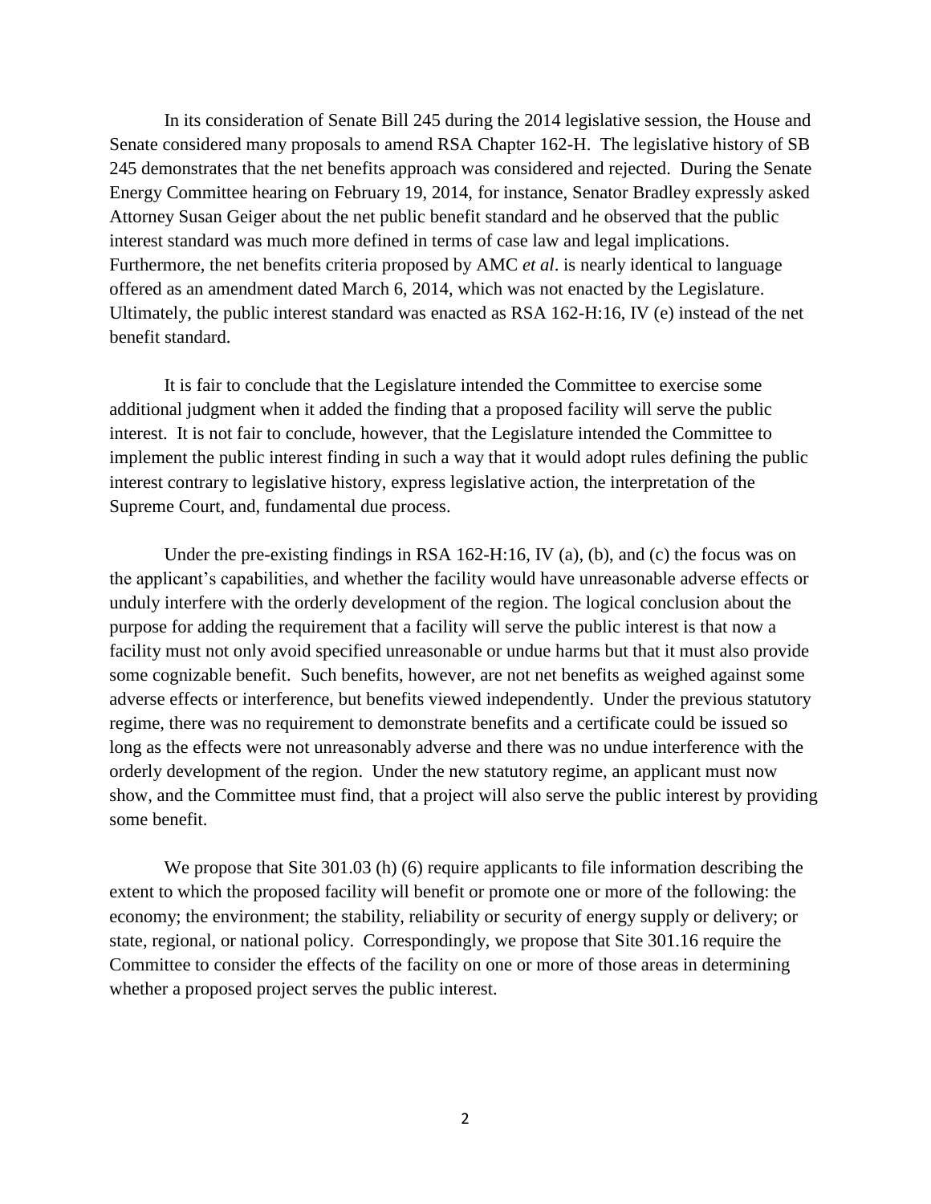In its consideration of Senate Bill 245 during the 2014 legislative session, the House and Senate considered many proposals to amend RSA Chapter 162-H. The legislative history of SB 245 demonstrates that the net benefits approach was considered and rejected. During the Senate Energy Committee hearing on February 19, 2014, for instance, Senator Bradley expressly asked Attorney Susan Geiger about the net public benefit standard and he observed that the public interest standard was much more defined in terms of case law and legal implications. Furthermore, the net benefits criteria proposed by AMC *et al*. is nearly identical to language offered as an amendment dated March 6, 2014, which was not enacted by the Legislature. Ultimately, the public interest standard was enacted as RSA 162-H:16, IV (e) instead of the net benefit standard.

It is fair to conclude that the Legislature intended the Committee to exercise some additional judgment when it added the finding that a proposed facility will serve the public interest. It is not fair to conclude, however, that the Legislature intended the Committee to implement the public interest finding in such a way that it would adopt rules defining the public interest contrary to legislative history, express legislative action, the interpretation of the Supreme Court, and, fundamental due process.

Under the pre-existing findings in RSA 162-H:16, IV (a), (b), and (c) the focus was on the applicant's capabilities, and whether the facility would have unreasonable adverse effects or unduly interfere with the orderly development of the region. The logical conclusion about the purpose for adding the requirement that a facility will serve the public interest is that now a facility must not only avoid specified unreasonable or undue harms but that it must also provide some cognizable benefit. Such benefits, however, are not net benefits as weighed against some adverse effects or interference, but benefits viewed independently. Under the previous statutory regime, there was no requirement to demonstrate benefits and a certificate could be issued so long as the effects were not unreasonably adverse and there was no undue interference with the orderly development of the region. Under the new statutory regime, an applicant must now show, and the Committee must find, that a project will also serve the public interest by providing some benefit.

We propose that Site 301.03 (h) (6) require applicants to file information describing the extent to which the proposed facility will benefit or promote one or more of the following: the economy; the environment; the stability, reliability or security of energy supply or delivery; or state, regional, or national policy. Correspondingly, we propose that Site 301.16 require the Committee to consider the effects of the facility on one or more of those areas in determining whether a proposed project serves the public interest.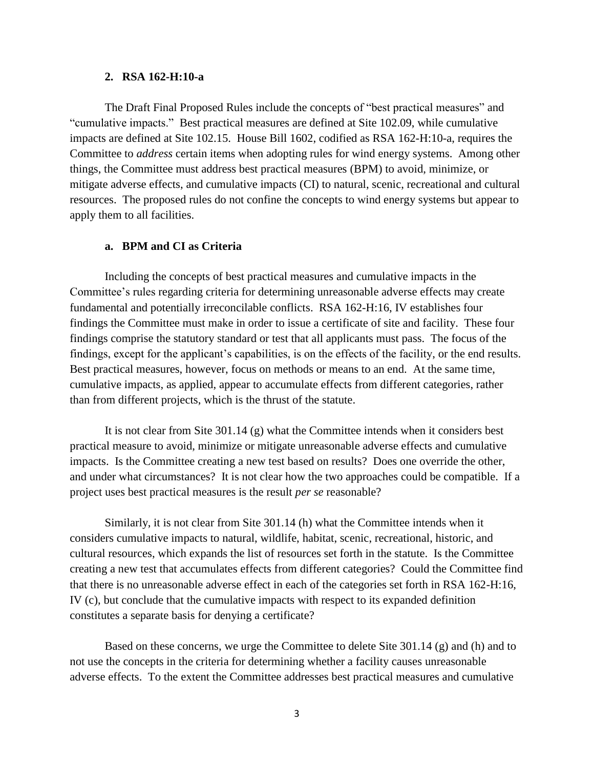### 2. RSA 162-H:10-a

The Draft Final Proposed Rules include the concepts of "best practical measures" and "cumulative impacts." Best practical measures are defined at Site 102.09, while cumulative impacts are defined at Site 102.15. House Bill 1602, codified as RSA 162-H:10-a, requires the Committee to *address* certain items when adopting rules for wind energy systems. Among other things, the Committee must address best practical measures (BPM) to avoid, minimize, or mitigate adverse effects, and cumulative impacts (CI) to natural, scenic, recreational and cultural resources. The proposed rules do not confine the concepts to wind energy systems but appear to apply them to all facilities.

#### a. BPM and CI as Criteria

Including the concepts of best practical measures and cumulative impacts in the Committee's rules regarding criteria for determining unreasonable adverse effects may create fundamental and potentially irreconcilable conflicts. RSA 162-H:16, IV establishes four findings the Committee must make in order to issue a certificate of site and facility. These four findings comprise the statutory standard or test that all applicants must pass. The focus of the findings, except for the applicant's capabilities, is on the effects of the facility, or the end results. Best practical measures, however, focus on methods or means to an end. At the same time, cumulative impacts, as applied, appear to accumulate effects from different categories, rather than from different projects, which is the thrust of the statute.

It is not clear from Site 301.14 (g) what the Committee intends when it considers best practical measure to avoid, minimize or mitigate unreasonable adverse effects and cumulative impacts. Is the Committee creating a new test based on results? Does one override the other, and under what circumstances? It is not clear how the two approaches could be compatible. If a project uses best practical measures is the result *per se* reasonable?

Similarly, it is not clear from Site 301.14 (h) what the Committee intends when it considers cumulative impacts to natural, wildlife, habitat, scenic, recreational, historic, and cultural resources, which expands the list of resources set forth in the statute. Is the Committee creating a new test that accumulates effects from different categories? Could the Committee find that there is no unreasonable adverse effect in each of the categories set forth in RSA 162-H:16, IV (c), but conclude that the cumulative impacts with respect to its expanded definition constitutes a separate basis for denying a certificate?

Based on these concerns, we urge the Committee to delete Site 301.14 (g) and (h) and to not use the concepts in the criteria for determining whether a facility causes unreasonable adverse effects. To the extent the Committee addresses best practical measures and cumulative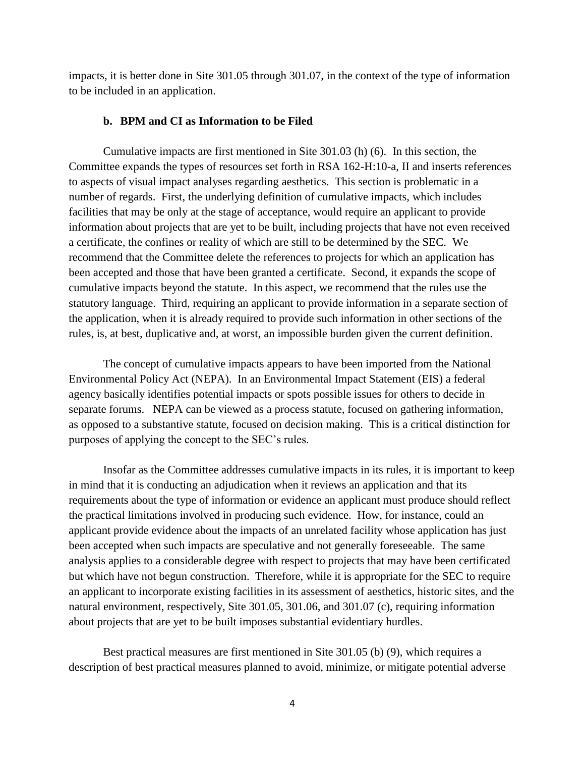impacts, it is better done in Site 301.05 through 301.07, in the context of the type of information to be included in an application.

### b. BPM and CI as Information to be Filed

Cumulative impacts are first mentioned in Site 301.03 (h) (6). In this section, the Committee expands the types of resources set forth in RSA 162-H:10-a, II and inserts references to aspects of visual impact analyses regarding aesthetics. This section is problematic in a number of regards. First, the underlying definition of cumulative impacts, which includes facilities that may be only at the stage of acceptance, would require an applicant to provide information about projects that are yet to be built, including projects that have not even received a certificate, the confines or reality of which are still to be determined by the SEC. We recommend that the Committee delete the references to projects for which an application has been accepted and those that have been granted a certificate. Second, it expands the scope of cumulative impacts beyond the statute. In this aspect, we recommend that the rules use the statutory language. Third, requiring an applicant to provide information in a separate section of the application, when it is already required to provide such information in other sections of the rules, is, at best, duplicative and, at worst, an impossible burden given the current definition.

The concept of cumulative impacts appears to have been imported from the National Environmental Policy Act (NEPA). In an Environmental Impact Statement (EIS) a federal agency basically identifies potential impacts or spots possible issues for others to decide in separate forums. NEPA can be viewed as a process statute, focused on gathering information, as opposed to a substantive statute, focused on decision making. This is a critical distinction for purposes of applying the concept to the SEC's rules.

Insofar as the Committee addresses cumulative impacts in its rules, it is important to keep in mind that it is conducting an adjudication when it reviews an application and that its requirements about the type of information or evidence an applicant must produce should reflect the practical limitations involved in producing such evidence. How, for instance, could an applicant provide evidence about the impacts of an unrelated facility whose application has just been accepted when such impacts are speculative and not generally foreseeable. The same analysis applies to a considerable degree with respect to projects that may have been certificated but which have not begun construction. Therefore, while it is appropriate for the SEC to require an applicant to incorporate existing facilities in its assessment of aesthetics, historic sites, and the natural environment, respectively, Site 301.05, 301.06, and 301.07 (c), requiring information about projects that are yet to be built imposes substantial evidentiary hurdles.

Best practical measures are first mentioned in Site 301.05 (b) (9), which requires a description of best practical measures planned to avoid, minimize, or mitigate potential adverse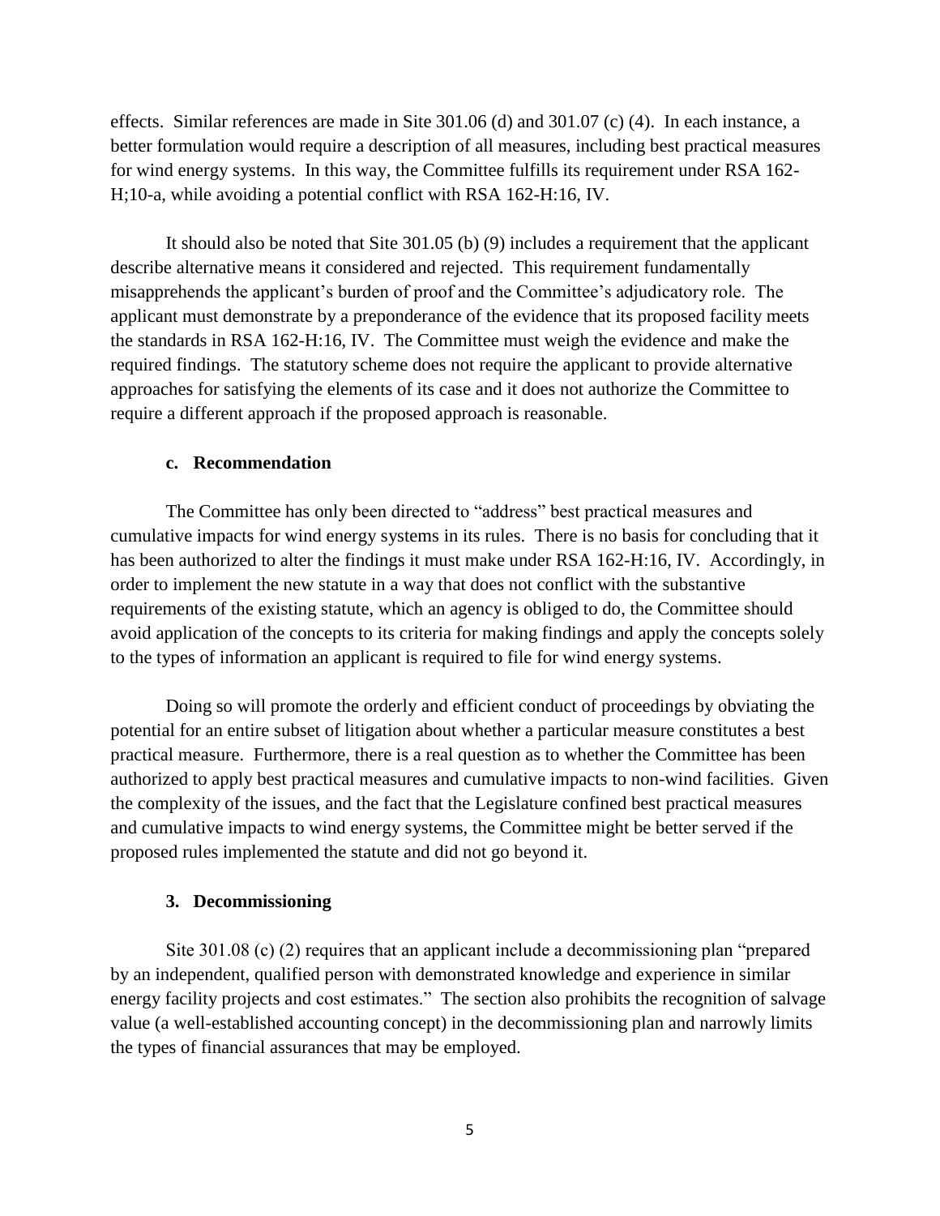effects. Similar references are made in Site 301.06 (d) and 301.07 (c) (4). In each instance, a better formulation would require a description of all measures, including best practical measures for wind energy systems. In this way, the Committee fulfills its requirement under RSA 162-H;10-a, while avoiding a potential conflict with RSA 162-H:16, IV.

It should also be noted that Site 301.05 (b) (9) includes a requirement that the applicant describe alternative means it considered and rejected. This requirement fundamentally misapprehends the applicant's burden of proof and the Committee's adjudicatory role. The applicant must demonstrate by a preponderance of the evidence that its proposed facility meets the standards in RSA 162-H:16, IV. The Committee must weigh the evidence and make the required findings. The statutory scheme does not require the applicant to provide alternative approaches for satisfying the elements of its case and it does not authorize the Committee to require a different approach if the proposed approach is reasonable.

#### c. Recommendation

The Committee has only been directed to "address" best practical measures and cumulative impacts for wind energy systems in its rules. There is no basis for concluding that it has been authorized to alter the findings it must make under RSA 162-H:16, IV. Accordingly, in order to implement the new statute in a way that does not conflict with the substantive requirements of the existing statute, which an agency is obliged to do, the Committee should avoid application of the concepts to its criteria for making findings and apply the concepts solely to the types of information an applicant is required to file for wind energy systems.

Doing so will promote the orderly and efficient conduct of proceedings by obviating the potential for an entire subset of litigation about whether a particular measure constitutes a best practical measure. Furthermore, there is a real question as to whether the Committee has been authorized to apply best practical measures and cumulative impacts to non-wind facilities. Given the complexity of the issues, and the fact that the Legislature confined best practical measures and cumulative impacts to wind energy systems, the Committee might be better served if the proposed rules implemented the statute and did not go beyond it.

### 3. Decommissioning

Site 301.08 (c) (2) requires that an applicant include a decommissioning plan "prepared by an independent, qualified person with demonstrated knowledge and experience in similar energy facility projects and cost estimates." The section also prohibits the recognition of salvage value (a well-established accounting concept) in the decommissioning plan and narrowly limits the types of financial assurances that may be employed.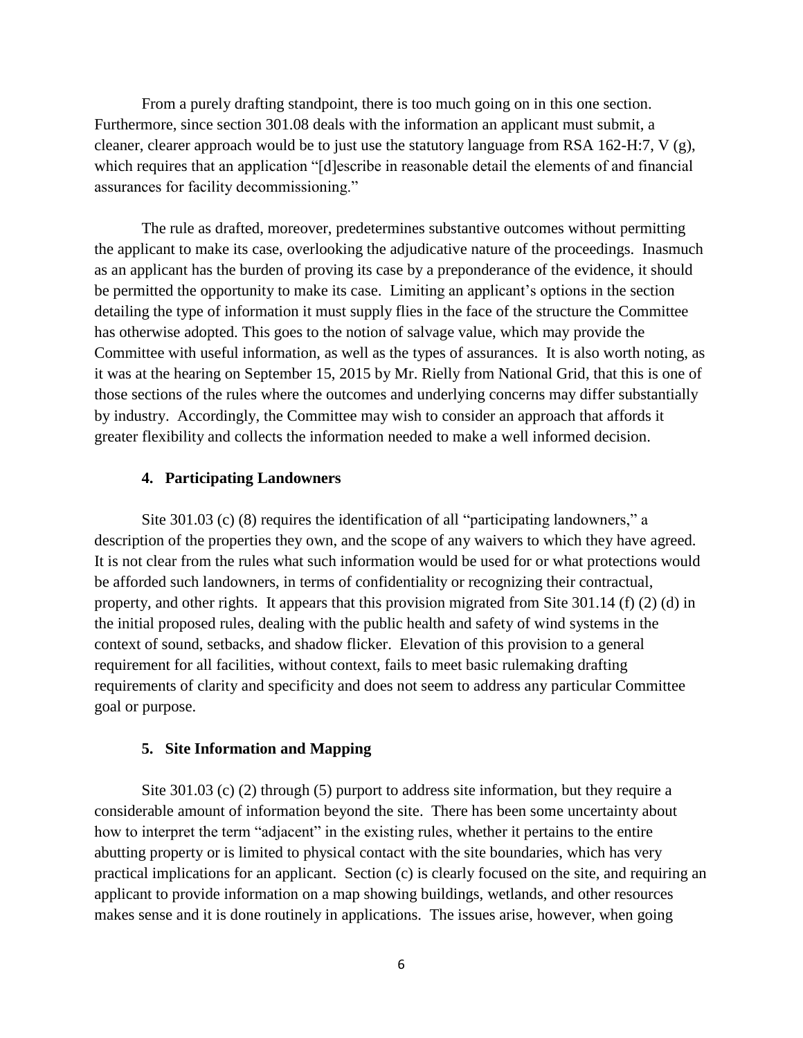From a purely drafting standpoint, there is too much going on in this one section. Furthermore, since section 301.08 deals with the information an applicant must submit, a cleaner, clearer approach would be to just use the statutory language from RSA 162-H:7, V (g), which requires that an application "[d]escribe in reasonable detail the elements of and financial assurances for facility decommissioning."

The rule as drafted, moreover, predetermines substantive outcomes without permitting the applicant to make its case, overlooking the adjudicative nature of the proceedings. Inasmuch as an applicant has the burden of proving its case by a preponderance of the evidence, it should be permitted the opportunity to make its case. Limiting an applicant's options in the section detailing the type of information it must supply flies in the face of the structure the Committee has otherwise adopted. This goes to the notion of salvage value, which may provide the Committee with useful information, as well as the types of assurances. It is also worth noting, as it was at the hearing on September 15, 2015 by Mr. Rielly from National Grid, that this is one of those sections of the rules where the outcomes and underlying concerns may differ substantially by industry. Accordingly, the Committee may wish to consider an approach that affords it greater flexibility and collects the information needed to make a well informed decision.

#### 4. Participating Landowners

Site 301.03 (c) (8) requires the identification of all "participating landowners," a description of the properties they own, and the scope of any waivers to which they have agreed. It is not clear from the rules what such information would be used for or what protections would be afforded such landowners, in terms of confidentiality or recognizing their contractual, property, and other rights. It appears that this provision migrated from Site 301.14 (f) (2) (d) in the initial proposed rules, dealing with the public health and safety of wind systems in the context of sound, setbacks, and shadow flicker. Elevation of this provision to a general requirement for all facilities, without context, fails to meet basic rulemaking drafting requirements of clarity and specificity and does not seem to address any particular Committee goal or purpose.

#### 5. Site Information and Mapping

Site 301.03 (c) (2) through (5) purport to address site information, but they require a considerable amount of information beyond the site. There has been some uncertainty about how to interpret the term "adjacent" in the existing rules, whether it pertains to the entire abutting property or is limited to physical contact with the site boundaries, which has very practical implications for an applicant. Section (c) is clearly focused on the site, and requiring an applicant to provide information on a map showing buildings, wetlands, and other resources makes sense and it is done routinely in applications. The issues arise, however, when going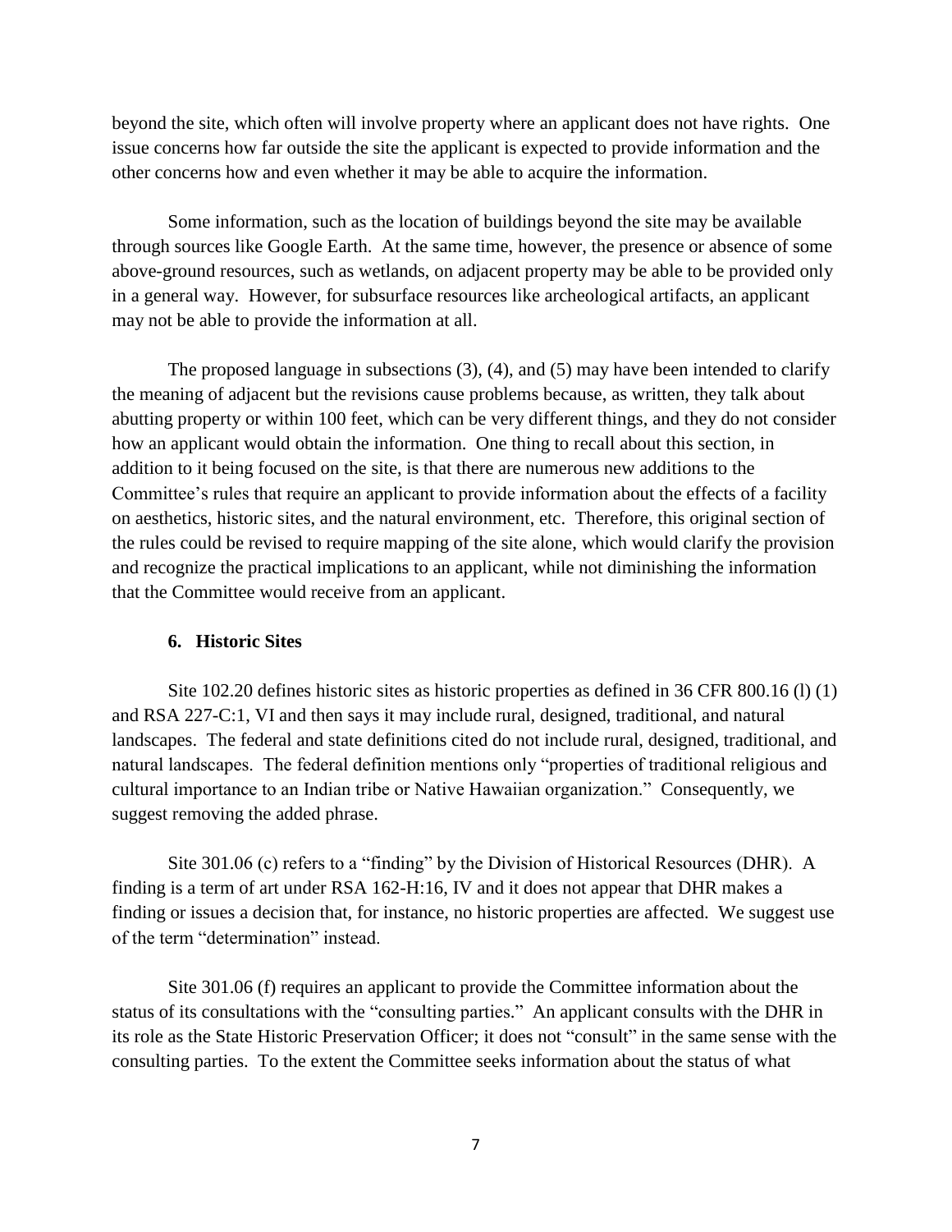beyond the site, which often will involve property where an applicant does not have rights. One issue concerns how far outside the site the applicant is expected to provide information and the other concerns how and even whether it may be able to acquire the information.

Some information, such as the location of buildings beyond the site may be available through sources like Google Earth. At the same time, however, the presence or absence of some above-ground resources, such as wetlands, on adjacent property may be able to be provided only in a general way. However, for subsurface resources like archeological artifacts, an applicant may not be able to provide the information at all.

The proposed language in subsections (3), (4), and (5) may have been intended to clarify the meaning of adjacent but the revisions cause problems because, as written, they talk about abutting property or within 100 feet, which can be very different things, and they do not consider how an applicant would obtain the information. One thing to recall about this section, in addition to it being focused on the site, is that there are numerous new additions to the Committee's rules that require an applicant to provide information about the effects of a facility on aesthetics, historic sites, and the natural environment, etc. Therefore, this original section of the rules could be revised to require mapping of the site alone, which would clarify the provision and recognize the practical implications to an applicant, while not diminishing the information that the Committee would receive from an applicant.

### 6. Historic Sites

Site 102.20 defines historic sites as historic properties as defined in 36 CFR 800.16 (l) (1) and RSA 227-C:1, VI and then says it may include rural, designed, traditional, and natural landscapes. The federal and state definitions cited do not include rural, designed, traditional, and natural landscapes. The federal definition mentions only "properties of traditional religious and cultural importance to an Indian tribe or Native Hawaiian organization." Consequently, we suggest removing the added phrase.

Site 301.06 (c) refers to a "finding" by the Division of Historical Resources (DHR). A finding is a term of art under RSA 162-H:16, IV and it does not appear that DHR makes a finding or issues a decision that, for instance, no historic properties are affected. We suggest use of the term "determination" instead.

Site 301.06 (f) requires an applicant to provide the Committee information about the status of its consultations with the "consulting parties." An applicant consults with the DHR in its role as the State Historic Preservation Officer; it does not "consult" in the same sense with the consulting parties. To the extent the Committee seeks information about the status of what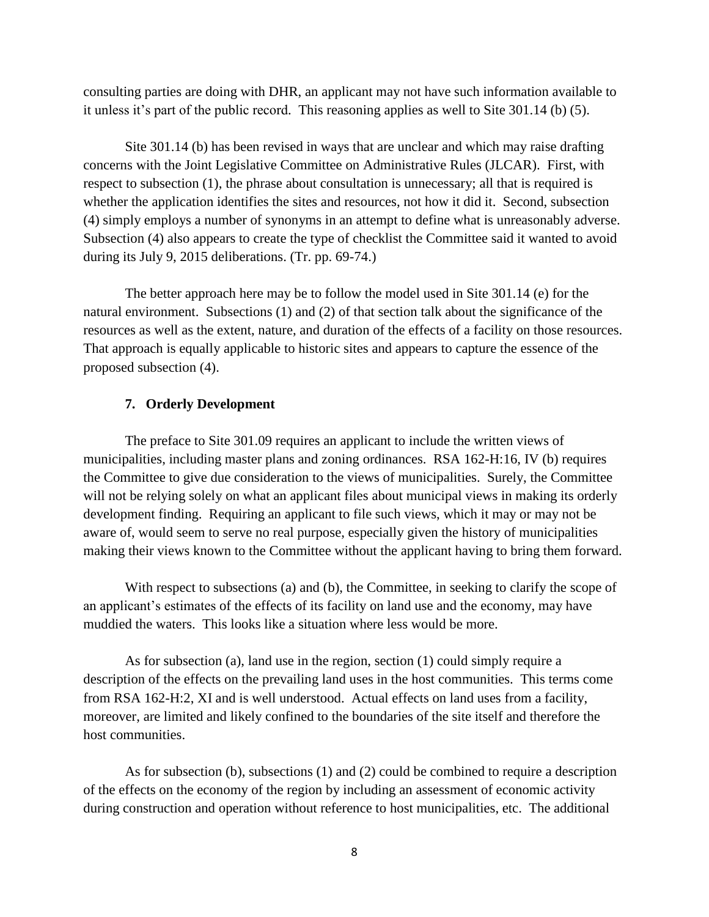consulting parties are doing with DHR, an applicant may not have such information available to it unless it's part of the public record. This reasoning applies as well to Site 301.14 (b) (5).

Site 301.14 (b) has been revised in ways that are unclear and which may raise drafting concerns with the Joint Legislative Committee on Administrative Rules (JLCAR). First, with respect to subsection (1), the phrase about consultation is unnecessary; all that is required is whether the application identifies the sites and resources, not how it did it. Second, subsection (4) simply employs a number of synonyms in an attempt to define what is unreasonably adverse. Subsection (4) also appears to create the type of checklist the Committee said it wanted to avoid during its July 9, 2015 deliberations. (Tr. pp. 69-74.)

The better approach here may be to follow the model used in Site 301.14 (e) for the natural environment. Subsections (1) and (2) of that section talk about the significance of the resources as well as the extent, nature, and duration of the effects of a facility on those resources. That approach is equally applicable to historic sites and appears to capture the essence of the proposed subsection (4).

### 7. Orderly Development

The preface to Site 301.09 requires an applicant to include the written views of municipalities, including master plans and zoning ordinances. RSA 162-H:16, IV (b) requires the Committee to give due consideration to the views of municipalities. Surely, the Committee will not be relying solely on what an applicant files about municipal views in making its orderly development finding. Requiring an applicant to file such views, which it may or may not be aware of, would seem to serve no real purpose, especially given the history of municipalities making their views known to the Committee without the applicant having to bring them forward.

With respect to subsections (a) and (b), the Committee, in seeking to clarify the scope of an applicant's estimates of the effects of its facility on land use and the economy, may have muddied the waters. This looks like a situation where less would be more.

As for subsection (a), land use in the region, section (1) could simply require a description of the effects on the prevailing land uses in the host communities. This terms come from RSA 162-H:2, XI and is well understood. Actual effects on land uses from a facility, moreover, are limited and likely confined to the boundaries of the site itself and therefore the host communities.

As for subsection (b), subsections (1) and (2) could be combined to require a description of the effects on the economy of the region by including an assessment of economic activity during construction and operation without reference to host municipalities, etc. The additional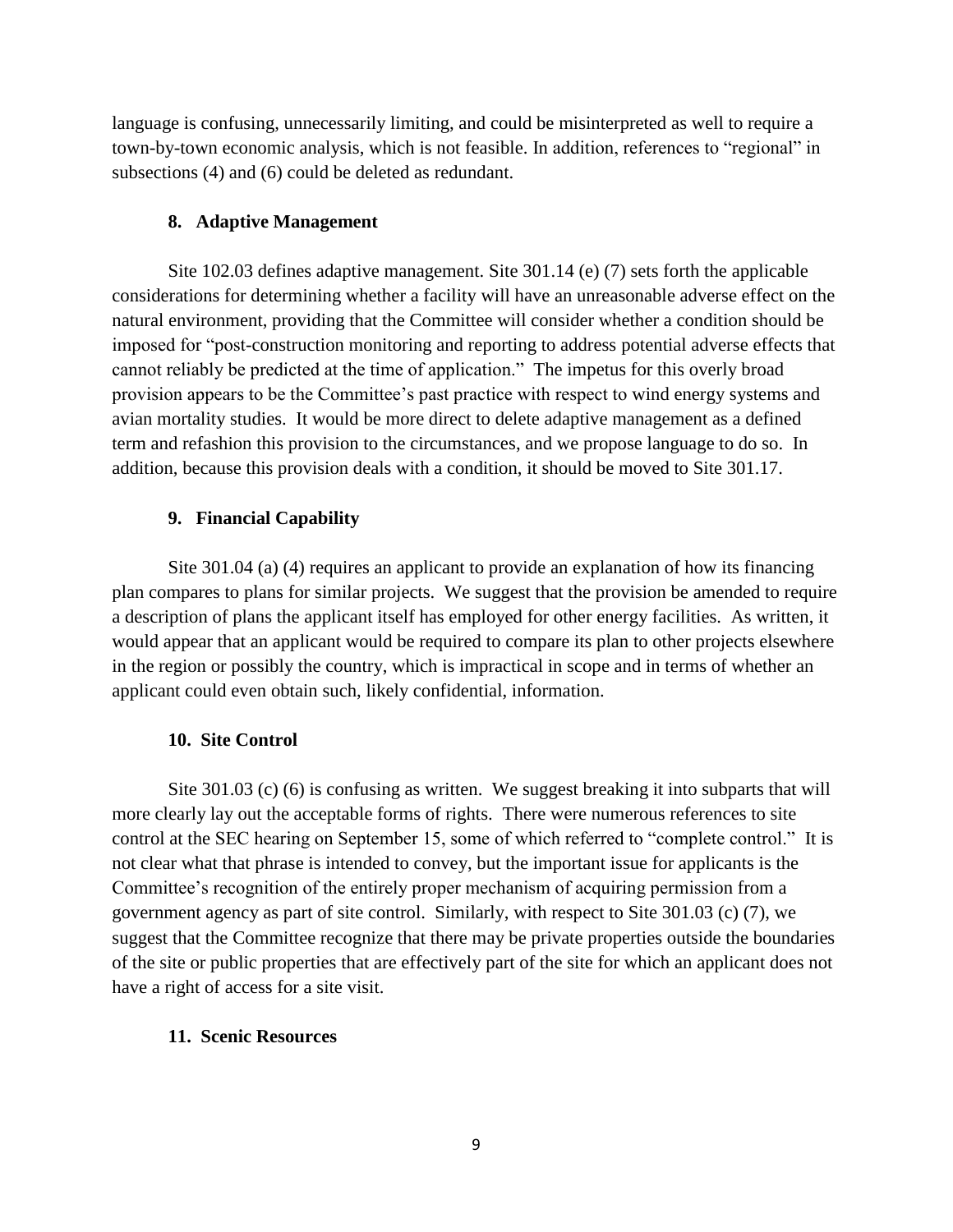language is confusing, unnecessarily limiting, and could be misinterpreted as well to require a town-by-town economic analysis, which is not feasible. In addition, references to "regional" in subsections (4) and (6) could be deleted as redundant.

### 8. Adaptive Management

Site 102.03 defines adaptive management. Site 301.14 (e) (7) sets forth the applicable considerations for determining whether a facility will have an unreasonable adverse effect on the natural environment, providing that the Committee will consider whether a condition should be imposed for "post-construction monitoring and reporting to address potential adverse effects that cannot reliably be predicted at the time of application." The impetus for this overly broad provision appears to be the Committee's past practice with respect to wind energy systems and avian mortality studies. It would be more direct to delete adaptive management as a defined term and refashion this provision to the circumstances, and we propose language to do so. In addition, because this provision deals with a condition, it should be moved to Site 301.17.

### 9. Financial Capability

Site 301.04 (a) (4) requires an applicant to provide an explanation of how its financing plan compares to plans for similar projects. We suggest that the provision be amended to require a description of plans the applicant itself has employed for other energy facilities. As written, it would appear that an applicant would be required to compare its plan to other projects elsewhere in the region or possibly the country, which is impractical in scope and in terms of whether an applicant could even obtain such, likely confidential, information.

### 10. Site Control

Site 301.03 (c) (6) is confusing as written. We suggest breaking it into subparts that will more clearly lay out the acceptable forms of rights. There were numerous references to site control at the SEC hearing on September 15, some of which referred to "complete control." It is not clear what that phrase is intended to convey, but the important issue for applicants is the Committee's recognition of the entirely proper mechanism of acquiring permission from a government agency as part of site control. Similarly, with respect to Site 301.03 (c) (7), we suggest that the Committee recognize that there may be private properties outside the boundaries of the site or public properties that are effectively part of the site for which an applicant does not have a right of access for a site visit.

### 11. Scenic Resources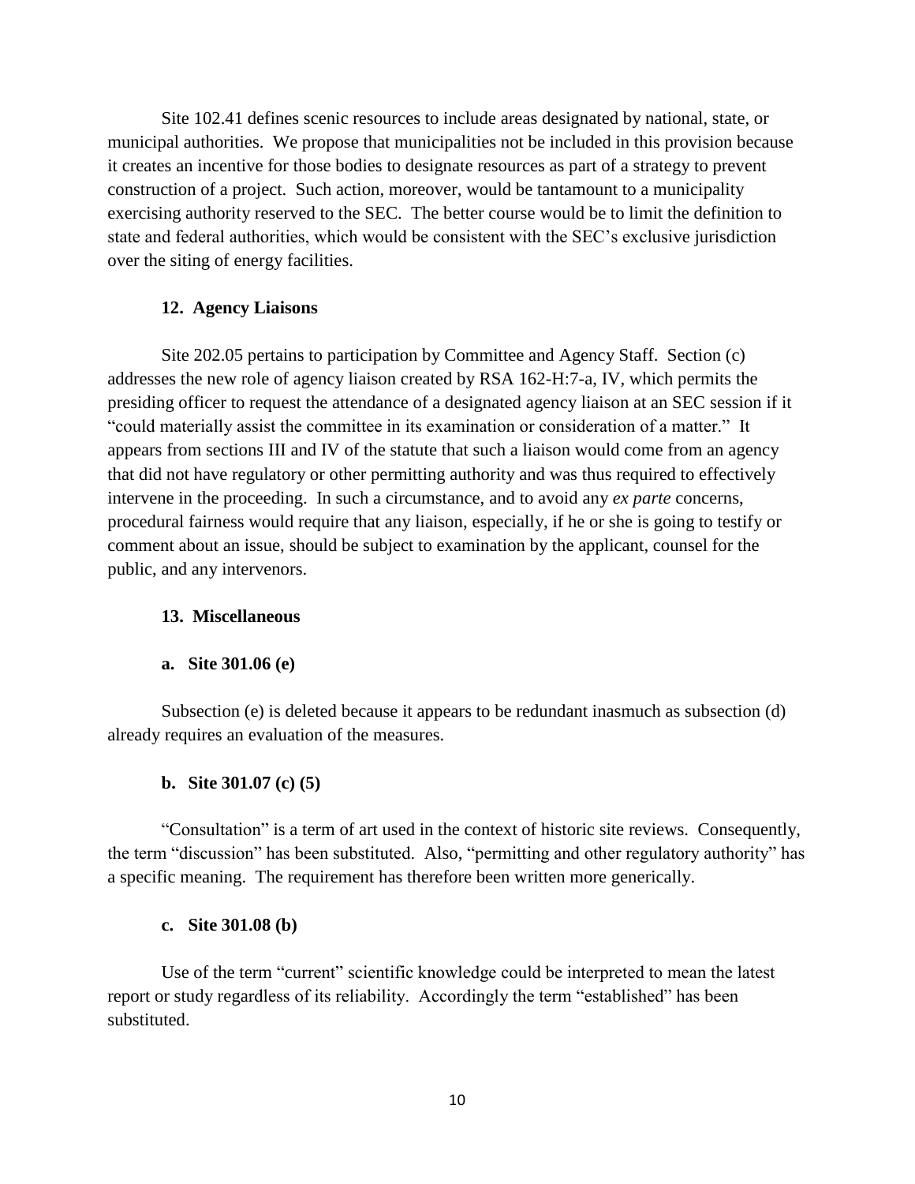Site 102.41 defines scenic resources to include areas designated by national, state, or municipal authorities. We propose that municipalities not be included in this provision because it creates an incentive for those bodies to designate resources as part of a strategy to prevent construction of a project. Such action, moreover, would be tantamount to a municipality exercising authority reserved to the SEC. The better course would be to limit the definition to state and federal authorities, which would be consistent with the SEC's exclusive jurisdiction over the siting of energy facilities.

**12. Agency Liaisons**

Site 202.05 pertains to participation by Committee and Agency Staff. Section (c) addresses the new role of agency liaison created by RSA 162-H:7-a, IV, which permits the presiding officer to request the attendance of a designated agency liaison at an SEC session if it "could materially assist the committee in its examination or consideration of a matter." It appears from sections III and IV of the statute that such a liaison would come from an agency that did not have regulatory or other permitting authority and was thus required to effectively intervene in the proceeding. In such a circumstance, and to avoid any *ex parte* concerns, procedural fairness would require that any liaison, especially, if he or she is going to testify or comment about an issue, should be subject to examination by the applicant, counsel for the public, and any intervenors.

**13. Miscellaneous**

**a. Site 301.06 (e)**

Subsection (e) is deleted because it appears to be redundant inasmuch as subsection (d) already requires an evaluation of the measures.

**b. Site 301.07 (c) (5)**

"Consultation" is a term of art used in the context of historic site reviews. Consequently, the term "discussion" has been substituted. Also, "permitting and other regulatory authority" has a specific meaning. The requirement has therefore been written more generically.

**c. Site 301.08 (b)**

Use of the term "current" scientific knowledge could be interpreted to mean the latest report or study regardless of its reliability. Accordingly the term "established" has been substituted.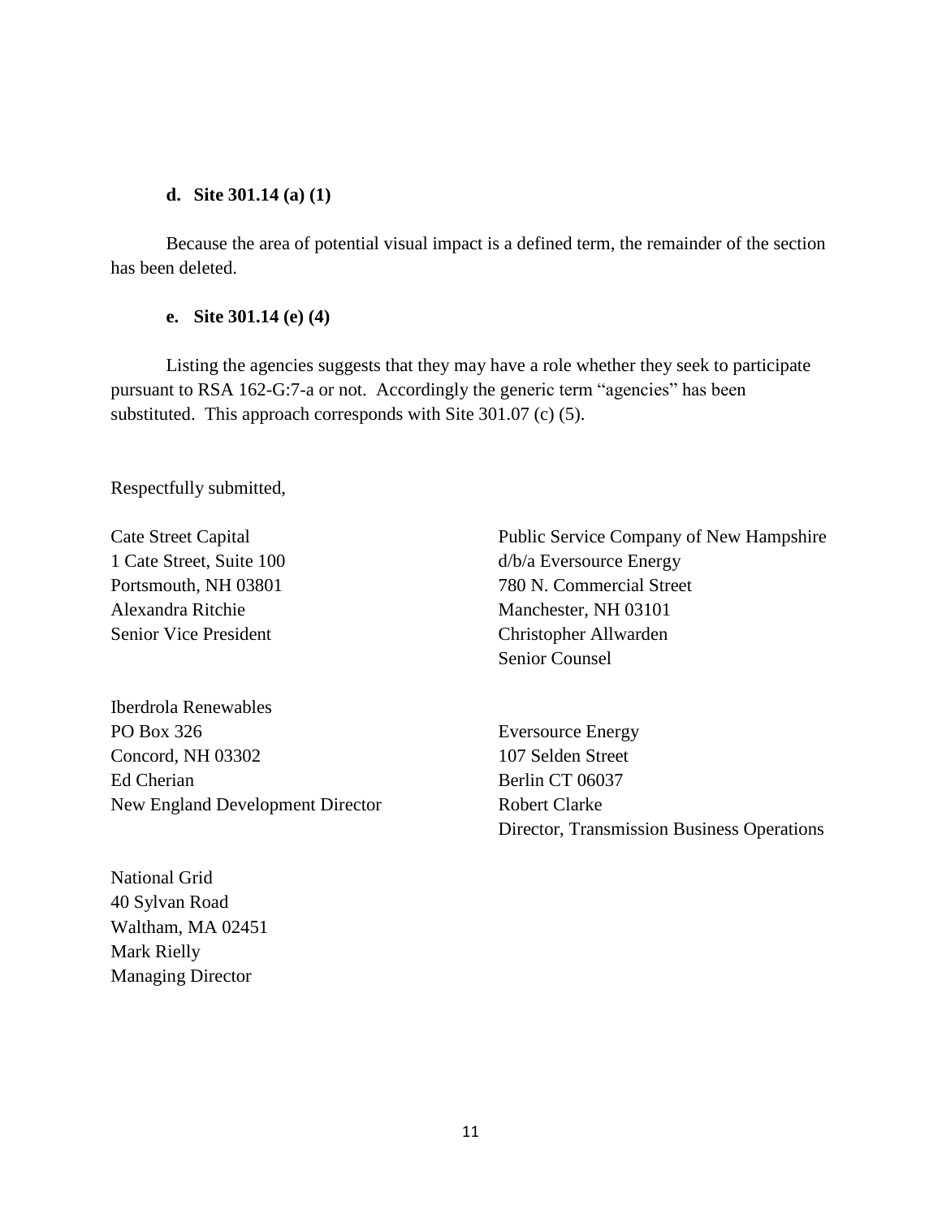**d. Site 301.14 (a) (1)**

Because the area of potential visual impact is a defined term, the remainder of the section has been deleted.

**e. Site 301.14 (e) (4)**

Listing the agencies suggests that they may have a role whether they seek to participate pursuant to RSA 162-G:7-a or not. Accordingly the generic term "agencies" has been substituted. This approach corresponds with Site 301.07 (c) (5).

Respectfully submitted,

Cate Street Capital
1 Cate Street, Suite 100
Portsmouth, NH 03801
Alexandra Ritchie
Senior Vice President

Public Service Company of New Hampshire
d/b/a Eversource Energy
780 N. Commercial Street
Manchester, NH 03101
Christopher Allwarden
Senior Counsel

Iberdrola Renewables
PO Box 326
Concord, NH 03302
Ed Cherian
New England Development Director

Eversource Energy
107 Selden Street
Berlin CT 06037
Robert Clarke
Director, Transmission Business Operations

National Grid
40 Sylvan Road
Waltham, MA 02451
Mark Rielly
Managing Director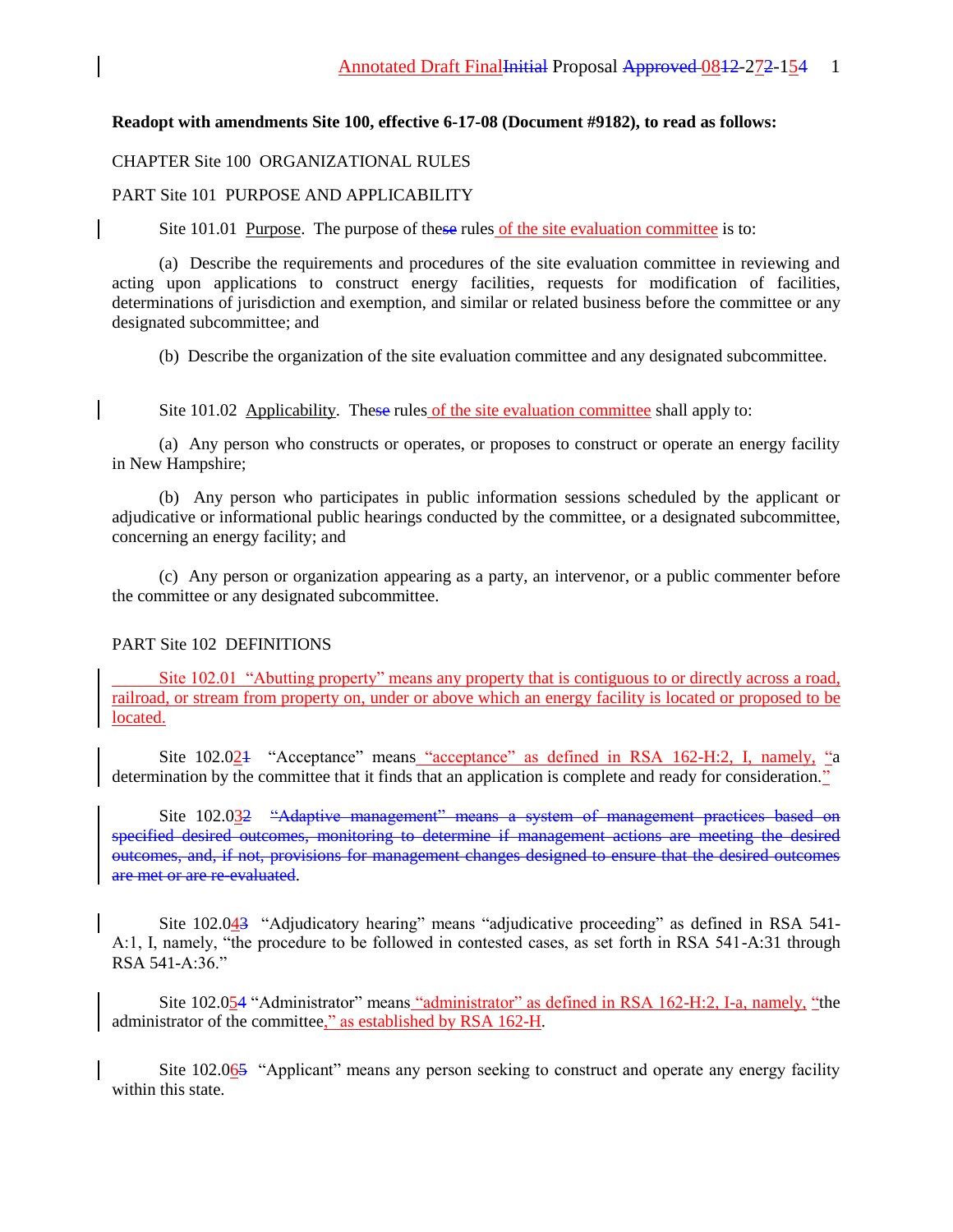**Readopt with amendments Site 100, effective 6-17-08 (Document #9182), to read as follows:**

CHAPTER Site 100 ORGANIZATIONAL RULES

PART Site 101 PURPOSE AND APPLICABILITY

Site 101.01 Purpose. The purpose of these rules of the site evaluation committee is to:

(a) Describe the requirements and procedures of the site evaluation committee in reviewing and acting upon applications to construct energy facilities, requests for modification of facilities, determinations of jurisdiction and exemption, and similar or related business before the committee or any designated subcommittee; and

(b) Describe the organization of the site evaluation committee and any designated subcommittee.

Site 101.02 Applicability. These rules of the site evaluation committee shall apply to:

(a) Any person who constructs or operates, or proposes to construct or operate an energy facility in New Hampshire;

(b) Any person who participates in public information sessions scheduled by the applicant or adjudicative or informational public hearings conducted by the committee, or a designated subcommittee, concerning an energy facility; and

(c) Any person or organization appearing as a party, an intervenor, or a public commenter before the committee or any designated subcommittee.

PART Site 102 DEFINITIONS

Site 102.01 "Abutting property" means any property that is contiguous to or directly across a road, railroad, or stream from property on, under or above which an energy facility is located or proposed to be located.

Site 102.021 "Acceptance" means "acceptance" as defined in RSA 162-H:2, I, namely, "a determination by the committee that it finds that an application is complete and ready for consideration."

Site 102.032 "Adaptive management" means a system of management practices based on specified desired outcomes, monitoring to determine if management actions are meeting the desired outcomes, and, if not, provisions for management changes designed to ensure that the desired outcomes are met or are re-evaluated.

Site 102.043 "Adjudicatory hearing" means "adjudicative proceeding" as defined in RSA 541-A:1, I, namely, "the procedure to be followed in contested cases, as set forth in RSA 541-A:31 through RSA 541-A:36."

Site 102.054 "Administrator" means "administrator" as defined in RSA 162-H:2, I-a, namely, "the administrator of the committee," as established by RSA 162-H.

Site 102.065 "Applicant" means any person seeking to construct and operate any energy facility within this state.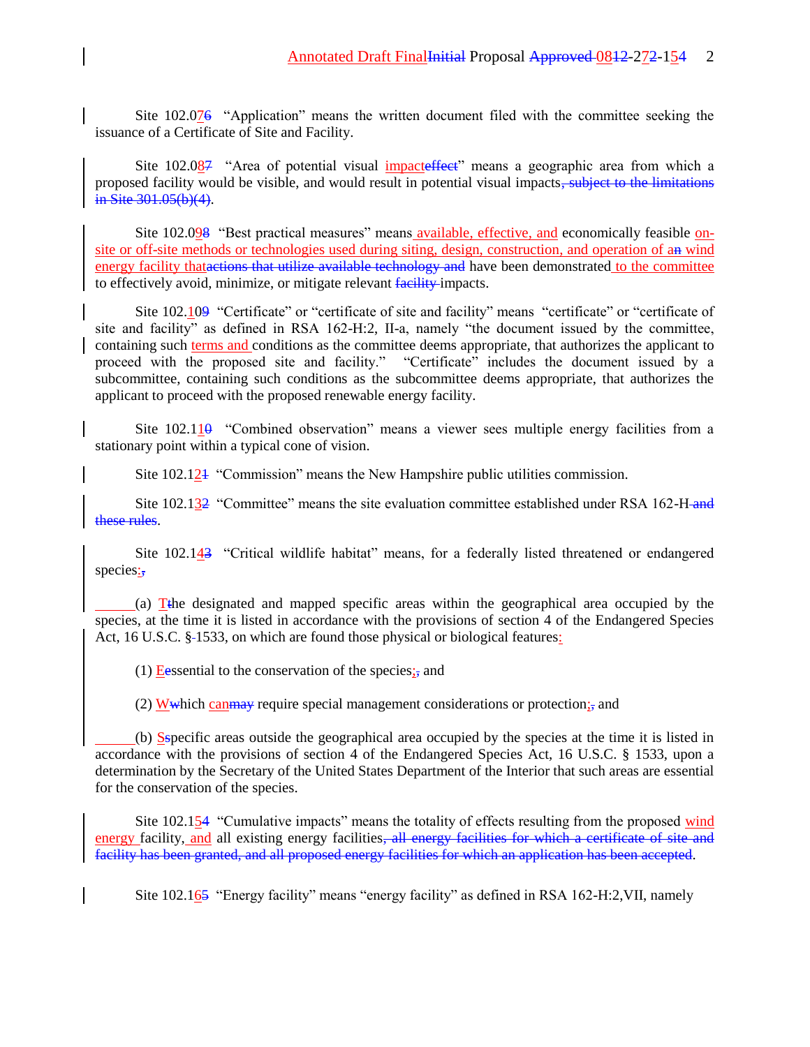Site 102.0<u>7</u>~~6~~ "Application" means the written document filed with the committee seeking the issuance of a Certificate of Site and Facility.

Site 102.0<u>8</u>~~7~~ "Area of potential visual <u>impact</u>~~effect~~" means a geographic area from which a proposed facility would be visible, and would result in potential visual impacts~~, subject to the limitations in Site 301.05(b)(4)~~.

Site 102.0<u>9</u>~~8~~ "Best practical measures" means<u> available, effective, and</u> economically feasible <u>on-site or off-site methods or technologies used during siting, design, construction, and operation of a</u>~~n~~ <u>wind energy facility that</u>~~actions that utilize available technology and~~ have been demonstrated<u> to the committee</u> to effectively avoid, minimize, or mitigate relevant ~~facility~~ impacts.

Site 102.<u>1</u>0~~9~~ "Certificate" or "certificate of site and facility" means "certificate" or "certificate of site and facility" as defined in RSA 162-H:2, II-a, namely "the document issued by the committee, containing such <u>terms and </u>conditions as the committee deems appropriate, that authorizes the applicant to proceed with the proposed site and facility." "Certificate" includes the document issued by a subcommittee, containing such conditions as the subcommittee deems appropriate, that authorizes the applicant to proceed with the proposed renewable energy facility.

Site 102.1<u>1</u>~~0~~ "Combined observation" means a viewer sees multiple energy facilities from a stationary point within a typical cone of vision.

Site 102.1<u>2</u>~~1~~ "Commission" means the New Hampshire public utilities commission.

Site 102.1<u>3</u>~~2~~ "Committee" means the site evaluation committee established under RSA 162-H~~ and these rules~~.

Site 102.1<u>4</u>~~3~~ "Critical wildlife habitat" means, for a federally listed threatened or endangered species<u>:</u>~~,~~

(a) <u>T</u>~~t~~he designated and mapped specific areas within the geographical area occupied by the species, at the time it is listed in accordance with the provisions of section 4 of the Endangered Species Act, 16 U.S.C. §~~ ~~1533, on which are found those physical or biological features<u>:</u>

(1) <u>E</u>~~e~~ssential to the conservation of the species<u>;</u>~~,~~ and

(2) <u>W</u>~~w~~hich <u>can</u>~~may~~ require special management considerations or protection<u>;</u>~~,~~ and

(b) <u>S</u>~~s~~pecific areas outside the geographical area occupied by the species at the time it is listed in accordance with the provisions of section 4 of the Endangered Species Act, 16 U.S.C. § 1533, upon a determination by the Secretary of the United States Department of the Interior that such areas are essential for the conservation of the species.

Site 102.1<u>5</u>~~4~~ "Cumulative impacts" means the totality of effects resulting from the proposed <u>wind energy </u>facility,<u> and</u> all existing energy facilities~~, all energy facilities for which a certificate of site and facility has been granted, and all proposed energy facilities for which an application has been accepted~~.

Site 102.1<u>6</u>~~5~~ "Energy facility" means "energy facility" as defined in RSA 162-H:2,VII, namely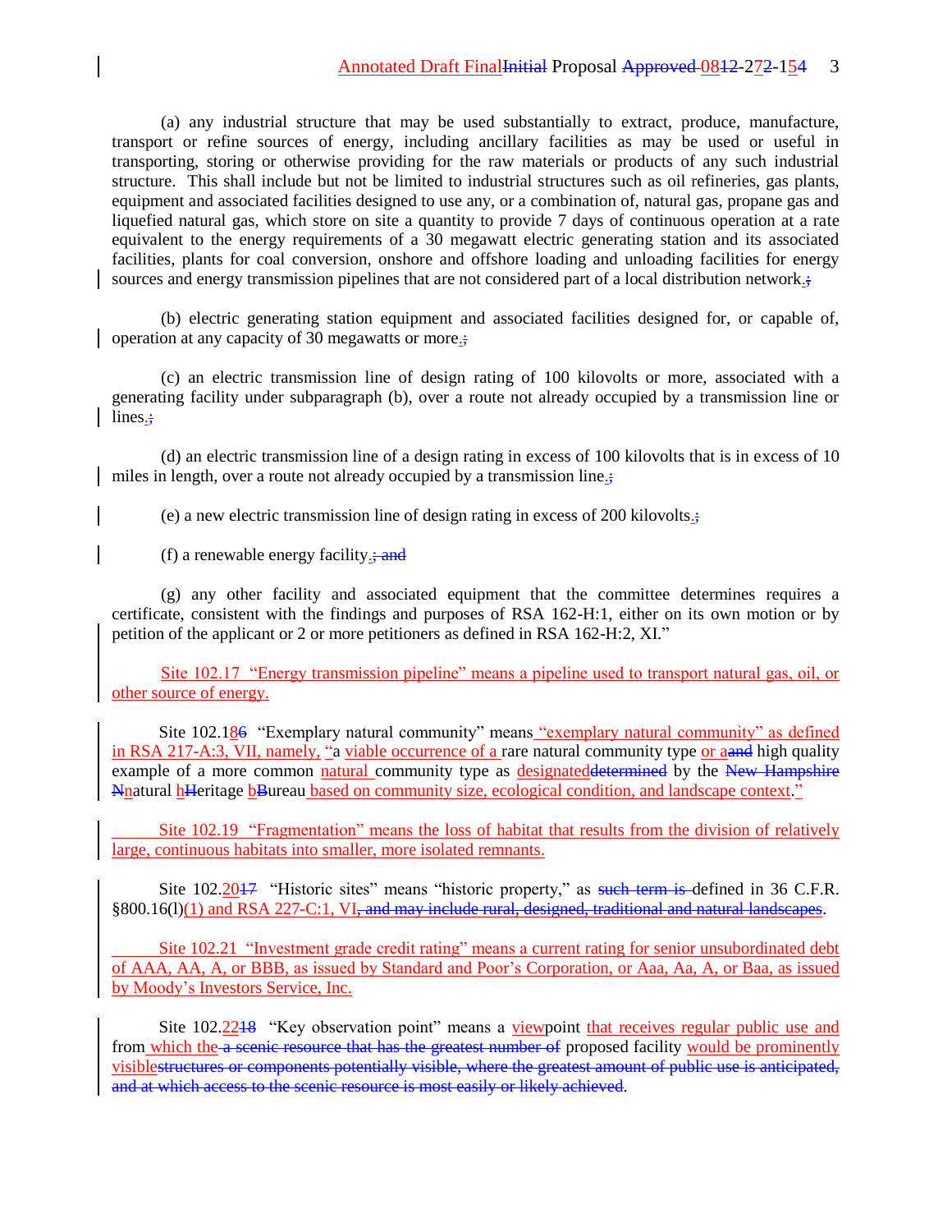(a) any industrial structure that may be used substantially to extract, produce, manufacture, transport or refine sources of energy, including ancillary facilities as may be used or useful in transporting, storing or otherwise providing for the raw materials or products of any such industrial structure. This shall include but not be limited to industrial structures such as oil refineries, gas plants, equipment and associated facilities designed to use any, or a combination of, natural gas, propane gas and liquefied natural gas, which store on site a quantity to provide 7 days of continuous operation at a rate equivalent to the energy requirements of a 30 megawatt electric generating station and its associated facilities, plants for coal conversion, onshore and offshore loading and unloading facilities for energy sources and energy transmission pipelines that are not considered part of a local distribution network.;

(b) electric generating station equipment and associated facilities designed for, or capable of, operation at any capacity of 30 megawatts or more.;

(c) an electric transmission line of design rating of 100 kilovolts or more, associated with a generating facility under subparagraph (b), over a route not already occupied by a transmission line or lines.;

(d) an electric transmission line of a design rating in excess of 100 kilovolts that is in excess of 10 miles in length, over a route not already occupied by a transmission line.;

(e) a new electric transmission line of design rating in excess of 200 kilovolts.;

(f) a renewable energy facility.; and

(g) any other facility and associated equipment that the committee determines requires a certificate, consistent with the findings and purposes of RSA 162-H:1, either on its own motion or by petition of the applicant or 2 or more petitioners as defined in RSA 162-H:2, XI."

Site 102.17 "Energy transmission pipeline" means a pipeline used to transport natural gas, oil, or other source of energy.

Site 102.186 "Exemplary natural community" means "exemplary natural community" as defined in RSA 217-A:3, VII, namely, "a viable occurrence of a rare natural community type or aand high quality example of a more common natural community type as designateddetermined by the New Hampshire Nnatural hHeritage bBureau based on community size, ecological condition, and landscape context."

Site 102.19 "Fragmentation" means the loss of habitat that results from the division of relatively large, continuous habitats into smaller, more isolated remnants.

Site 102.2017 "Historic sites" means "historic property," as such term is defined in 36 C.F.R. §800.16(l)(1) and RSA 227-C:1, VI, and may include rural, designed, traditional and natural landscapes.

Site 102.21 "Investment grade credit rating" means a current rating for senior unsubordinated debt of AAA, AA, A, or BBB, as issued by Standard and Poor's Corporation, or Aaa, Aa, A, or Baa, as issued by Moody's Investors Service, Inc.

Site 102.2218 "Key observation point" means a viewpoint that receives regular public use and from which the a scenic resource that has the greatest number of proposed facility would be prominently visiblestructures or components potentially visible, where the greatest amount of public use is anticipated, and at which access to the scenic resource is most easily or likely achieved.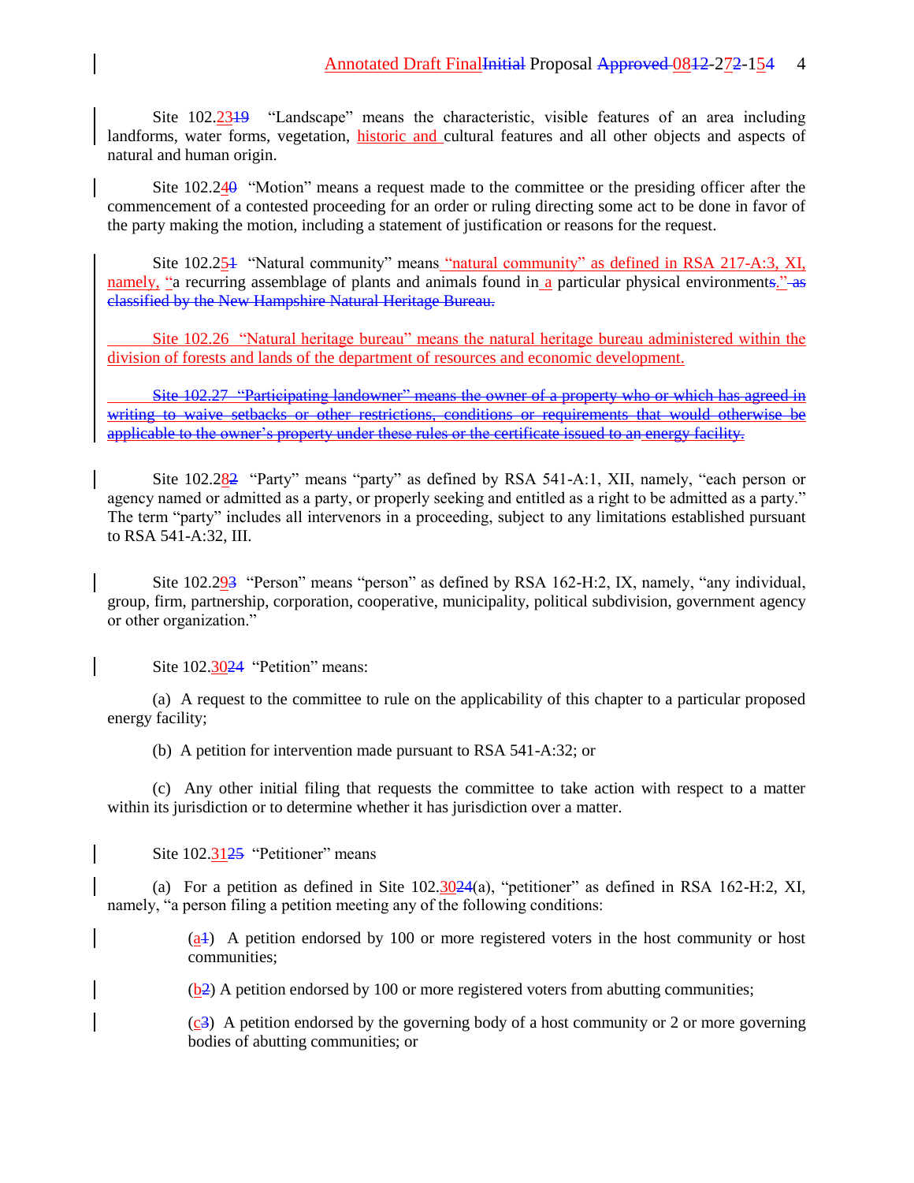Site 102.2319 "Landscape" means the characteristic, visible features of an area including landforms, water forms, vegetation, historic and cultural features and all other objects and aspects of natural and human origin.

Site 102.240 "Motion" means a request made to the committee or the presiding officer after the commencement of a contested proceeding for an order or ruling directing some act to be done in favor of the party making the motion, including a statement of justification or reasons for the request.

Site 102.251 "Natural community" means "natural community" as defined in RSA 217-A:3, XI, namely, "a recurring assemblage of plants and animals found in a particular physical environments." as classified by the New Hampshire Natural Heritage Bureau.

Site 102.26 "Natural heritage bureau" means the natural heritage bureau administered within the division of forests and lands of the department of resources and economic development.

~~Site 102.27 "Participating landowner" means the owner of a property who or which has agreed in writing to waive setbacks or other restrictions, conditions or requirements that would otherwise be applicable to the owner's property under these rules or the certificate issued to an energy facility.~~

Site 102.282 "Party" means "party" as defined by RSA 541-A:1, XII, namely, "each person or agency named or admitted as a party, or properly seeking and entitled as a right to be admitted as a party." The term "party" includes all intervenors in a proceeding, subject to any limitations established pursuant to RSA 541-A:32, III.

Site 102.293 "Person" means "person" as defined by RSA 162-H:2, IX, namely, "any individual, group, firm, partnership, corporation, cooperative, municipality, political subdivision, government agency or other organization."

Site 102.3024 "Petition" means:

(a) A request to the committee to rule on the applicability of this chapter to a particular proposed energy facility;

(b) A petition for intervention made pursuant to RSA 541-A:32; or

(c) Any other initial filing that requests the committee to take action with respect to a matter within its jurisdiction or to determine whether it has jurisdiction over a matter.

Site 102.3125 "Petitioner" means

(a) For a petition as defined in Site 102.3024(a), "petitioner" as defined in RSA 162-H:2, XI, namely, "a person filing a petition meeting any of the following conditions:

(a1) A petition endorsed by 100 or more registered voters in the host community or host communities;

(b2) A petition endorsed by 100 or more registered voters from abutting communities;

(c3) A petition endorsed by the governing body of a host community or 2 or more governing bodies of abutting communities; or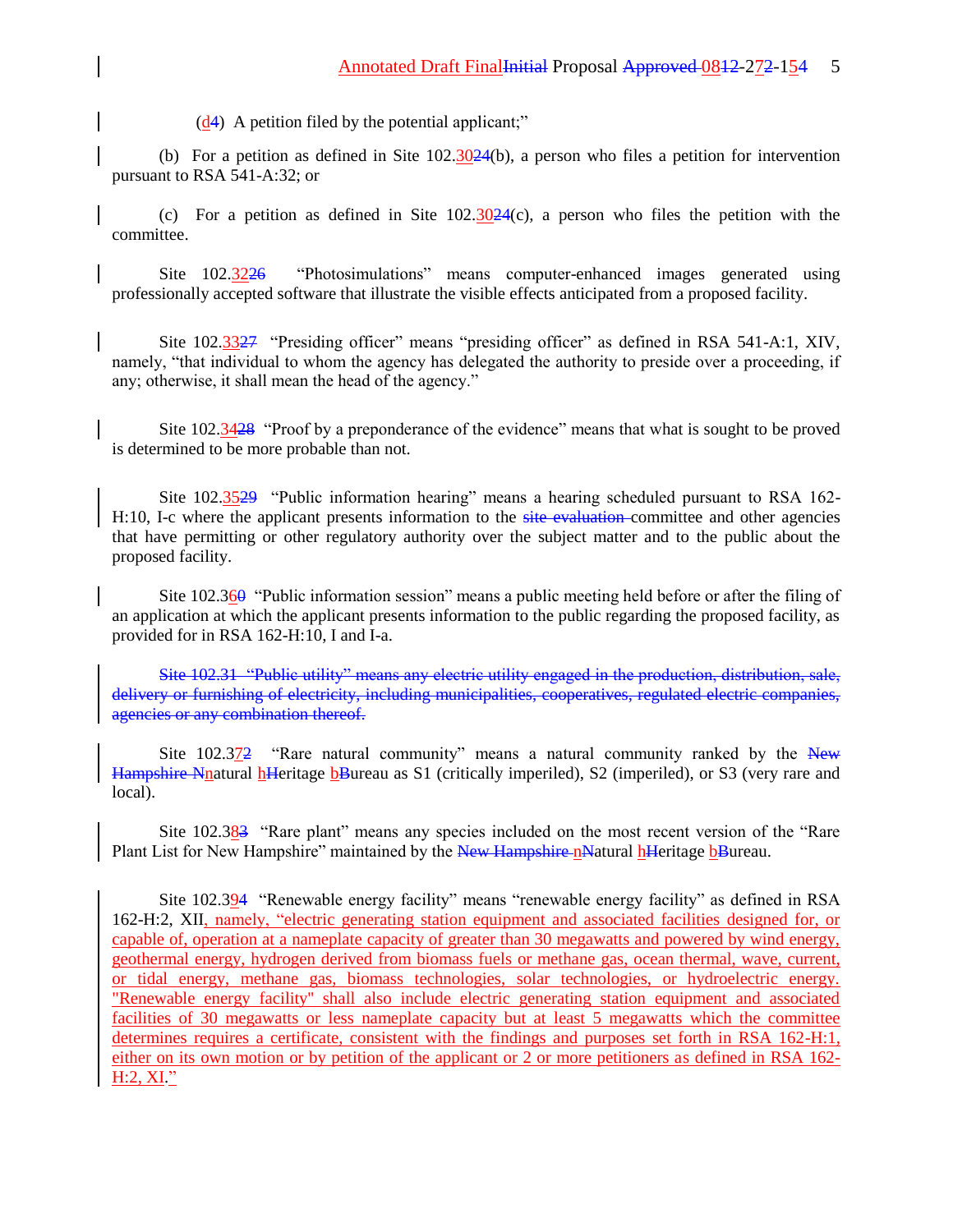(d~~4~~) A petition filed by the potential applicant;"

(b) For a petition as defined in Site 102.30~~24~~(b), a person who files a petition for intervention pursuant to RSA 541-A:32; or

(c) For a petition as defined in Site 102.30~~24~~(c), a person who files the petition with the committee.

Site 102.32~~26~~ "Photosimulations" means computer-enhanced images generated using professionally accepted software that illustrate the visible effects anticipated from a proposed facility.

Site 102.33~~27~~ "Presiding officer" means "presiding officer" as defined in RSA 541-A:1, XIV, namely, "that individual to whom the agency has delegated the authority to preside over a proceeding, if any; otherwise, it shall mean the head of the agency."

Site 102.34~~28~~ "Proof by a preponderance of the evidence" means that what is sought to be proved is determined to be more probable than not.

Site 102.35~~29~~ "Public information hearing" means a hearing scheduled pursuant to RSA 162-H:10, I-c where the applicant presents information to the ~~site evaluation~~ committee and other agencies that have permitting or other regulatory authority over the subject matter and to the public about the proposed facility.

Site 102.36~~0~~ "Public information session" means a public meeting held before or after the filing of an application at which the applicant presents information to the public regarding the proposed facility, as provided for in RSA 162-H:10, I and I-a.

~~Site 102.31 "Public utility" means any electric utility engaged in the production, distribution, sale, delivery or furnishing of electricity, including municipalities, cooperatives, regulated electric companies, agencies or any combination thereof.~~

Site 102.37~~2~~ "Rare natural community" means a natural community ranked by the ~~New Hampshire N~~natural h~~H~~eritage b~~B~~ureau as S1 (critically imperiled), S2 (imperiled), or S3 (very rare and local).

Site 102.38~~3~~ "Rare plant" means any species included on the most recent version of the "Rare Plant List for New Hampshire" maintained by the ~~New Hampshire~~ n~~N~~atural h~~H~~eritage b~~B~~ureau.

Site 102.39~~4~~ "Renewable energy facility" means "renewable energy facility" as defined in RSA 162-H:2, XII, namely, "electric generating station equipment and associated facilities designed for, or capable of, operation at a nameplate capacity of greater than 30 megawatts and powered by wind energy, geothermal energy, hydrogen derived from biomass fuels or methane gas, ocean thermal, wave, current, or tidal energy, methane gas, biomass technologies, solar technologies, or hydroelectric energy. "Renewable energy facility" shall also include electric generating station equipment and associated facilities of 30 megawatts or less nameplate capacity but at least 5 megawatts which the committee determines requires a certificate, consistent with the findings and purposes set forth in RSA 162-H:1, either on its own motion or by petition of the applicant or 2 or more petitioners as defined in RSA 162-H:2, XI."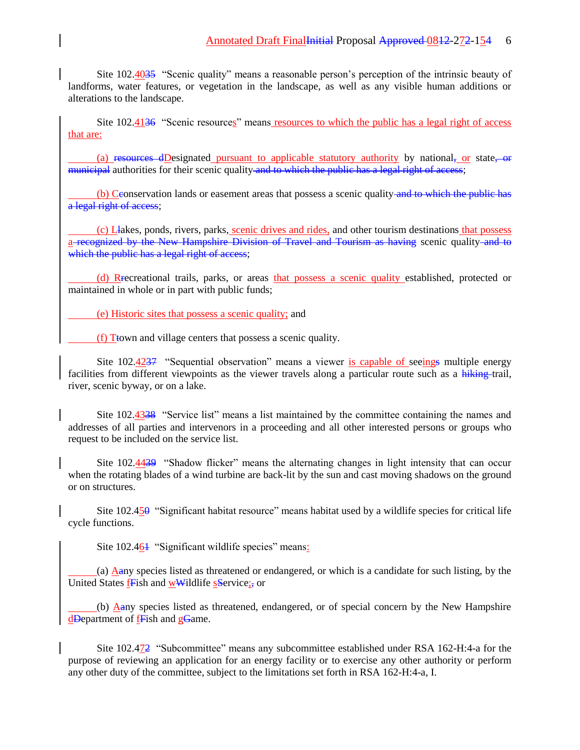Site 102.4035 "Scenic quality" means a reasonable person's perception of the intrinsic beauty of landforms, water features, or vegetation in the landscape, as well as any visible human additions or alterations to the landscape.

Site 102.4136 "Scenic resources" means resources to which the public has a legal right of access that are:

(a) ~~resources d~~Designated pursuant to applicable statutory authority by national~~,~~ or state~~, or municipal~~ authorities for their scenic quality ~~and to which the public has a legal right of access~~;

(b) Cconservation lands or easement areas that possess a scenic quality ~~and to which the public has a legal right of access~~;

(c) Llakes, ponds, rivers, parks, scenic drives and rides, and other tourism destinations that possess a ~~recognized by the New Hampshire Division of Travel and Tourism as having~~ scenic quality ~~and to which the public has a legal right of access~~;

(d) Rrecreational trails, parks, or areas that possess a scenic quality established, protected or maintained in whole or in part with public funds;

(e) Historic sites that possess a scenic quality; and

(f) Ttown and village centers that possess a scenic quality.

Site 102.4237 "Sequential observation" means a viewer is capable of seeings multiple energy facilities from different viewpoints as the viewer travels along a particular route such as a ~~hiking~~ trail, river, scenic byway, or on a lake.

Site 102.4338 "Service list" means a list maintained by the committee containing the names and addresses of all parties and intervenors in a proceeding and all other interested persons or groups who request to be included on the service list.

Site 102.4439 "Shadow flicker" means the alternating changes in light intensity that can occur when the rotating blades of a wind turbine are back-lit by the sun and cast moving shadows on the ground or on structures.

Site 102.450 "Significant habitat resource" means habitat used by a wildlife species for critical life cycle functions.

Site 102.461 "Significant wildlife species" means:

(a) Aany species listed as threatened or endangered, or which is a candidate for such listing, by the United States fFish and wWildlife sService;~~,~~ or

(b) Aany species listed as threatened, endangered, or of special concern by the New Hampshire dDepartment of fFish and gGame.

Site 102.472 "Subcommittee" means any subcommittee established under RSA 162-H:4-a for the purpose of reviewing an application for an energy facility or to exercise any other authority or perform any other duty of the committee, subject to the limitations set forth in RSA 162-H:4-a, I.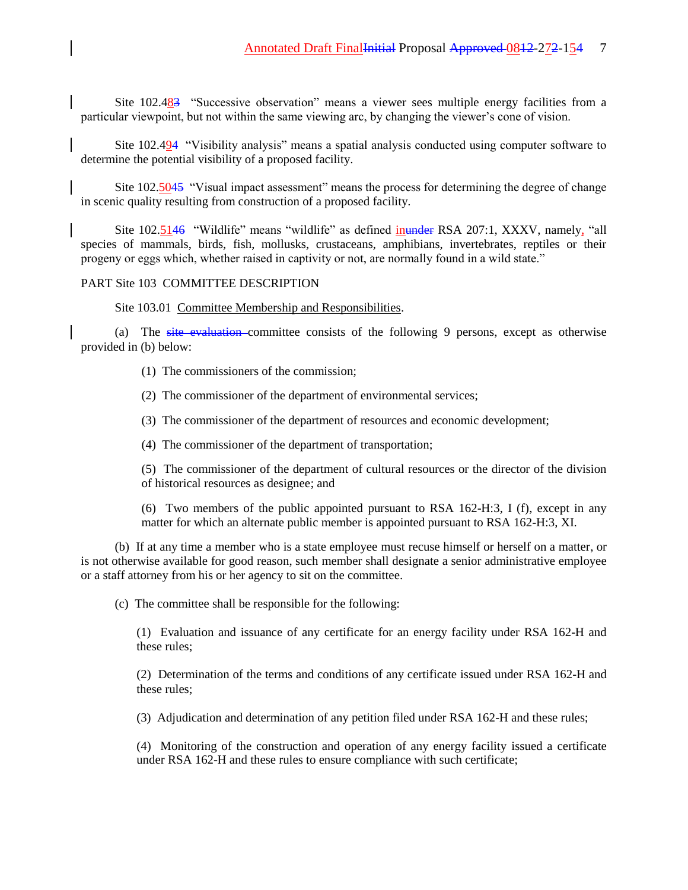Site 102.483  "Successive observation" means a viewer sees multiple energy facilities from a particular viewpoint, but not within the same viewing arc, by changing the viewer's cone of vision.

Site 102.494  "Visibility analysis" means a spatial analysis conducted using computer software to determine the potential visibility of a proposed facility.

Site 102.5045  "Visual impact assessment" means the process for determining the degree of change in scenic quality resulting from construction of a proposed facility.

Site 102.5146  "Wildlife" means "wildlife" as defined inunder RSA 207:1, XXXV, namely, "all species of mammals, birds, fish, mollusks, crustaceans, amphibians, invertebrates, reptiles or their progeny or eggs which, whether raised in captivity or not, are normally found in a wild state."

PART Site 103  COMMITTEE DESCRIPTION

Site 103.01  Committee Membership and Responsibilities.

(a)  The ~~site evaluation~~ committee consists of the following 9 persons, except as otherwise provided in (b) below:

(1)  The commissioners of the commission;

(2)  The commissioner of the department of environmental services;

(3)  The commissioner of the department of resources and economic development;

(4)  The commissioner of the department of transportation;

(5)  The commissioner of the department of cultural resources or the director of the division of historical resources as designee; and

(6)  Two members of the public appointed pursuant to RSA 162-H:3, I (f), except in any matter for which an alternate public member is appointed pursuant to RSA 162-H:3, XI.

(b)  If at any time a member who is a state employee must recuse himself or herself on a matter, or is not otherwise available for good reason, such member shall designate a senior administrative employee or a staff attorney from his or her agency to sit on the committee.

(c)  The committee shall be responsible for the following:

(1)  Evaluation and issuance of any certificate for an energy facility under RSA 162-H and these rules;

(2)  Determination of the terms and conditions of any certificate issued under RSA 162-H and these rules;

(3)  Adjudication and determination of any petition filed under RSA 162-H and these rules;

(4)  Monitoring of the construction and operation of any energy facility issued a certificate under RSA 162-H and these rules to ensure compliance with such certificate;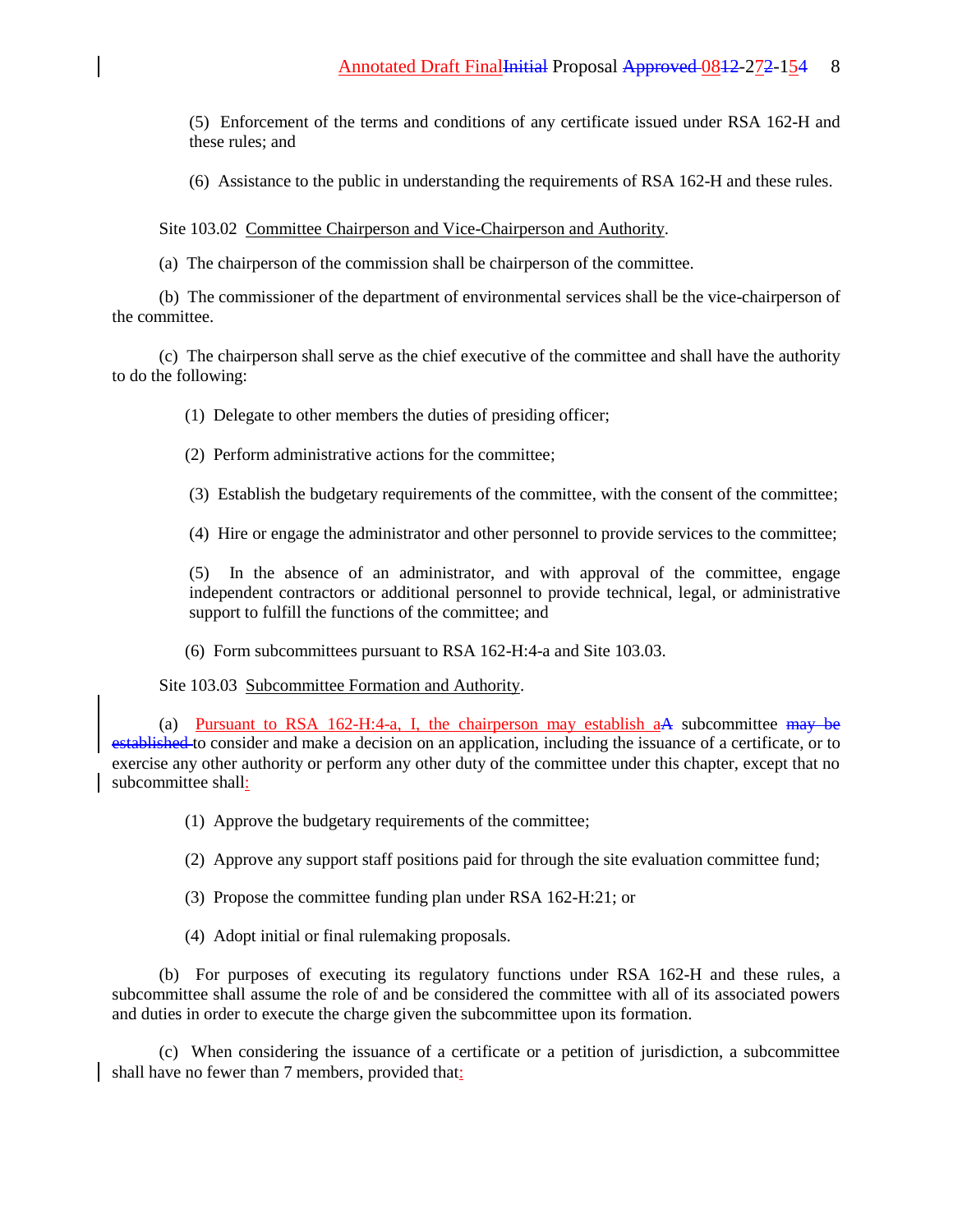(5) Enforcement of the terms and conditions of any certificate issued under RSA 162-H and these rules; and

(6) Assistance to the public in understanding the requirements of RSA 162-H and these rules.

Site 103.02 Committee Chairperson and Vice-Chairperson and Authority.

(a) The chairperson of the commission shall be chairperson of the committee.

(b) The commissioner of the department of environmental services shall be the vice-chairperson of the committee.

(c) The chairperson shall serve as the chief executive of the committee and shall have the authority to do the following:

(1) Delegate to other members the duties of presiding officer;

(2) Perform administrative actions for the committee;

(3) Establish the budgetary requirements of the committee, with the consent of the committee;

(4) Hire or engage the administrator and other personnel to provide services to the committee;

(5) In the absence of an administrator, and with approval of the committee, engage independent contractors or additional personnel to provide technical, legal, or administrative support to fulfill the functions of the committee; and

(6) Form subcommittees pursuant to RSA 162-H:4-a and Site 103.03.

Site 103.03 Subcommittee Formation and Authority.

(a) Pursuant to RSA 162-H:4-a, I, the chairperson may establish aA subcommittee ~~may be established~~ to consider and make a decision on an application, including the issuance of a certificate, or to exercise any other authority or perform any other duty of the committee under this chapter, except that no subcommittee shall:

(1) Approve the budgetary requirements of the committee;

(2) Approve any support staff positions paid for through the site evaluation committee fund;

(3) Propose the committee funding plan under RSA 162-H:21; or

(4) Adopt initial or final rulemaking proposals.

(b) For purposes of executing its regulatory functions under RSA 162-H and these rules, a subcommittee shall assume the role of and be considered the committee with all of its associated powers and duties in order to execute the charge given the subcommittee upon its formation.

(c) When considering the issuance of a certificate or a petition of jurisdiction, a subcommittee shall have no fewer than 7 members, provided that: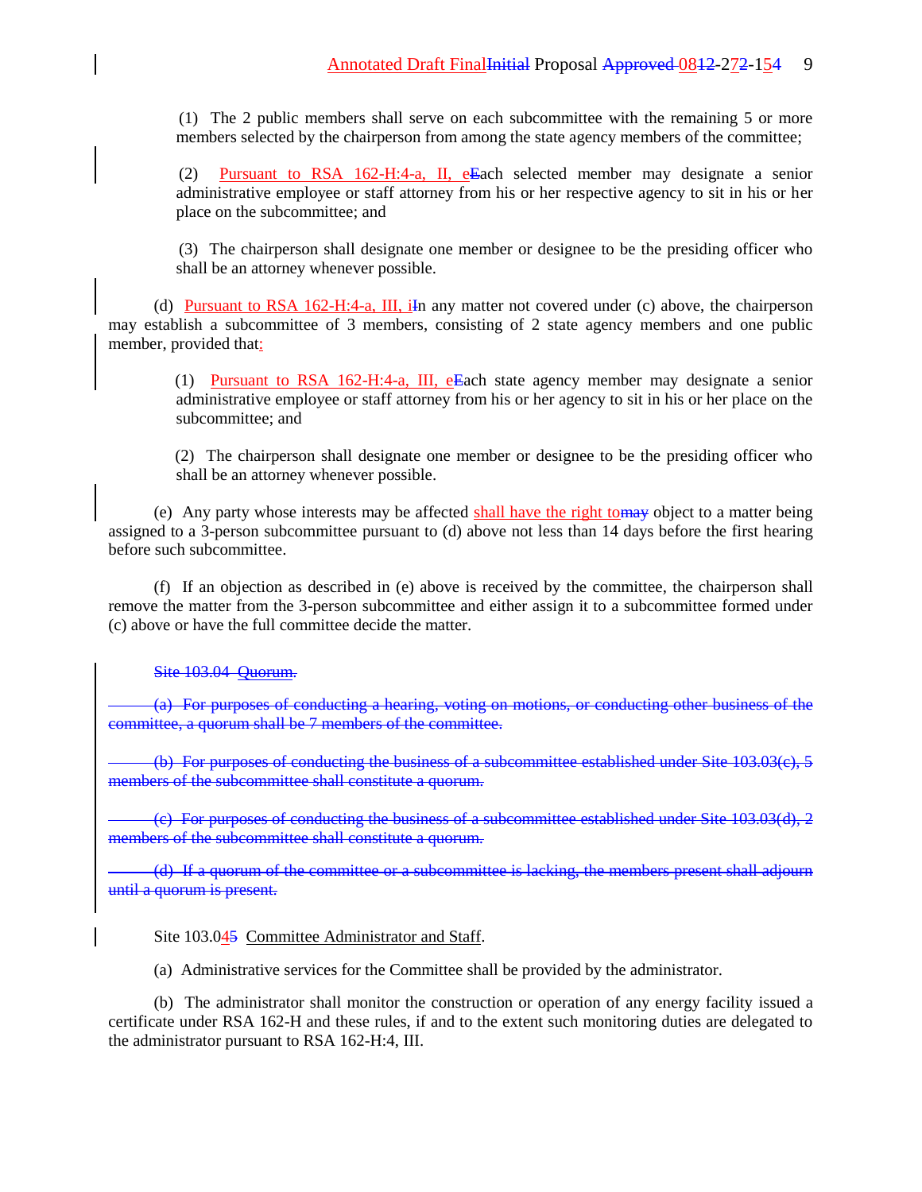(1) The 2 public members shall serve on each subcommittee with the remaining 5 or more members selected by the chairperson from among the state agency members of the committee;

(2) Pursuant to RSA 162-H:4-a, II, eEach selected member may designate a senior administrative employee or staff attorney from his or her respective agency to sit in his or her place on the subcommittee; and

(3) The chairperson shall designate one member or designee to be the presiding officer who shall be an attorney whenever possible.

(d) Pursuant to RSA 162-H:4-a, III, iIn any matter not covered under (c) above, the chairperson may establish a subcommittee of 3 members, consisting of 2 state agency members and one public member, provided that:

(1) Pursuant to RSA 162-H:4-a, III, eEach state agency member may designate a senior administrative employee or staff attorney from his or her agency to sit in his or her place on the subcommittee; and

(2) The chairperson shall designate one member or designee to be the presiding officer who shall be an attorney whenever possible.

(e) Any party whose interests may be affected shall have the right tomay object to a matter being assigned to a 3-person subcommittee pursuant to (d) above not less than 14 days before the first hearing before such subcommittee.

(f) If an objection as described in (e) above is received by the committee, the chairperson shall remove the matter from the 3-person subcommittee and either assign it to a subcommittee formed under (c) above or have the full committee decide the matter.

~~Site 103.04 Quorum.~~

~~(a) For purposes of conducting a hearing, voting on motions, or conducting other business of the committee, a quorum shall be 7 members of the committee.~~

~~(b) For purposes of conducting the business of a subcommittee established under Site 103.03(c), 5 members of the subcommittee shall constitute a quorum.~~

~~(c) For purposes of conducting the business of a subcommittee established under Site 103.03(d), 2 members of the subcommittee shall constitute a quorum.~~

~~(d) If a quorum of the committee or a subcommittee is lacking, the members present shall adjourn until a quorum is present.~~

Site 103.045 Committee Administrator and Staff.

(a) Administrative services for the Committee shall be provided by the administrator.

(b) The administrator shall monitor the construction or operation of any energy facility issued a certificate under RSA 162-H and these rules, if and to the extent such monitoring duties are delegated to the administrator pursuant to RSA 162-H:4, III.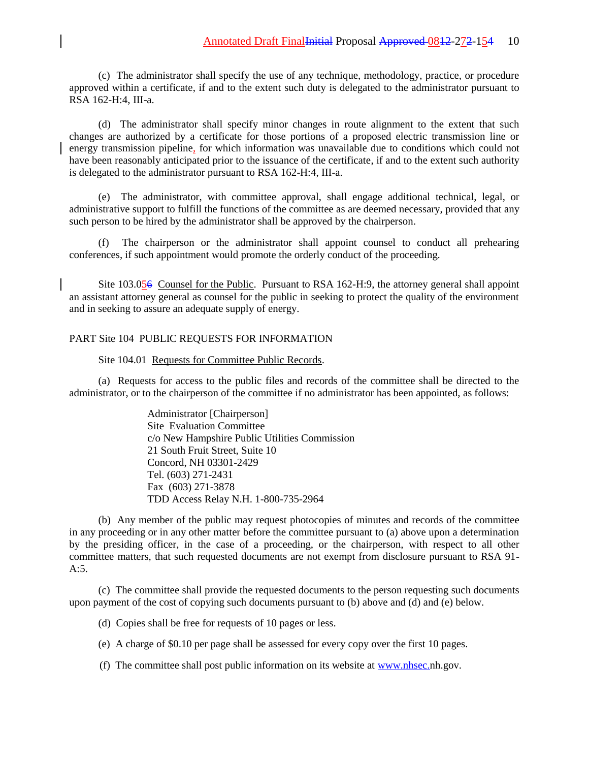(c) The administrator shall specify the use of any technique, methodology, practice, or procedure approved within a certificate, if and to the extent such duty is delegated to the administrator pursuant to RSA 162-H:4, III-a.

(d) The administrator shall specify minor changes in route alignment to the extent that such changes are authorized by a certificate for those portions of a proposed electric transmission line or energy transmission pipeline, for which information was unavailable due to conditions which could not have been reasonably anticipated prior to the issuance of the certificate, if and to the extent such authority is delegated to the administrator pursuant to RSA 162-H:4, III-a.

(e) The administrator, with committee approval, shall engage additional technical, legal, or administrative support to fulfill the functions of the committee as are deemed necessary, provided that any such person to be hired by the administrator shall be approved by the chairperson.

(f) The chairperson or the administrator shall appoint counsel to conduct all prehearing conferences, if such appointment would promote the orderly conduct of the proceeding.

Site 103.0~~5~~6 Counsel for the Public. Pursuant to RSA 162-H:9, the attorney general shall appoint an assistant attorney general as counsel for the public in seeking to protect the quality of the environment and in seeking to assure an adequate supply of energy.

PART Site 104 PUBLIC REQUESTS FOR INFORMATION

Site 104.01 Requests for Committee Public Records.

(a) Requests for access to the public files and records of the committee shall be directed to the administrator, or to the chairperson of the committee if no administrator has been appointed, as follows:

> Administrator [Chairperson]
> Site Evaluation Committee
> c/o New Hampshire Public Utilities Commission
> 21 South Fruit Street, Suite 10
> Concord, NH 03301-2429
> Tel. (603) 271-2431
> Fax (603) 271-3878
> TDD Access Relay N.H. 1-800-735-2964

(b) Any member of the public may request photocopies of minutes and records of the committee in any proceeding or in any other matter before the committee pursuant to (a) above upon a determination by the presiding officer, in the case of a proceeding, or the chairperson, with respect to all other committee matters, that such requested documents are not exempt from disclosure pursuant to RSA 91-A:5.

(c) The committee shall provide the requested documents to the person requesting such documents upon payment of the cost of copying such documents pursuant to (b) above and (d) and (e) below.

(d) Copies shall be free for requests of 10 pages or less.

(e) A charge of $0.10 per page shall be assessed for every copy over the first 10 pages.

(f) The committee shall post public information on its website at www.nhsec.nh.gov.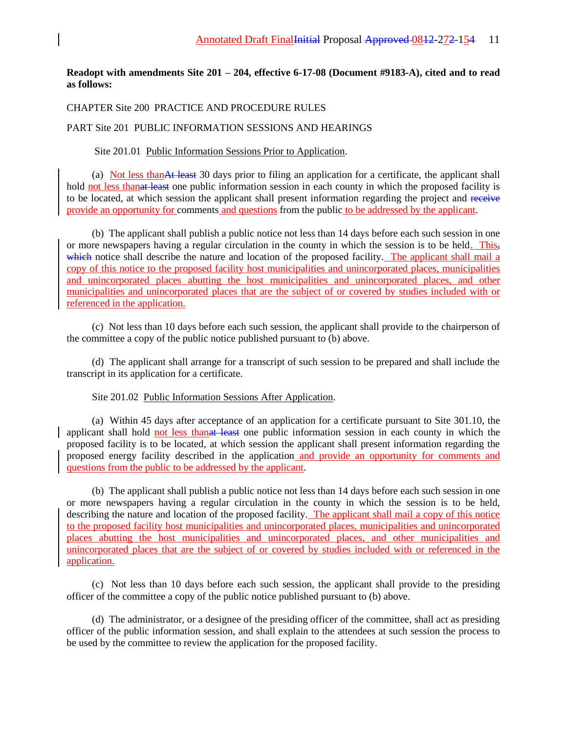**Readopt with amendments Site 201 – 204, effective 6-17-08 (Document #9183-A), cited and to read as follows:**

CHAPTER Site 200 PRACTICE AND PROCEDURE RULES

PART Site 201 PUBLIC INFORMATION SESSIONS AND HEARINGS

Site 201.01 Public Information Sessions Prior to Application.

(a) Not less thanAt least 30 days prior to filing an application for a certificate, the applicant shall hold not less thanat least one public information session in each county in which the proposed facility is to be located, at which session the applicant shall present information regarding the project and receive provide an opportunity for comments and questions from the public to be addressed by the applicant.

(b) The applicant shall publish a public notice not less than 14 days before each such session in one or more newspapers having a regular circulation in the county in which the session is to be held. This, which notice shall describe the nature and location of the proposed facility. The applicant shall mail a copy of this notice to the proposed facility host municipalities and unincorporated places, municipalities and unincorporated places abutting the host municipalities and unincorporated places, and other municipalities and unincorporated places that are the subject of or covered by studies included with or referenced in the application.

(c) Not less than 10 days before each such session, the applicant shall provide to the chairperson of the committee a copy of the public notice published pursuant to (b) above.

(d) The applicant shall arrange for a transcript of such session to be prepared and shall include the transcript in its application for a certificate.

Site 201.02 Public Information Sessions After Application.

(a) Within 45 days after acceptance of an application for a certificate pursuant to Site 301.10, the applicant shall hold not less thanat least one public information session in each county in which the proposed facility is to be located, at which session the applicant shall present information regarding the proposed energy facility described in the application and provide an opportunity for comments and questions from the public to be addressed by the applicant.

(b) The applicant shall publish a public notice not less than 14 days before each such session in one or more newspapers having a regular circulation in the county in which the session is to be held, describing the nature and location of the proposed facility. The applicant shall mail a copy of this notice to the proposed facility host municipalities and unincorporated places, municipalities and unincorporated places abutting the host municipalities and unincorporated places, and other municipalities and unincorporated places that are the subject of or covered by studies included with or referenced in the application.

(c) Not less than 10 days before each such session, the applicant shall provide to the presiding officer of the committee a copy of the public notice published pursuant to (b) above.

(d) The administrator, or a designee of the presiding officer of the committee, shall act as presiding officer of the public information session, and shall explain to the attendees at such session the process to be used by the committee to review the application for the proposed facility.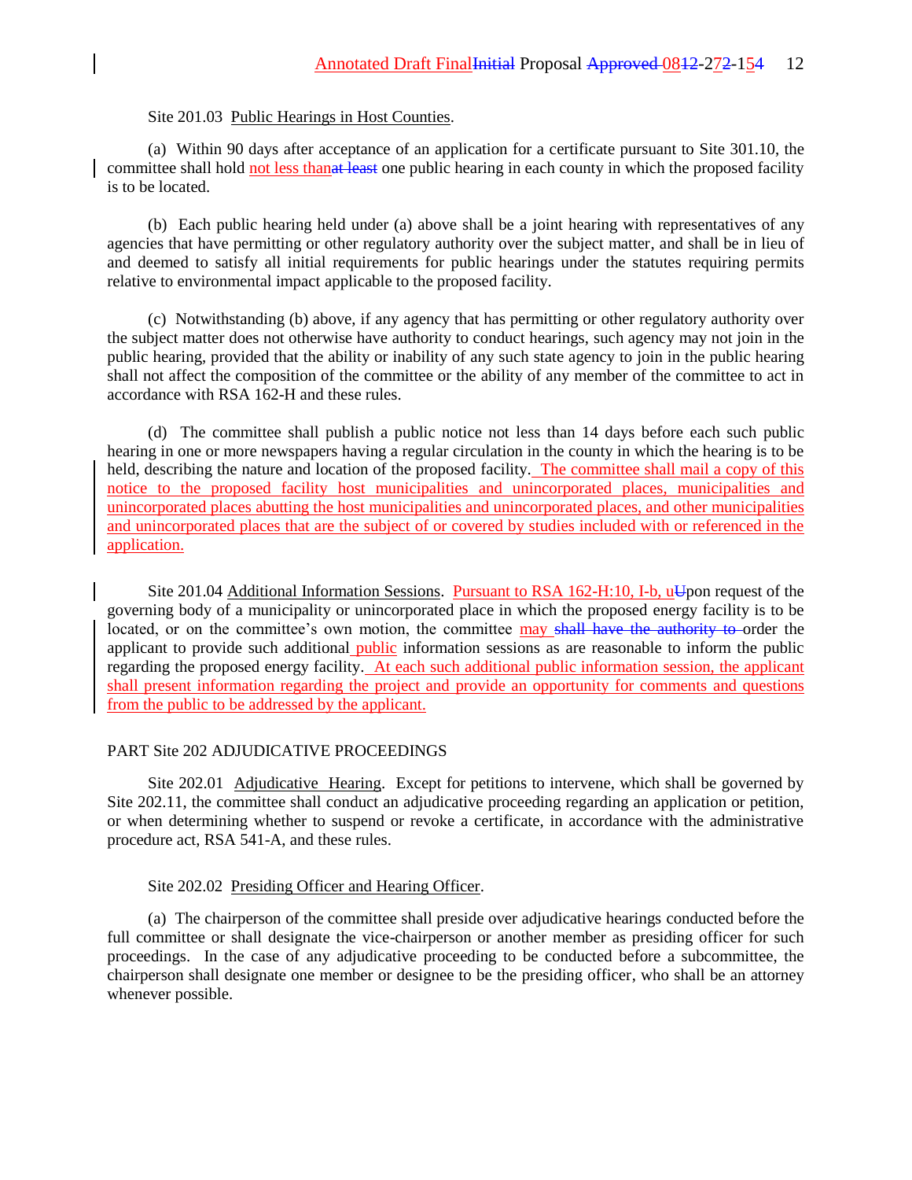Site 201.03 Public Hearings in Host Counties.

(a) Within 90 days after acceptance of an application for a certificate pursuant to Site 301.10, the committee shall hold not less than~~at least~~ one public hearing in each county in which the proposed facility is to be located.

(b) Each public hearing held under (a) above shall be a joint hearing with representatives of any agencies that have permitting or other regulatory authority over the subject matter, and shall be in lieu of and deemed to satisfy all initial requirements for public hearings under the statutes requiring permits relative to environmental impact applicable to the proposed facility.

(c) Notwithstanding (b) above, if any agency that has permitting or other regulatory authority over the subject matter does not otherwise have authority to conduct hearings, such agency may not join in the public hearing, provided that the ability or inability of any such state agency to join in the public hearing shall not affect the composition of the committee or the ability of any member of the committee to act in accordance with RSA 162-H and these rules.

(d) The committee shall publish a public notice not less than 14 days before each such public hearing in one or more newspapers having a regular circulation in the county in which the hearing is to be held, describing the nature and location of the proposed facility. The committee shall mail a copy of this notice to the proposed facility host municipalities and unincorporated places, municipalities and unincorporated places abutting the host municipalities and unincorporated places, and other municipalities and unincorporated places that are the subject of or covered by studies included with or referenced in the application.

Site 201.04 Additional Information Sessions. Pursuant to RSA 162-H:10, I-b, u~~U~~pon request of the governing body of a municipality or unincorporated place in which the proposed energy facility is to be located, or on the committee's own motion, the committee may ~~shall have the authority to~~ order the applicant to provide such additional public information sessions as are reasonable to inform the public regarding the proposed energy facility. At each such additional public information session, the applicant shall present information regarding the project and provide an opportunity for comments and questions from the public to be addressed by the applicant.

PART Site 202 ADJUDICATIVE PROCEEDINGS

Site 202.01 Adjudicative Hearing. Except for petitions to intervene, which shall be governed by Site 202.11, the committee shall conduct an adjudicative proceeding regarding an application or petition, or when determining whether to suspend or revoke a certificate, in accordance with the administrative procedure act, RSA 541-A, and these rules.

Site 202.02 Presiding Officer and Hearing Officer.

(a) The chairperson of the committee shall preside over adjudicative hearings conducted before the full committee or shall designate the vice-chairperson or another member as presiding officer for such proceedings. In the case of any adjudicative proceeding to be conducted before a subcommittee, the chairperson shall designate one member or designee to be the presiding officer, who shall be an attorney whenever possible.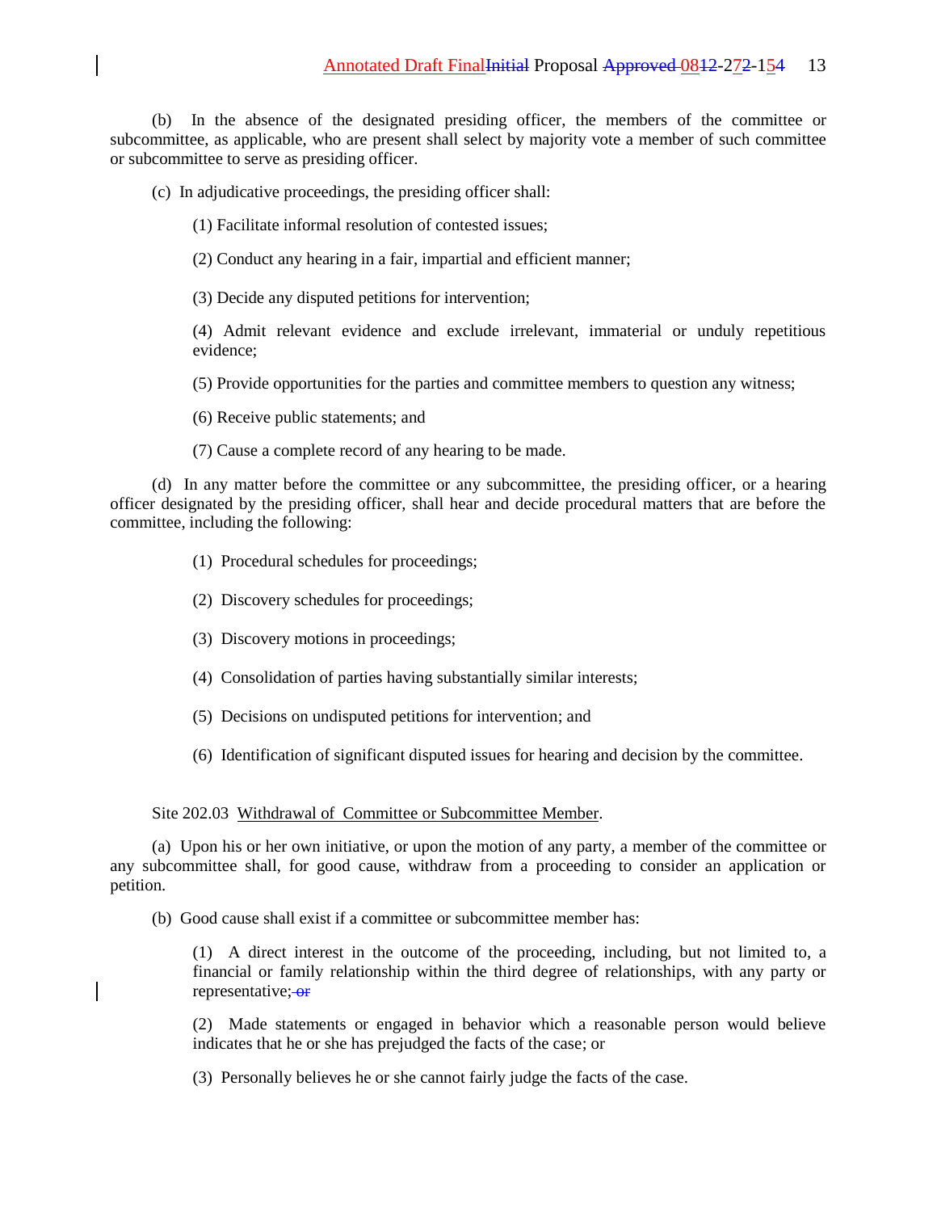(b) In the absence of the designated presiding officer, the members of the committee or subcommittee, as applicable, who are present shall select by majority vote a member of such committee or subcommittee to serve as presiding officer.

(c) In adjudicative proceedings, the presiding officer shall:

(1) Facilitate informal resolution of contested issues;

(2) Conduct any hearing in a fair, impartial and efficient manner;

(3) Decide any disputed petitions for intervention;

(4) Admit relevant evidence and exclude irrelevant, immaterial or unduly repetitious evidence;

(5) Provide opportunities for the parties and committee members to question any witness;

(6) Receive public statements; and

(7) Cause a complete record of any hearing to be made.

(d) In any matter before the committee or any subcommittee, the presiding officer, or a hearing officer designated by the presiding officer, shall hear and decide procedural matters that are before the committee, including the following:

(1) Procedural schedules for proceedings;

(2) Discovery schedules for proceedings;

(3) Discovery motions in proceedings;

(4) Consolidation of parties having substantially similar interests;

(5) Decisions on undisputed petitions for intervention; and

(6) Identification of significant disputed issues for hearing and decision by the committee.

Site 202.03 Withdrawal of Committee or Subcommittee Member.

(a) Upon his or her own initiative, or upon the motion of any party, a member of the committee or any subcommittee shall, for good cause, withdraw from a proceeding to consider an application or petition.

(b) Good cause shall exist if a committee or subcommittee member has:

(1) A direct interest in the outcome of the proceeding, including, but not limited to, a financial or family relationship within the third degree of relationships, with any party or representative; ~~or~~

(2) Made statements or engaged in behavior which a reasonable person would believe indicates that he or she has prejudged the facts of the case; or

(3) Personally believes he or she cannot fairly judge the facts of the case.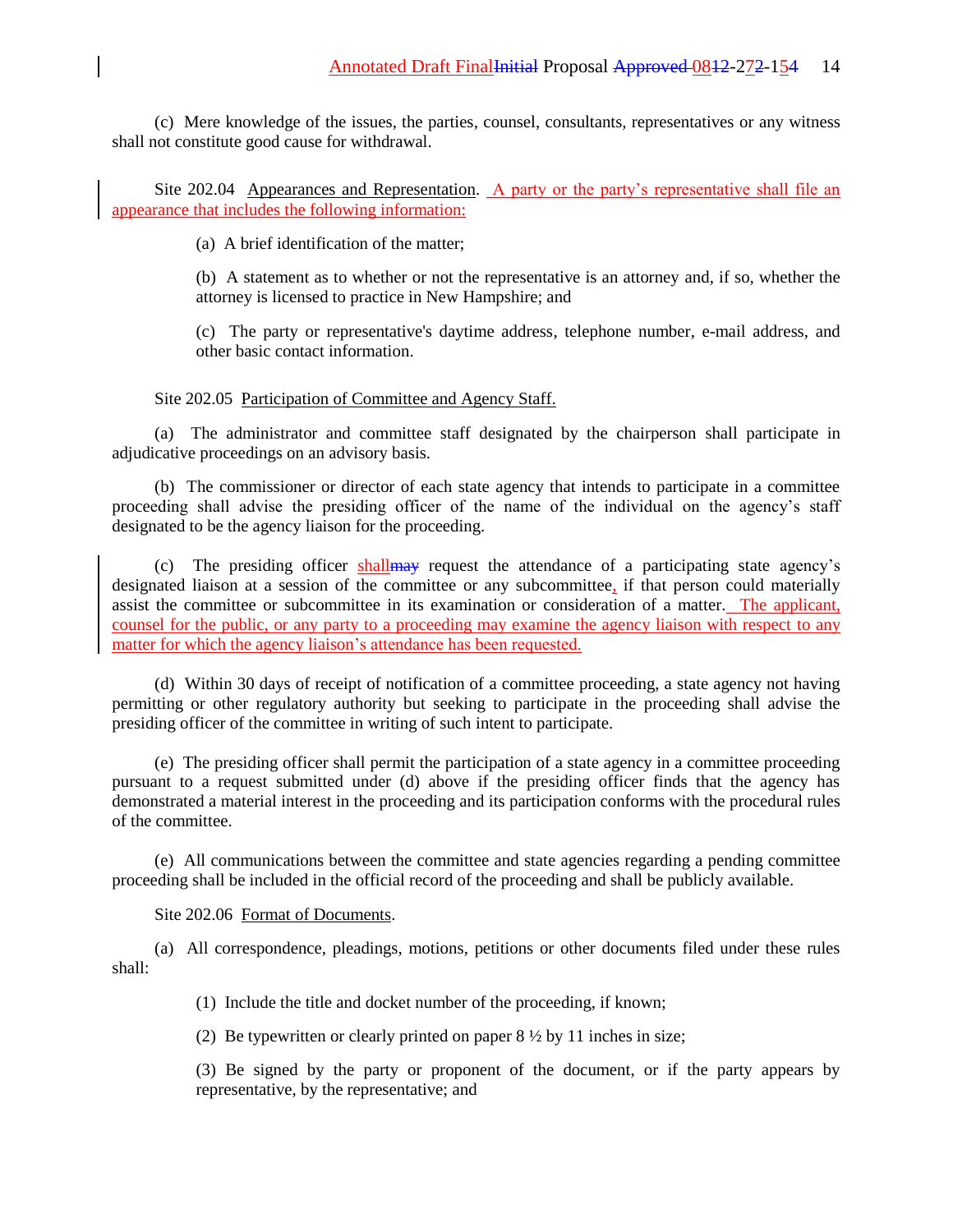(c) Mere knowledge of the issues, the parties, counsel, consultants, representatives or any witness shall not constitute good cause for withdrawal.

Site 202.04 Appearances and Representation. A party or the party's representative shall file an appearance that includes the following information:

(a) A brief identification of the matter;

(b) A statement as to whether or not the representative is an attorney and, if so, whether the attorney is licensed to practice in New Hampshire; and

(c) The party or representative's daytime address, telephone number, e-mail address, and other basic contact information.

Site 202.05 Participation of Committee and Agency Staff.

(a) The administrator and committee staff designated by the chairperson shall participate in adjudicative proceedings on an advisory basis.

(b) The commissioner or director of each state agency that intends to participate in a committee proceeding shall advise the presiding officer of the name of the individual on the agency's staff designated to be the agency liaison for the proceeding.

(c) The presiding officer ~~may~~ shall request the attendance of a participating state agency's designated liaison at a session of the committee or any subcommittee, if that person could materially assist the committee or subcommittee in its examination or consideration of a matter. The applicant, counsel for the public, or any party to a proceeding may examine the agency liaison with respect to any matter for which the agency liaison's attendance has been requested.

(d) Within 30 days of receipt of notification of a committee proceeding, a state agency not having permitting or other regulatory authority but seeking to participate in the proceeding shall advise the presiding officer of the committee in writing of such intent to participate.

(e) The presiding officer shall permit the participation of a state agency in a committee proceeding pursuant to a request submitted under (d) above if the presiding officer finds that the agency has demonstrated a material interest in the proceeding and its participation conforms with the procedural rules of the committee.

(e) All communications between the committee and state agencies regarding a pending committee proceeding shall be included in the official record of the proceeding and shall be publicly available.

Site 202.06 Format of Documents.

(a) All correspondence, pleadings, motions, petitions or other documents filed under these rules shall:

(1) Include the title and docket number of the proceeding, if known;

(2) Be typewritten or clearly printed on paper 8 ½ by 11 inches in size;

(3) Be signed by the party or proponent of the document, or if the party appears by representative, by the representative; and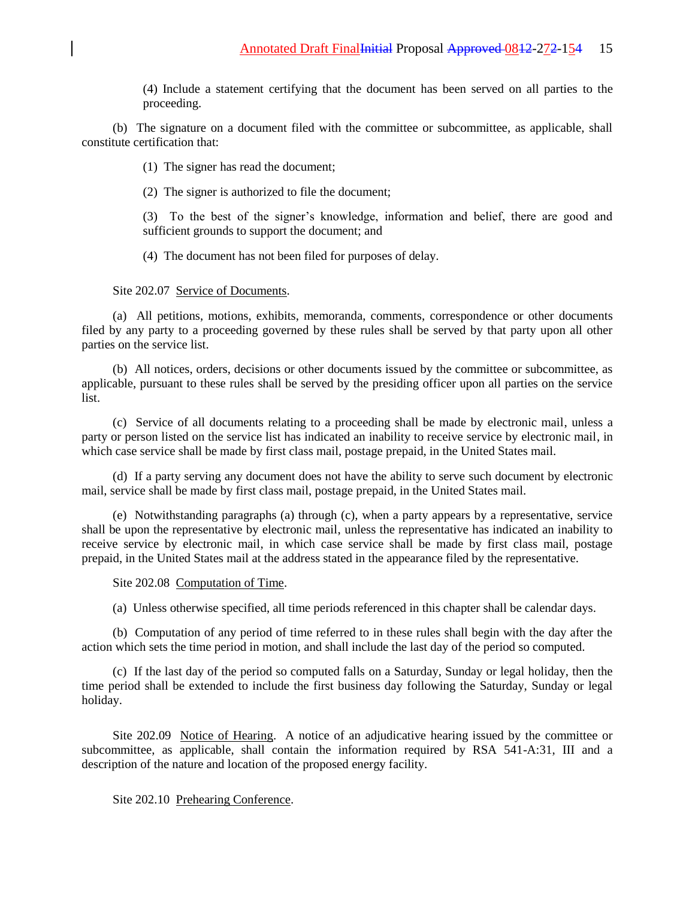(4) Include a statement certifying that the document has been served on all parties to the proceeding.

(b) The signature on a document filed with the committee or subcommittee, as applicable, shall constitute certification that:

(1) The signer has read the document;

(2) The signer is authorized to file the document;

(3) To the best of the signer's knowledge, information and belief, there are good and sufficient grounds to support the document; and

(4) The document has not been filed for purposes of delay.

Site 202.07 Service of Documents.

(a) All petitions, motions, exhibits, memoranda, comments, correspondence or other documents filed by any party to a proceeding governed by these rules shall be served by that party upon all other parties on the service list.

(b) All notices, orders, decisions or other documents issued by the committee or subcommittee, as applicable, pursuant to these rules shall be served by the presiding officer upon all parties on the service list.

(c) Service of all documents relating to a proceeding shall be made by electronic mail, unless a party or person listed on the service list has indicated an inability to receive service by electronic mail, in which case service shall be made by first class mail, postage prepaid, in the United States mail.

(d) If a party serving any document does not have the ability to serve such document by electronic mail, service shall be made by first class mail, postage prepaid, in the United States mail.

(e) Notwithstanding paragraphs (a) through (c), when a party appears by a representative, service shall be upon the representative by electronic mail, unless the representative has indicated an inability to receive service by electronic mail, in which case service shall be made by first class mail, postage prepaid, in the United States mail at the address stated in the appearance filed by the representative.

Site 202.08 Computation of Time.

(a) Unless otherwise specified, all time periods referenced in this chapter shall be calendar days.

(b) Computation of any period of time referred to in these rules shall begin with the day after the action which sets the time period in motion, and shall include the last day of the period so computed.

(c) If the last day of the period so computed falls on a Saturday, Sunday or legal holiday, then the time period shall be extended to include the first business day following the Saturday, Sunday or legal holiday.

Site 202.09 Notice of Hearing. A notice of an adjudicative hearing issued by the committee or subcommittee, as applicable, shall contain the information required by RSA 541-A:31, III and a description of the nature and location of the proposed energy facility.

Site 202.10 Prehearing Conference.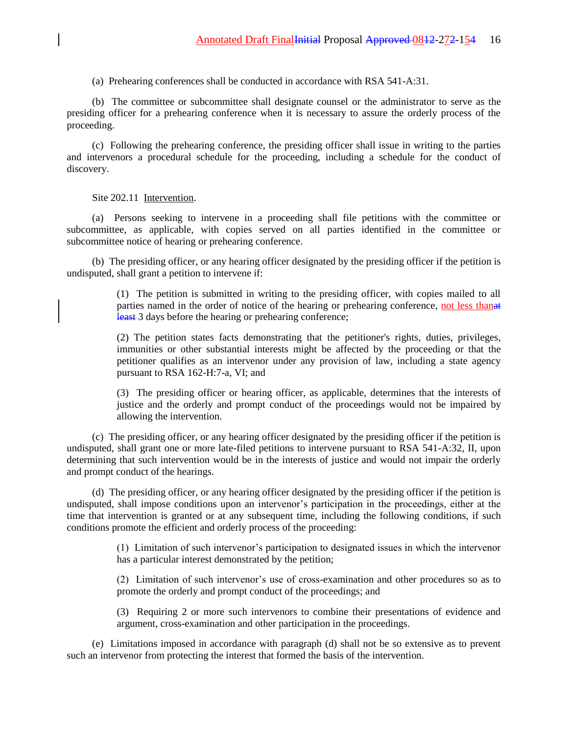(a) Prehearing conferences shall be conducted in accordance with RSA 541-A:31.

(b) The committee or subcommittee shall designate counsel or the administrator to serve as the presiding officer for a prehearing conference when it is necessary to assure the orderly process of the proceeding.

(c) Following the prehearing conference, the presiding officer shall issue in writing to the parties and intervenors a procedural schedule for the proceeding, including a schedule for the conduct of discovery.

Site 202.11 Intervention.

(a) Persons seeking to intervene in a proceeding shall file petitions with the committee or subcommittee, as applicable, with copies served on all parties identified in the committee or subcommittee notice of hearing or prehearing conference.

(b) The presiding officer, or any hearing officer designated by the presiding officer if the petition is undisputed, shall grant a petition to intervene if:

> (1) The petition is submitted in writing to the presiding officer, with copies mailed to all parties named in the order of notice of the hearing or prehearing conference, not less than~~at least~~ 3 days before the hearing or prehearing conference;
>
> (2) The petition states facts demonstrating that the petitioner's rights, duties, privileges, immunities or other substantial interests might be affected by the proceeding or that the petitioner qualifies as an intervenor under any provision of law, including a state agency pursuant to RSA 162-H:7-a, VI; and
>
> (3) The presiding officer or hearing officer, as applicable, determines that the interests of justice and the orderly and prompt conduct of the proceedings would not be impaired by allowing the intervention.

(c) The presiding officer, or any hearing officer designated by the presiding officer if the petition is undisputed, shall grant one or more late-filed petitions to intervene pursuant to RSA 541-A:32, II, upon determining that such intervention would be in the interests of justice and would not impair the orderly and prompt conduct of the hearings.

(d) The presiding officer, or any hearing officer designated by the presiding officer if the petition is undisputed, shall impose conditions upon an intervenor's participation in the proceedings, either at the time that intervention is granted or at any subsequent time, including the following conditions, if such conditions promote the efficient and orderly process of the proceeding:

> (1) Limitation of such intervenor's participation to designated issues in which the intervenor has a particular interest demonstrated by the petition;
>
> (2) Limitation of such intervenor's use of cross-examination and other procedures so as to promote the orderly and prompt conduct of the proceedings; and
>
> (3) Requiring 2 or more such intervenors to combine their presentations of evidence and argument, cross-examination and other participation in the proceedings.

(e) Limitations imposed in accordance with paragraph (d) shall not be so extensive as to prevent such an intervenor from protecting the interest that formed the basis of the intervention.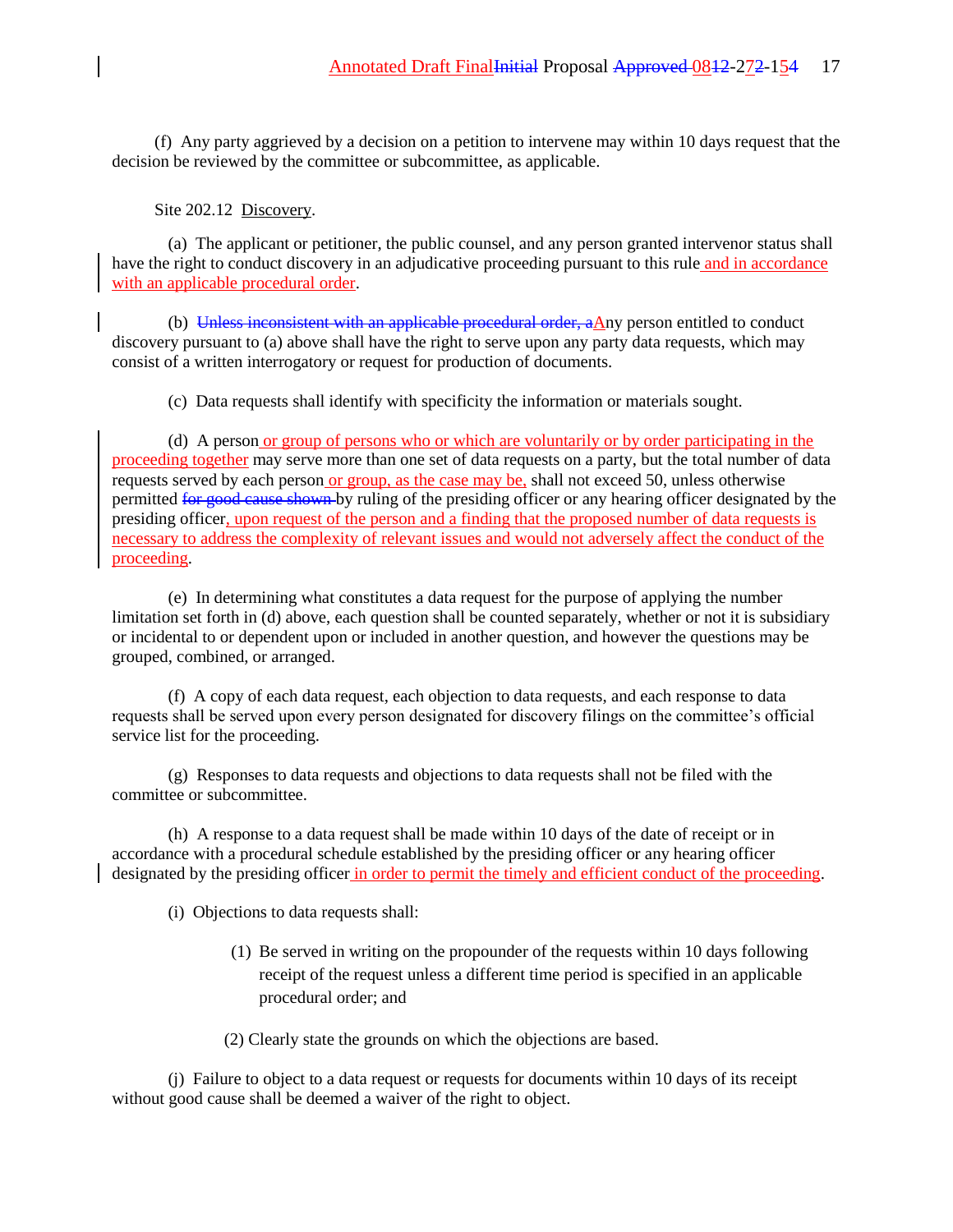(f) Any party aggrieved by a decision on a petition to intervene may within 10 days request that the decision be reviewed by the committee or subcommittee, as applicable.

Site 202.12 Discovery.

(a) The applicant or petitioner, the public counsel, and any person granted intervenor status shall have the right to conduct discovery in an adjudicative proceeding pursuant to this rule and in accordance with an applicable procedural order.

(b) ~~Unless inconsistent with an applicable procedural order, a~~Any person entitled to conduct discovery pursuant to (a) above shall have the right to serve upon any party data requests, which may consist of a written interrogatory or request for production of documents.

(c) Data requests shall identify with specificity the information or materials sought.

(d) A person or group of persons who or which are voluntarily or by order participating in the proceeding together may serve more than one set of data requests on a party, but the total number of data requests served by each person or group, as the case may be, shall not exceed 50, unless otherwise permitted ~~for good cause shown~~ by ruling of the presiding officer or any hearing officer designated by the presiding officer, upon request of the person and a finding that the proposed number of data requests is necessary to address the complexity of relevant issues and would not adversely affect the conduct of the proceeding.

(e) In determining what constitutes a data request for the purpose of applying the number limitation set forth in (d) above, each question shall be counted separately, whether or not it is subsidiary or incidental to or dependent upon or included in another question, and however the questions may be grouped, combined, or arranged.

(f) A copy of each data request, each objection to data requests, and each response to data requests shall be served upon every person designated for discovery filings on the committee's official service list for the proceeding.

(g) Responses to data requests and objections to data requests shall not be filed with the committee or subcommittee.

(h) A response to a data request shall be made within 10 days of the date of receipt or in accordance with a procedural schedule established by the presiding officer or any hearing officer designated by the presiding officer in order to permit the timely and efficient conduct of the proceeding.

(i) Objections to data requests shall:

(1) Be served in writing on the propounder of the requests within 10 days following receipt of the request unless a different time period is specified in an applicable procedural order; and

(2) Clearly state the grounds on which the objections are based.

(j) Failure to object to a data request or requests for documents within 10 days of its receipt without good cause shall be deemed a waiver of the right to object.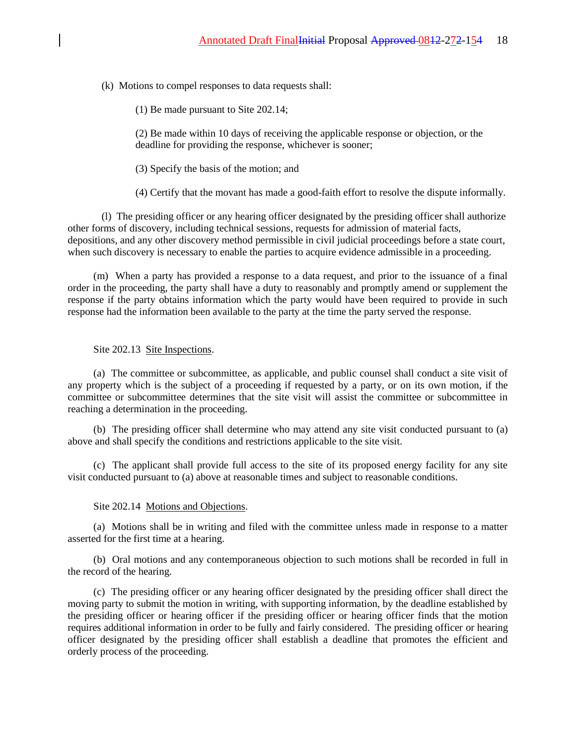(k) Motions to compel responses to data requests shall:

(1) Be made pursuant to Site 202.14;

(2) Be made within 10 days of receiving the applicable response or objection, or the deadline for providing the response, whichever is sooner;

(3) Specify the basis of the motion; and

(4) Certify that the movant has made a good-faith effort to resolve the dispute informally.

(l) The presiding officer or any hearing officer designated by the presiding officer shall authorize other forms of discovery, including technical sessions, requests for admission of material facts, depositions, and any other discovery method permissible in civil judicial proceedings before a state court, when such discovery is necessary to enable the parties to acquire evidence admissible in a proceeding.

(m) When a party has provided a response to a data request, and prior to the issuance of a final order in the proceeding, the party shall have a duty to reasonably and promptly amend or supplement the response if the party obtains information which the party would have been required to provide in such response had the information been available to the party at the time the party served the response.

Site 202.13 Site Inspections.

(a) The committee or subcommittee, as applicable, and public counsel shall conduct a site visit of any property which is the subject of a proceeding if requested by a party, or on its own motion, if the committee or subcommittee determines that the site visit will assist the committee or subcommittee in reaching a determination in the proceeding.

(b) The presiding officer shall determine who may attend any site visit conducted pursuant to (a) above and shall specify the conditions and restrictions applicable to the site visit.

(c) The applicant shall provide full access to the site of its proposed energy facility for any site visit conducted pursuant to (a) above at reasonable times and subject to reasonable conditions.

Site 202.14 Motions and Objections.

(a) Motions shall be in writing and filed with the committee unless made in response to a matter asserted for the first time at a hearing.

(b) Oral motions and any contemporaneous objection to such motions shall be recorded in full in the record of the hearing.

(c) The presiding officer or any hearing officer designated by the presiding officer shall direct the moving party to submit the motion in writing, with supporting information, by the deadline established by the presiding officer or hearing officer if the presiding officer or hearing officer finds that the motion requires additional information in order to be fully and fairly considered. The presiding officer or hearing officer designated by the presiding officer shall establish a deadline that promotes the efficient and orderly process of the proceeding.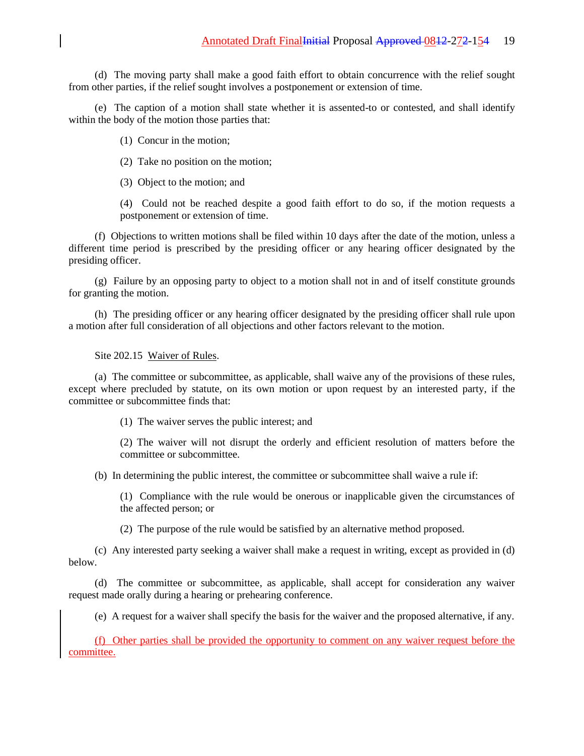(d) The moving party shall make a good faith effort to obtain concurrence with the relief sought from other parties, if the relief sought involves a postponement or extension of time.

(e) The caption of a motion shall state whether it is assented-to or contested, and shall identify within the body of the motion those parties that:

(1) Concur in the motion;

(2) Take no position on the motion;

(3) Object to the motion; and

(4) Could not be reached despite a good faith effort to do so, if the motion requests a postponement or extension of time.

(f) Objections to written motions shall be filed within 10 days after the date of the motion, unless a different time period is prescribed by the presiding officer or any hearing officer designated by the presiding officer.

(g) Failure by an opposing party to object to a motion shall not in and of itself constitute grounds for granting the motion.

(h) The presiding officer or any hearing officer designated by the presiding officer shall rule upon a motion after full consideration of all objections and other factors relevant to the motion.

Site 202.15 Waiver of Rules.

(a) The committee or subcommittee, as applicable, shall waive any of the provisions of these rules, except where precluded by statute, on its own motion or upon request by an interested party, if the committee or subcommittee finds that:

(1) The waiver serves the public interest; and

(2) The waiver will not disrupt the orderly and efficient resolution of matters before the committee or subcommittee.

(b) In determining the public interest, the committee or subcommittee shall waive a rule if:

(1) Compliance with the rule would be onerous or inapplicable given the circumstances of the affected person; or

(2) The purpose of the rule would be satisfied by an alternative method proposed.

(c) Any interested party seeking a waiver shall make a request in writing, except as provided in (d) below.

(d) The committee or subcommittee, as applicable, shall accept for consideration any waiver request made orally during a hearing or prehearing conference.

(e) A request for a waiver shall specify the basis for the waiver and the proposed alternative, if any.

(f) Other parties shall be provided the opportunity to comment on any waiver request before the committee.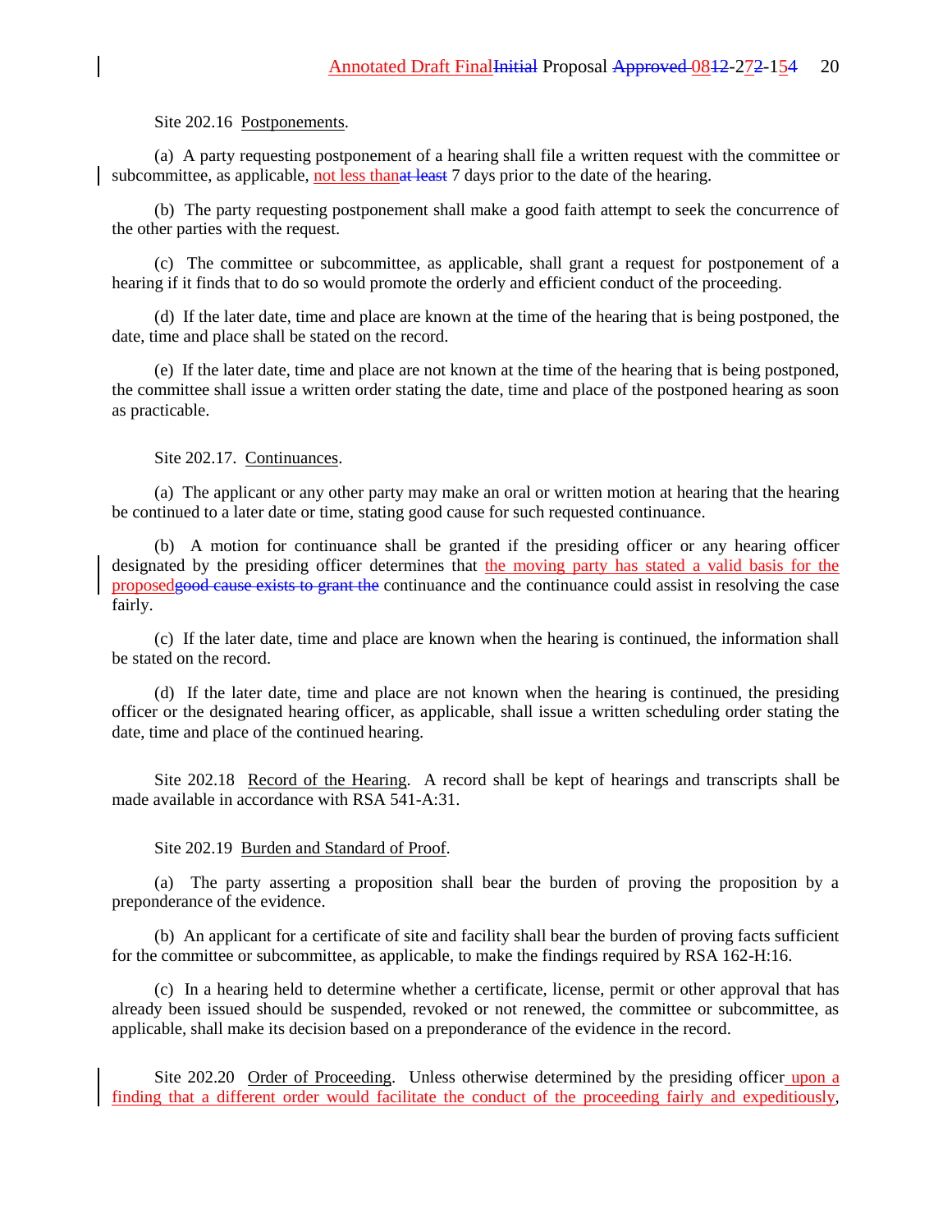Site 202.16 Postponements.

(a) A party requesting postponement of a hearing shall file a written request with the committee or subcommittee, as applicable, not less thanat least 7 days prior to the date of the hearing.

(b) The party requesting postponement shall make a good faith attempt to seek the concurrence of the other parties with the request.

(c) The committee or subcommittee, as applicable, shall grant a request for postponement of a hearing if it finds that to do so would promote the orderly and efficient conduct of the proceeding.

(d) If the later date, time and place are known at the time of the hearing that is being postponed, the date, time and place shall be stated on the record.

(e) If the later date, time and place are not known at the time of the hearing that is being postponed, the committee shall issue a written order stating the date, time and place of the postponed hearing as soon as practicable.

Site 202.17. Continuances.

(a) The applicant or any other party may make an oral or written motion at hearing that the hearing be continued to a later date or time, stating good cause for such requested continuance.

(b) A motion for continuance shall be granted if the presiding officer or any hearing officer designated by the presiding officer determines that the moving party has stated a valid basis for the proposedgood cause exists to grant the continuance and the continuance could assist in resolving the case fairly.

(c) If the later date, time and place are known when the hearing is continued, the information shall be stated on the record.

(d) If the later date, time and place are not known when the hearing is continued, the presiding officer or the designated hearing officer, as applicable, shall issue a written scheduling order stating the date, time and place of the continued hearing.

Site 202.18 Record of the Hearing. A record shall be kept of hearings and transcripts shall be made available in accordance with RSA 541-A:31.

Site 202.19 Burden and Standard of Proof.

(a) The party asserting a proposition shall bear the burden of proving the proposition by a preponderance of the evidence.

(b) An applicant for a certificate of site and facility shall bear the burden of proving facts sufficient for the committee or subcommittee, as applicable, to make the findings required by RSA 162-H:16.

(c) In a hearing held to determine whether a certificate, license, permit or other approval that has already been issued should be suspended, revoked or not renewed, the committee or subcommittee, as applicable, shall make its decision based on a preponderance of the evidence in the record.

Site 202.20 Order of Proceeding. Unless otherwise determined by the presiding officer upon a finding that a different order would facilitate the conduct of the proceeding fairly and expeditiously,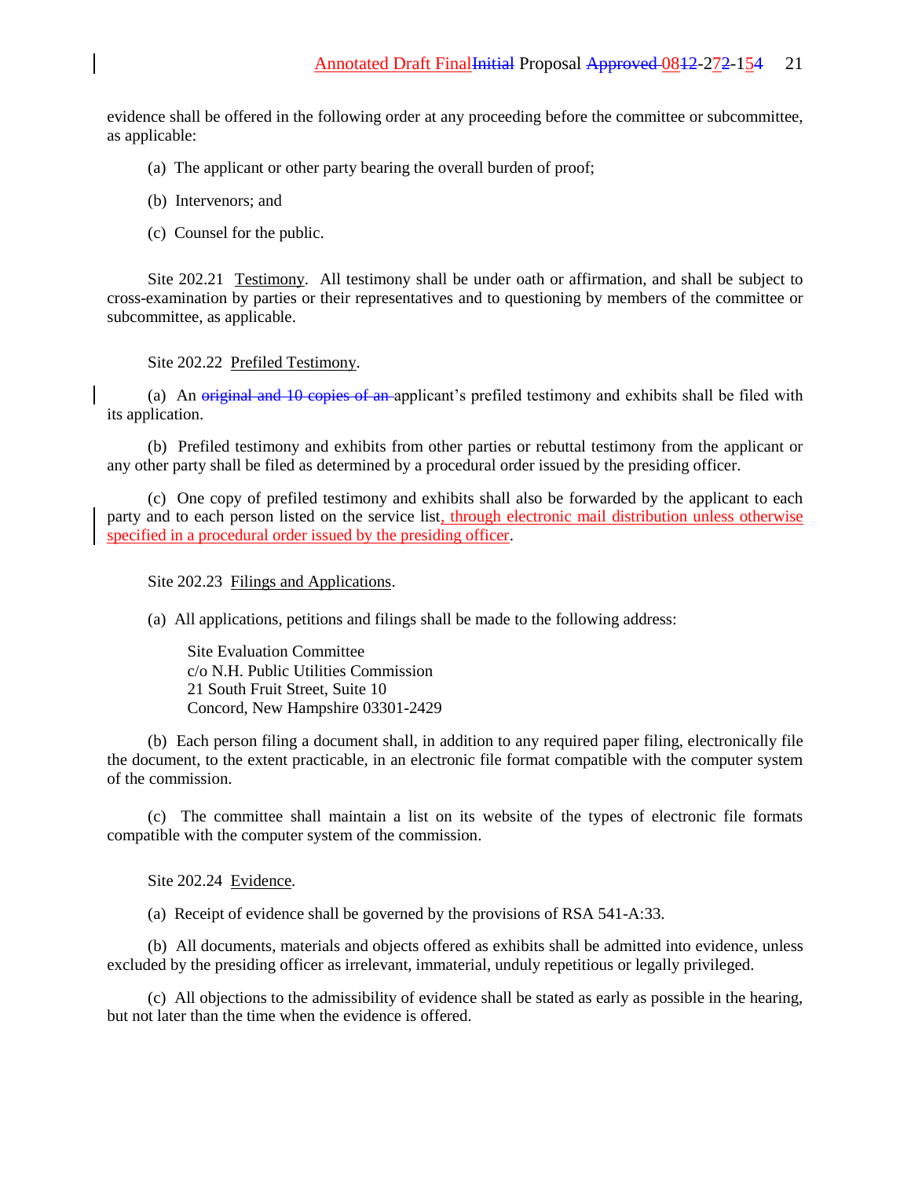evidence shall be offered in the following order at any proceeding before the committee or subcommittee, as applicable:

(a) The applicant or other party bearing the overall burden of proof;

(b) Intervenors; and

(c) Counsel for the public.

Site 202.21 Testimony. All testimony shall be under oath or affirmation, and shall be subject to cross-examination by parties or their representatives and to questioning by members of the committee or subcommittee, as applicable.

Site 202.22 Prefiled Testimony.

(a) An ~~original and 10 copies of an~~ applicant's prefiled testimony and exhibits shall be filed with its application.

(b) Prefiled testimony and exhibits from other parties or rebuttal testimony from the applicant or any other party shall be filed as determined by a procedural order issued by the presiding officer.

(c) One copy of prefiled testimony and exhibits shall also be forwarded by the applicant to each party and to each person listed on the service list, through electronic mail distribution unless otherwise specified in a procedural order issued by the presiding officer.

Site 202.23 Filings and Applications.

(a) All applications, petitions and filings shall be made to the following address:

Site Evaluation Committee
c/o N.H. Public Utilities Commission
21 South Fruit Street, Suite 10
Concord, New Hampshire 03301-2429

(b) Each person filing a document shall, in addition to any required paper filing, electronically file the document, to the extent practicable, in an electronic file format compatible with the computer system of the commission.

(c) The committee shall maintain a list on its website of the types of electronic file formats compatible with the computer system of the commission.

Site 202.24 Evidence.

(a) Receipt of evidence shall be governed by the provisions of RSA 541-A:33.

(b) All documents, materials and objects offered as exhibits shall be admitted into evidence, unless excluded by the presiding officer as irrelevant, immaterial, unduly repetitious or legally privileged.

(c) All objections to the admissibility of evidence shall be stated as early as possible in the hearing, but not later than the time when the evidence is offered.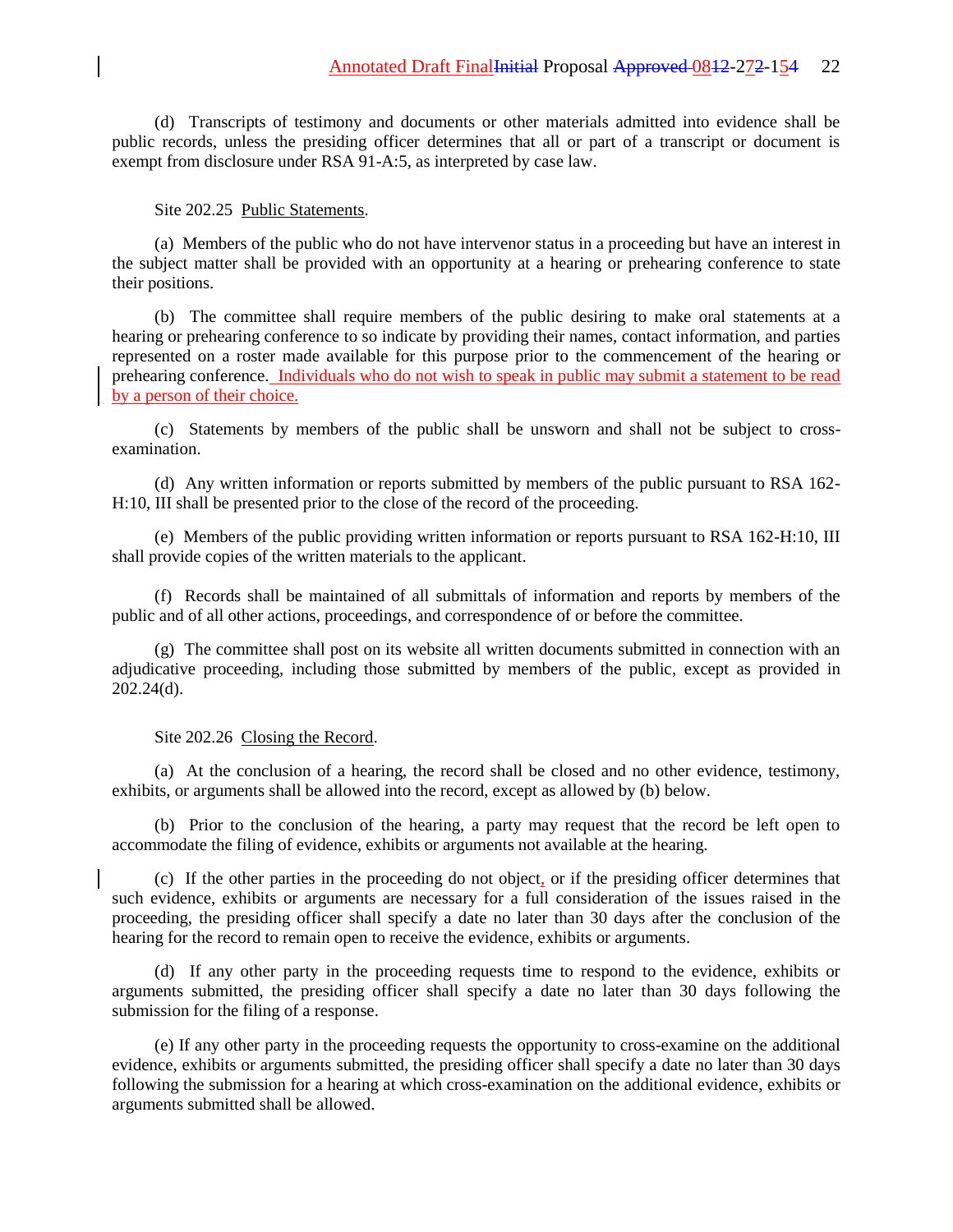(d) Transcripts of testimony and documents or other materials admitted into evidence shall be public records, unless the presiding officer determines that all or part of a transcript or document is exempt from disclosure under RSA 91-A:5, as interpreted by case law.

Site 202.25 Public Statements.

(a) Members of the public who do not have intervenor status in a proceeding but have an interest in the subject matter shall be provided with an opportunity at a hearing or prehearing conference to state their positions.

(b) The committee shall require members of the public desiring to make oral statements at a hearing or prehearing conference to so indicate by providing their names, contact information, and parties represented on a roster made available for this purpose prior to the commencement of the hearing or prehearing conference. Individuals who do not wish to speak in public may submit a statement to be read by a person of their choice.

(c) Statements by members of the public shall be unsworn and shall not be subject to cross-examination.

(d) Any written information or reports submitted by members of the public pursuant to RSA 162-H:10, III shall be presented prior to the close of the record of the proceeding.

(e) Members of the public providing written information or reports pursuant to RSA 162-H:10, III shall provide copies of the written materials to the applicant.

(f) Records shall be maintained of all submittals of information and reports by members of the public and of all other actions, proceedings, and correspondence of or before the committee.

(g) The committee shall post on its website all written documents submitted in connection with an adjudicative proceeding, including those submitted by members of the public, except as provided in 202.24(d).

Site 202.26 Closing the Record.

(a) At the conclusion of a hearing, the record shall be closed and no other evidence, testimony, exhibits, or arguments shall be allowed into the record, except as allowed by (b) below.

(b) Prior to the conclusion of the hearing, a party may request that the record be left open to accommodate the filing of evidence, exhibits or arguments not available at the hearing.

(c) If the other parties in the proceeding do not object, or if the presiding officer determines that such evidence, exhibits or arguments are necessary for a full consideration of the issues raised in the proceeding, the presiding officer shall specify a date no later than 30 days after the conclusion of the hearing for the record to remain open to receive the evidence, exhibits or arguments.

(d) If any other party in the proceeding requests time to respond to the evidence, exhibits or arguments submitted, the presiding officer shall specify a date no later than 30 days following the submission for the filing of a response.

(e) If any other party in the proceeding requests the opportunity to cross-examine on the additional evidence, exhibits or arguments submitted, the presiding officer shall specify a date no later than 30 days following the submission for a hearing at which cross-examination on the additional evidence, exhibits or arguments submitted shall be allowed.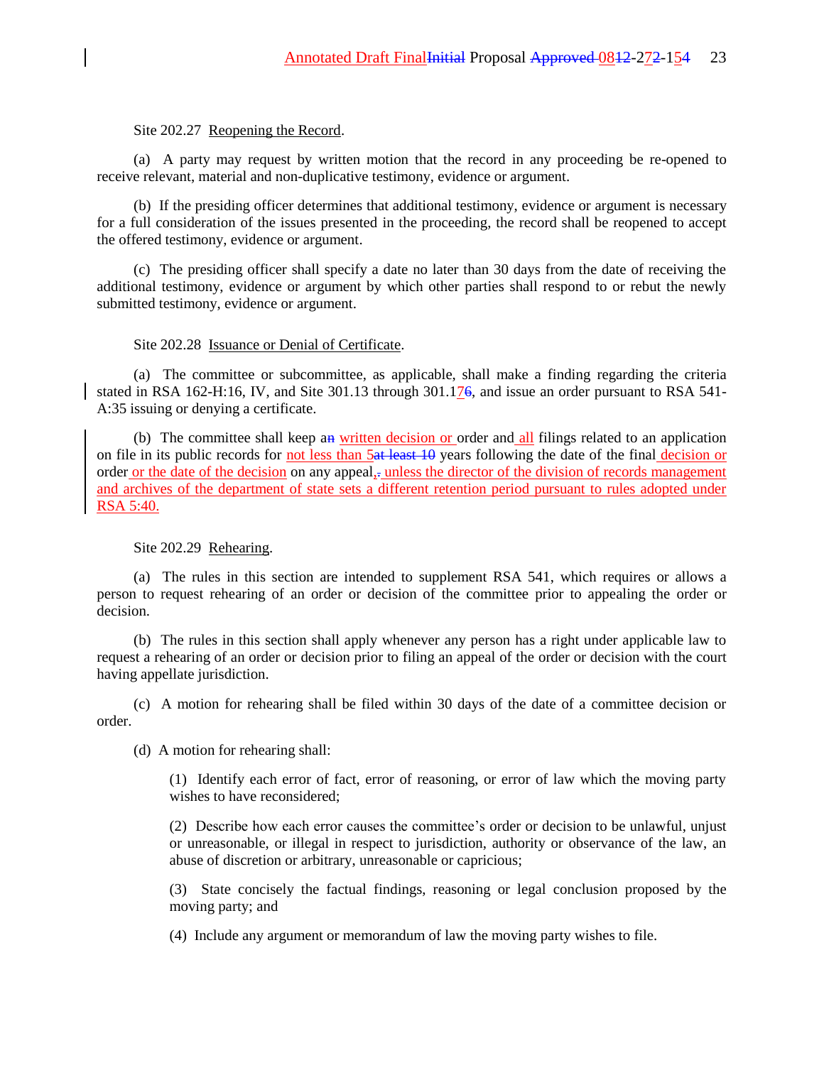Site 202.27 Reopening the Record.

(a) A party may request by written motion that the record in any proceeding be re-opened to receive relevant, material and non-duplicative testimony, evidence or argument.

(b) If the presiding officer determines that additional testimony, evidence or argument is necessary for a full consideration of the issues presented in the proceeding, the record shall be reopened to accept the offered testimony, evidence or argument.

(c) The presiding officer shall specify a date no later than 30 days from the date of receiving the additional testimony, evidence or argument by which other parties shall respond to or rebut the newly submitted testimony, evidence or argument.

Site 202.28 Issuance or Denial of Certificate.

(a) The committee or subcommittee, as applicable, shall make a finding regarding the criteria stated in RSA 162-H:16, IV, and Site 301.13 through 301.176, and issue an order pursuant to RSA 541-A:35 issuing or denying a certificate.

(b) The committee shall keep an written decision or order and all filings related to an application on file in its public records for not less than 5at least 10 years following the date of the final decision or order or the date of the decision on any appeal,. unless the director of the division of records management and archives of the department of state sets a different retention period pursuant to rules adopted under RSA 5:40.

Site 202.29 Rehearing.

(a) The rules in this section are intended to supplement RSA 541, which requires or allows a person to request rehearing of an order or decision of the committee prior to appealing the order or decision.

(b) The rules in this section shall apply whenever any person has a right under applicable law to request a rehearing of an order or decision prior to filing an appeal of the order or decision with the court having appellate jurisdiction.

(c) A motion for rehearing shall be filed within 30 days of the date of a committee decision or order.

(d) A motion for rehearing shall:

(1) Identify each error of fact, error of reasoning, or error of law which the moving party wishes to have reconsidered;

(2) Describe how each error causes the committee's order or decision to be unlawful, unjust or unreasonable, or illegal in respect to jurisdiction, authority or observance of the law, an abuse of discretion or arbitrary, unreasonable or capricious;

(3) State concisely the factual findings, reasoning or legal conclusion proposed by the moving party; and

(4) Include any argument or memorandum of law the moving party wishes to file.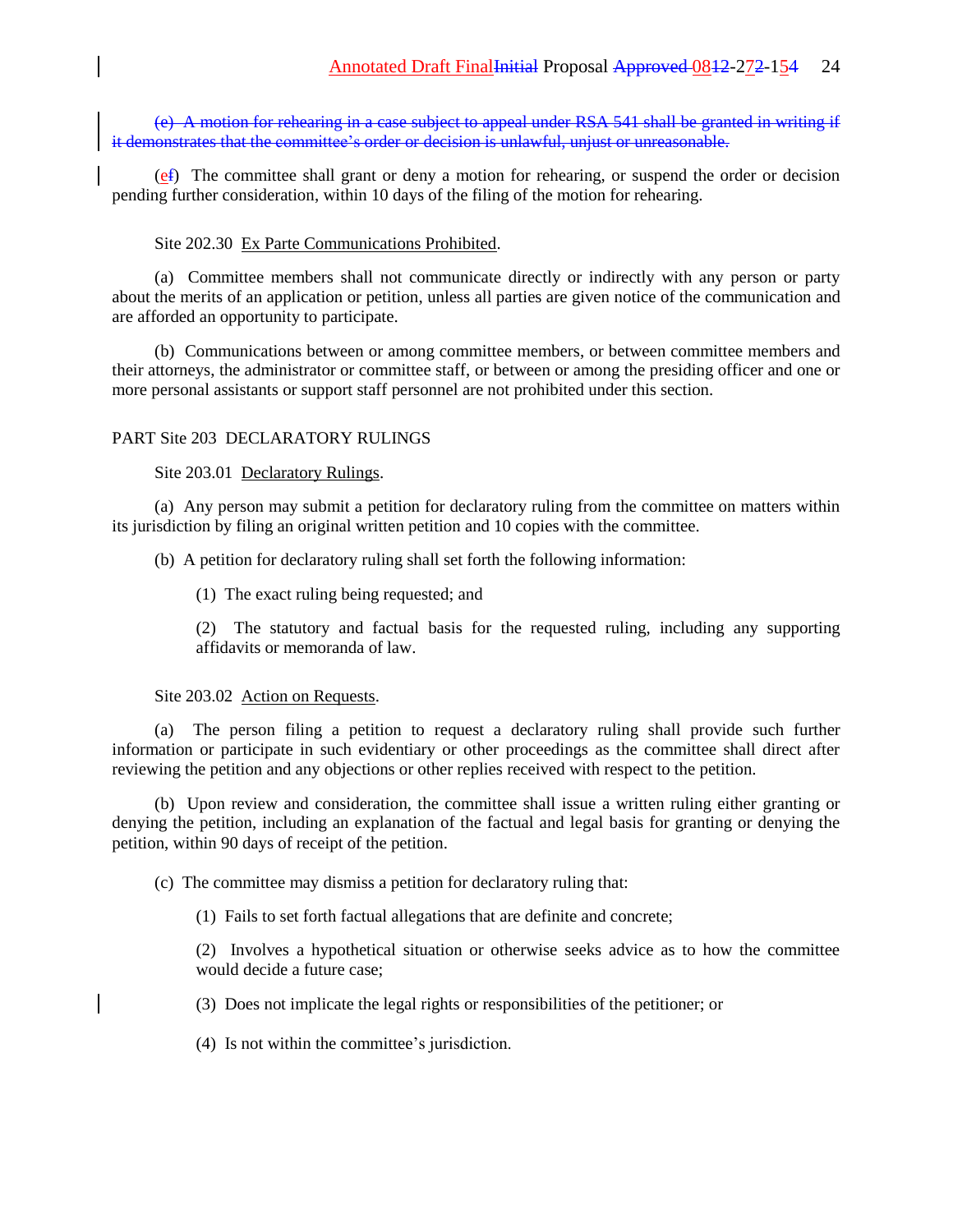~~(e) A motion for rehearing in a case subject to appeal under RSA 541 shall be granted in writing if it demonstrates that the committee's order or decision is unlawful, unjust or unreasonable.~~

(e~~f~~) The committee shall grant or deny a motion for rehearing, or suspend the order or decision pending further consideration, within 10 days of the filing of the motion for rehearing.

Site 202.30 Ex Parte Communications Prohibited.

(a) Committee members shall not communicate directly or indirectly with any person or party about the merits of an application or petition, unless all parties are given notice of the communication and are afforded an opportunity to participate.

(b) Communications between or among committee members, or between committee members and their attorneys, the administrator or committee staff, or between or among the presiding officer and one or more personal assistants or support staff personnel are not prohibited under this section.

PART Site 203 DECLARATORY RULINGS

Site 203.01 Declaratory Rulings.

(a) Any person may submit a petition for declaratory ruling from the committee on matters within its jurisdiction by filing an original written petition and 10 copies with the committee.

(b) A petition for declaratory ruling shall set forth the following information:

(1) The exact ruling being requested; and

(2) The statutory and factual basis for the requested ruling, including any supporting affidavits or memoranda of law.

Site 203.02 Action on Requests.

(a) The person filing a petition to request a declaratory ruling shall provide such further information or participate in such evidentiary or other proceedings as the committee shall direct after reviewing the petition and any objections or other replies received with respect to the petition.

(b) Upon review and consideration, the committee shall issue a written ruling either granting or denying the petition, including an explanation of the factual and legal basis for granting or denying the petition, within 90 days of receipt of the petition.

(c) The committee may dismiss a petition for declaratory ruling that:

(1) Fails to set forth factual allegations that are definite and concrete;

(2) Involves a hypothetical situation or otherwise seeks advice as to how the committee would decide a future case;

(3) Does not implicate the legal rights or responsibilities of the petitioner; or

(4) Is not within the committee's jurisdiction.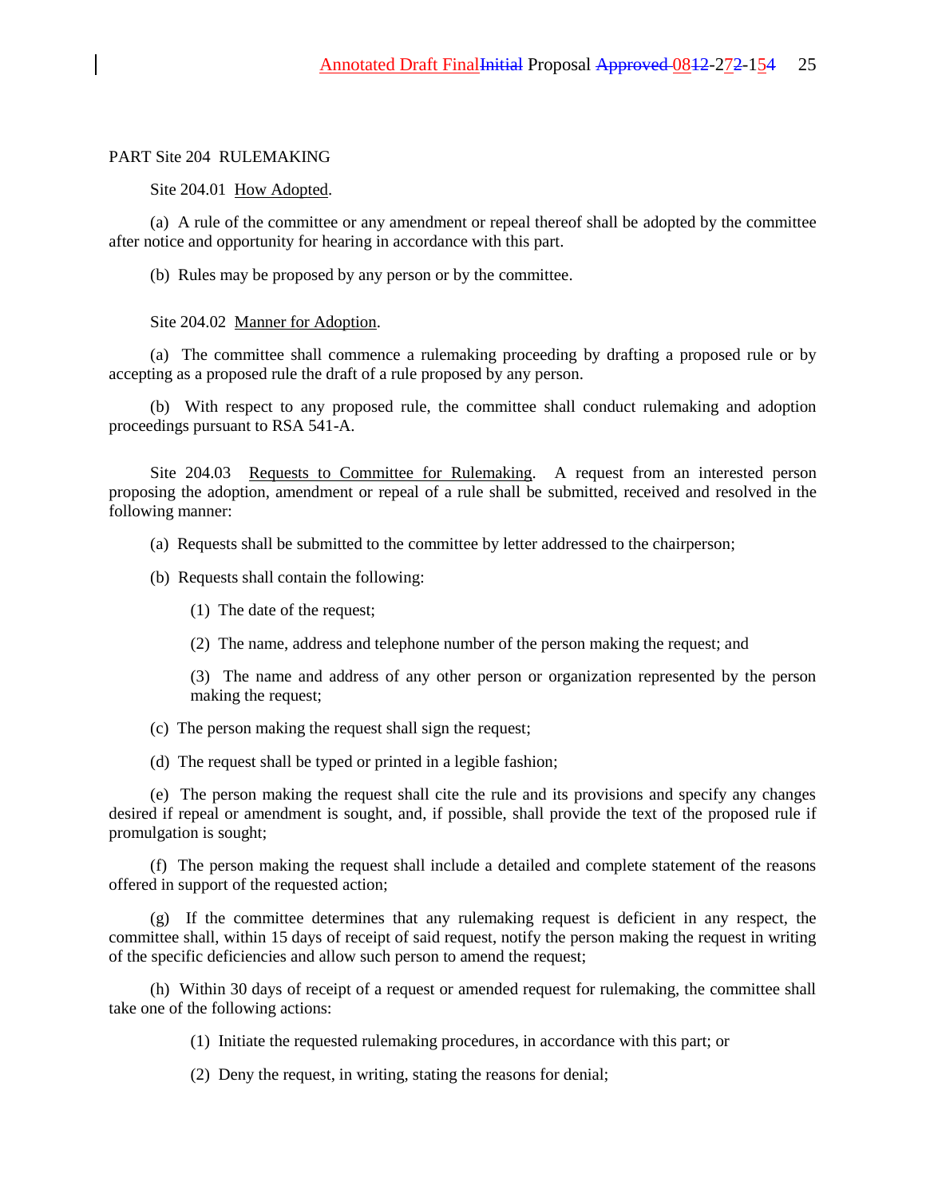PART Site 204 RULEMAKING

Site 204.01 How Adopted.

(a) A rule of the committee or any amendment or repeal thereof shall be adopted by the committee after notice and opportunity for hearing in accordance with this part.

(b) Rules may be proposed by any person or by the committee.

Site 204.02 Manner for Adoption.

(a) The committee shall commence a rulemaking proceeding by drafting a proposed rule or by accepting as a proposed rule the draft of a rule proposed by any person.

(b) With respect to any proposed rule, the committee shall conduct rulemaking and adoption proceedings pursuant to RSA 541-A.

Site 204.03 Requests to Committee for Rulemaking. A request from an interested person proposing the adoption, amendment or repeal of a rule shall be submitted, received and resolved in the following manner:

(a) Requests shall be submitted to the committee by letter addressed to the chairperson;

(b) Requests shall contain the following:

(1) The date of the request;

(2) The name, address and telephone number of the person making the request; and

(3) The name and address of any other person or organization represented by the person making the request;

(c) The person making the request shall sign the request;

(d) The request shall be typed or printed in a legible fashion;

(e) The person making the request shall cite the rule and its provisions and specify any changes desired if repeal or amendment is sought, and, if possible, shall provide the text of the proposed rule if promulgation is sought;

(f) The person making the request shall include a detailed and complete statement of the reasons offered in support of the requested action;

(g) If the committee determines that any rulemaking request is deficient in any respect, the committee shall, within 15 days of receipt of said request, notify the person making the request in writing of the specific deficiencies and allow such person to amend the request;

(h) Within 30 days of receipt of a request or amended request for rulemaking, the committee shall take one of the following actions:

(1) Initiate the requested rulemaking procedures, in accordance with this part; or

(2) Deny the request, in writing, stating the reasons for denial;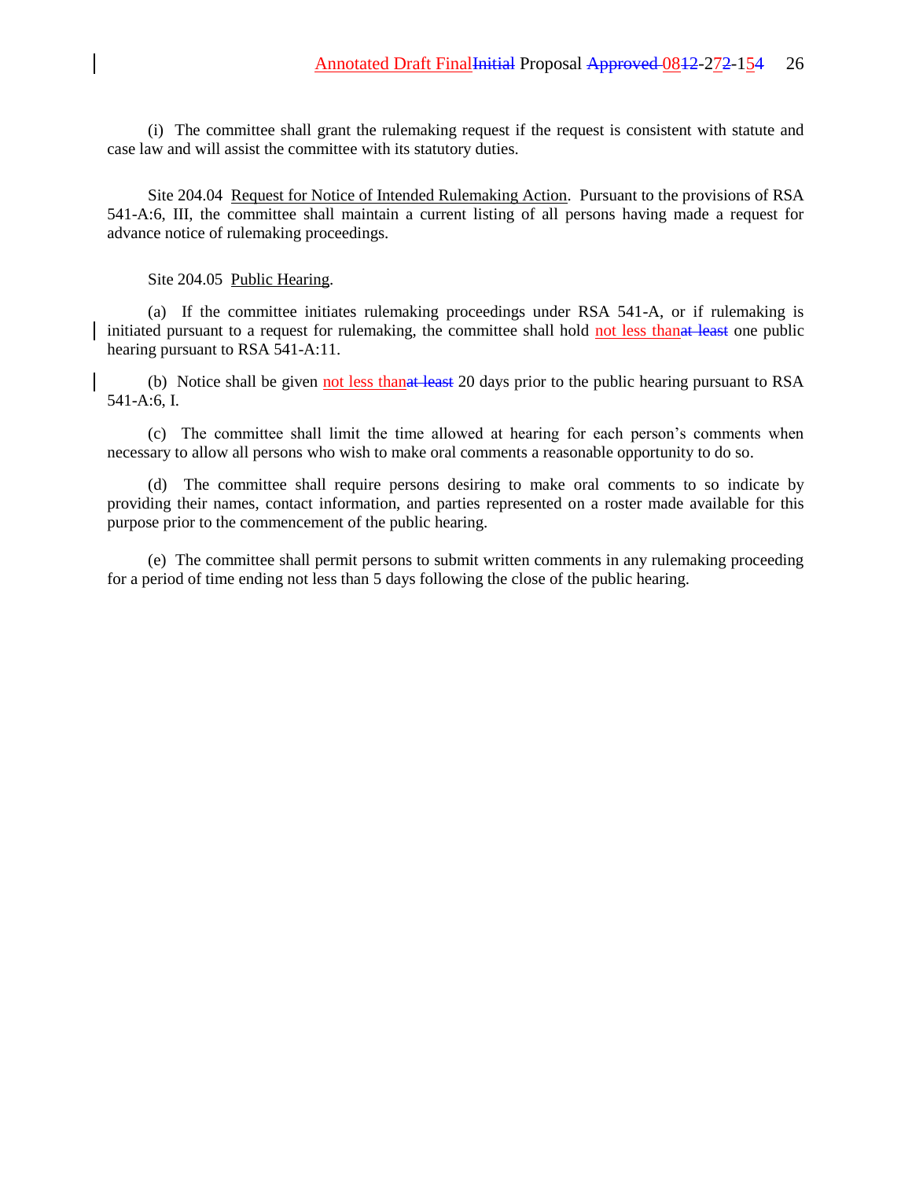(i) The committee shall grant the rulemaking request if the request is consistent with statute and case law and will assist the committee with its statutory duties.

Site 204.04 Request for Notice of Intended Rulemaking Action. Pursuant to the provisions of RSA 541-A:6, III, the committee shall maintain a current listing of all persons having made a request for advance notice of rulemaking proceedings.

Site 204.05 Public Hearing.

(a) If the committee initiates rulemaking proceedings under RSA 541-A, or if rulemaking is initiated pursuant to a request for rulemaking, the committee shall hold not less than~~at least~~ one public hearing pursuant to RSA 541-A:11.

(b) Notice shall be given not less than~~at least~~ 20 days prior to the public hearing pursuant to RSA 541-A:6, I.

(c) The committee shall limit the time allowed at hearing for each person's comments when necessary to allow all persons who wish to make oral comments a reasonable opportunity to do so.

(d) The committee shall require persons desiring to make oral comments to so indicate by providing their names, contact information, and parties represented on a roster made available for this purpose prior to the commencement of the public hearing.

(e) The committee shall permit persons to submit written comments in any rulemaking proceeding for a period of time ending not less than 5 days following the close of the public hearing.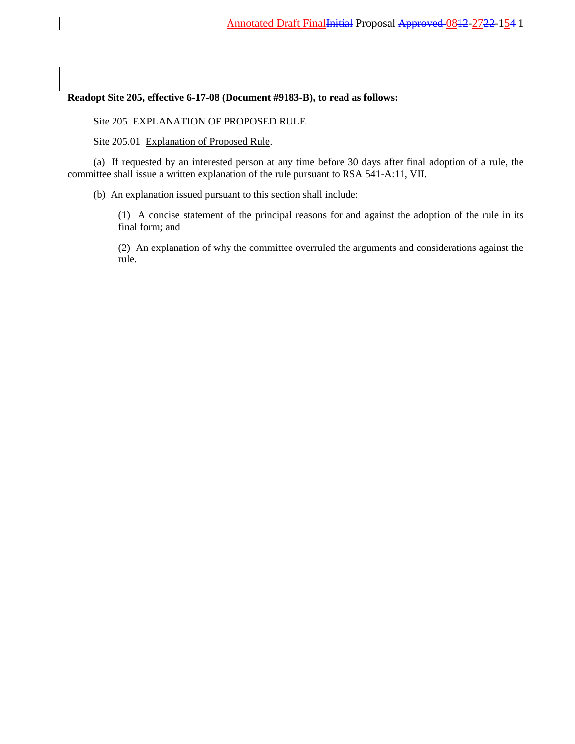**Readopt Site 205, effective 6-17-08 (Document #9183-B), to read as follows:**

Site 205 EXPLANATION OF PROPOSED RULE

Site 205.01 Explanation of Proposed Rule.

(a) If requested by an interested person at any time before 30 days after final adoption of a rule, the committee shall issue a written explanation of the rule pursuant to RSA 541-A:11, VII.

(b) An explanation issued pursuant to this section shall include:

(1) A concise statement of the principal reasons for and against the adoption of the rule in its final form; and

(2) An explanation of why the committee overruled the arguments and considerations against the rule.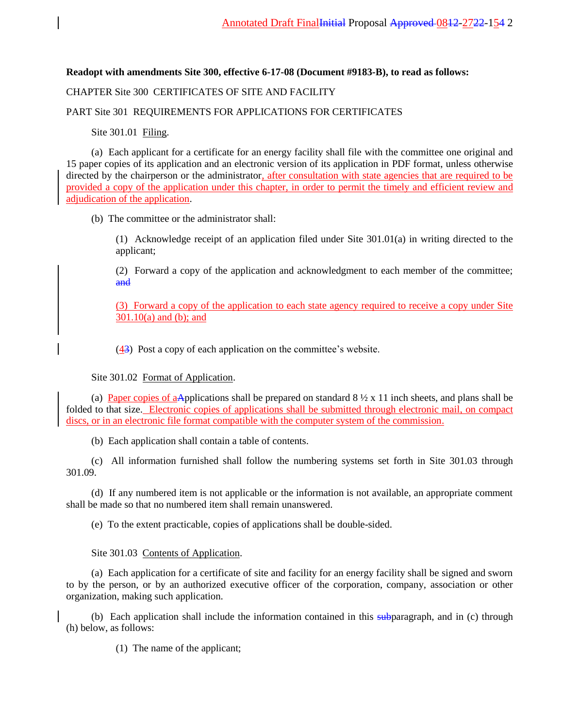**Readopt with amendments Site 300, effective 6-17-08 (Document #9183-B), to read as follows:**

CHAPTER Site 300 CERTIFICATES OF SITE AND FACILITY

PART Site 301 REQUIREMENTS FOR APPLICATIONS FOR CERTIFICATES

Site 301.01 Filing.

(a) Each applicant for a certificate for an energy facility shall file with the committee one original and 15 paper copies of its application and an electronic version of its application in PDF format, unless otherwise directed by the chairperson or the administrator, after consultation with state agencies that are required to be provided a copy of the application under this chapter, in order to permit the timely and efficient review and adjudication of the application.

(b) The committee or the administrator shall:

(1) Acknowledge receipt of an application filed under Site 301.01(a) in writing directed to the applicant;

(2) Forward a copy of the application and acknowledgment to each member of the committee; ~~and~~

(3) Forward a copy of the application to each state agency required to receive a copy under Site 301.10(a) and (b); and

(4~~3~~) Post a copy of each application on the committee's website.

Site 301.02 Format of Application.

(a) Paper copies of a~~A~~pplications shall be prepared on standard 8 ½ x 11 inch sheets, and plans shall be folded to that size. Electronic copies of applications shall be submitted through electronic mail, on compact discs, or in an electronic file format compatible with the computer system of the commission.

(b) Each application shall contain a table of contents.

(c) All information furnished shall follow the numbering systems set forth in Site 301.03 through 301.09.

(d) If any numbered item is not applicable or the information is not available, an appropriate comment shall be made so that no numbered item shall remain unanswered.

(e) To the extent practicable, copies of applications shall be double-sided.

Site 301.03 Contents of Application.

(a) Each application for a certificate of site and facility for an energy facility shall be signed and sworn to by the person, or by an authorized executive officer of the corporation, company, association or other organization, making such application.

(b) Each application shall include the information contained in this ~~sub~~paragraph, and in (c) through (h) below, as follows:

(1) The name of the applicant;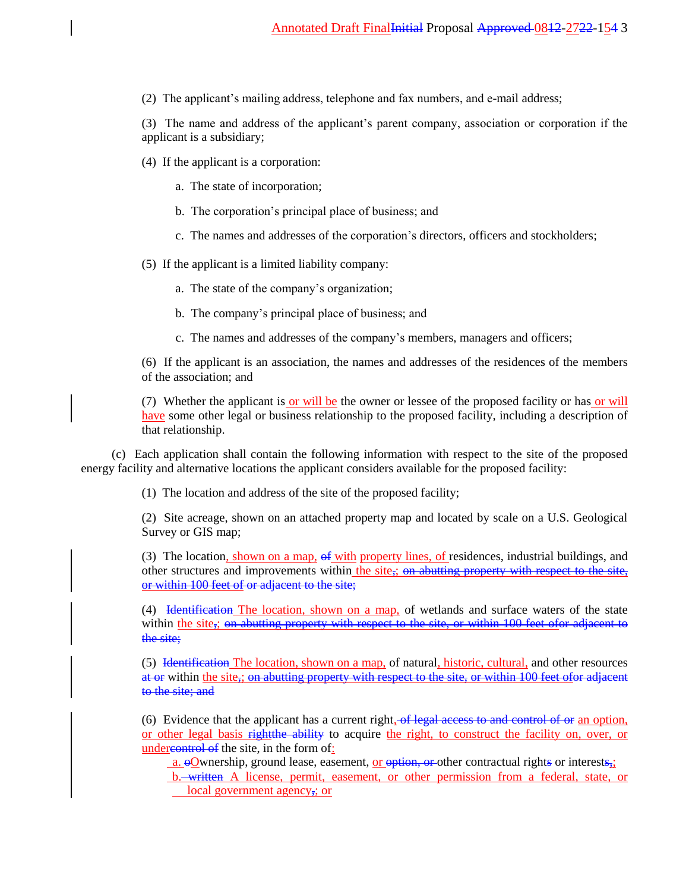(2) The applicant's mailing address, telephone and fax numbers, and e-mail address;

(3) The name and address of the applicant's parent company, association or corporation if the applicant is a subsidiary;

(4) If the applicant is a corporation:

a. The state of incorporation;

b. The corporation's principal place of business; and

c. The names and addresses of the corporation's directors, officers and stockholders;

(5) If the applicant is a limited liability company:

a. The state of the company's organization;

b. The company's principal place of business; and

c. The names and addresses of the company's members, managers and officers;

(6) If the applicant is an association, the names and addresses of the residences of the members of the association; and

(7) Whether the applicant is or will be the owner or lessee of the proposed facility or has or will have some other legal or business relationship to the proposed facility, including a description of that relationship.

(c) Each application shall contain the following information with respect to the site of the proposed energy facility and alternative locations the applicant considers available for the proposed facility:

(1) The location and address of the site of the proposed facility;

(2) Site acreage, shown on an attached property map and located by scale on a U.S. Geological Survey or GIS map;

(3) The location, shown on a map, ~~of~~ with property lines, of residences, industrial buildings, and other structures and improvements within the site,; ~~on abutting property with respect to the site, or within 100 feet of or adjacent to the site;~~

(4) ~~Identification~~ The location, shown on a map, of wetlands and surface waters of the state within the site,; ~~on abutting property with respect to the site, or within 100 feet ofor adjacent to the site;~~

(5) ~~Identification~~ The location, shown on a map, of natural, historic, cultural, and other resources ~~at or~~ within the site,; ~~on abutting property with respect to the site, or within 100 feet ofor adjacent to the site; and~~

(6) Evidence that the applicant has a current right, ~~of legal access to and control of or~~ an option, or other legal basis ~~rightthe ability~~ to acquire the right, to construct the facility on, over, or under~~control of~~ the site, in the form of:

a. ~~o~~Ownership, ground lease, easement, or ~~option, or~~ other contractual rights or interests,;

b. ~~written~~ A license, permit, easement, or other permission from a federal, state, or local government agency,; or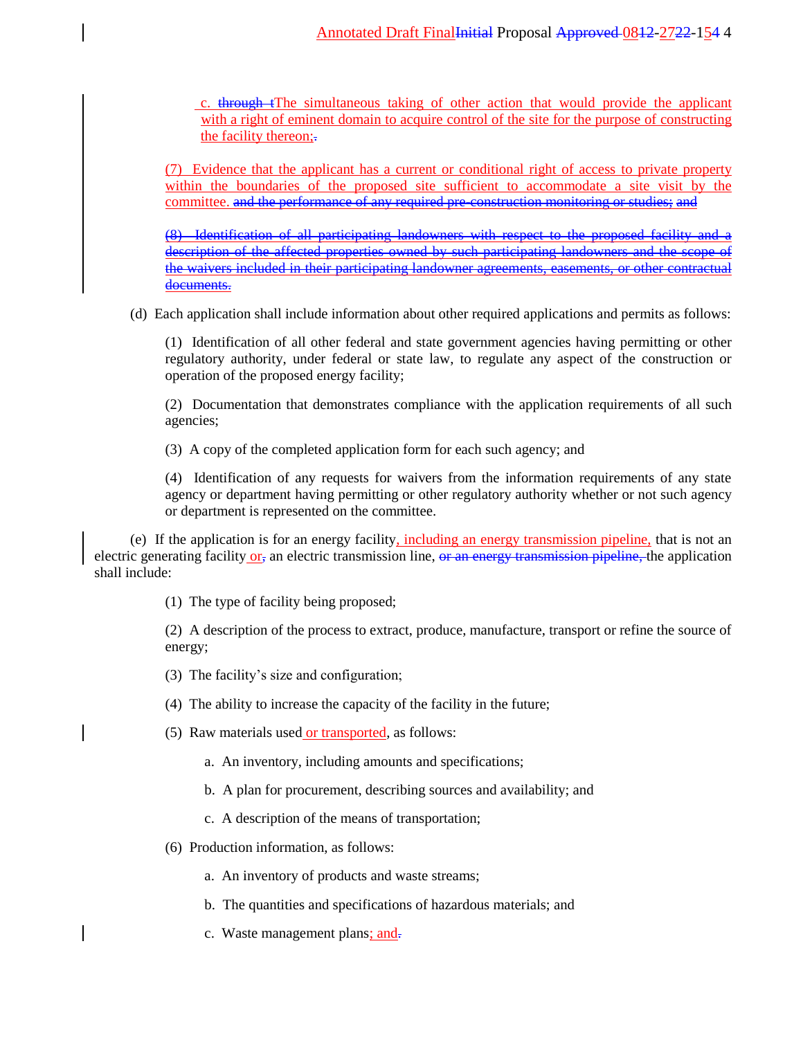c. ~~through t~~The simultaneous taking of other action that would provide the applicant with a right of eminent domain to acquire control of the site for the purpose of constructing the facility thereon;~~.~~

(7) Evidence that the applicant has a current or conditional right of access to private property within the boundaries of the proposed site sufficient to accommodate a site visit by the committee. ~~and the performance of any required pre-construction monitoring or studies; and~~

~~(8) Identification of all participating landowners with respect to the proposed facility and a description of the affected properties owned by such participating landowners and the scope of the waivers included in their participating landowner agreements, easements, or other contractual documents.~~

(d) Each application shall include information about other required applications and permits as follows:

(1) Identification of all other federal and state government agencies having permitting or other regulatory authority, under federal or state law, to regulate any aspect of the construction or operation of the proposed energy facility;

(2) Documentation that demonstrates compliance with the application requirements of all such agencies;

(3) A copy of the completed application form for each such agency; and

(4) Identification of any requests for waivers from the information requirements of any state agency or department having permitting or other regulatory authority whether or not such agency or department is represented on the committee.

(e) If the application is for an energy facility, including an energy transmission pipeline, that is not an electric generating facility or~~,~~ an electric transmission line, ~~or an energy transmission pipeline,~~ the application shall include:

(1) The type of facility being proposed;

(2) A description of the process to extract, produce, manufacture, transport or refine the source of energy;

(3) The facility's size and configuration;

(4) The ability to increase the capacity of the facility in the future;

(5) Raw materials used or transported, as follows:

a. An inventory, including amounts and specifications;

b. A plan for procurement, describing sources and availability; and

c. A description of the means of transportation;

(6) Production information, as follows:

a. An inventory of products and waste streams;

b. The quantities and specifications of hazardous materials; and

c. Waste management plans; and~~.~~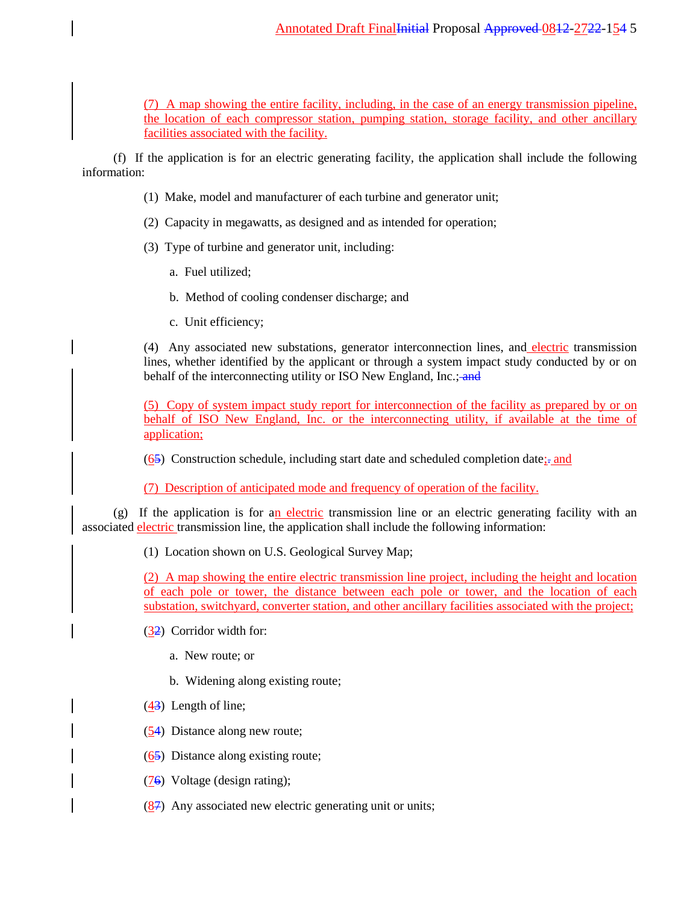(7) A map showing the entire facility, including, in the case of an energy transmission pipeline, the location of each compressor station, pumping station, storage facility, and other ancillary facilities associated with the facility.

(f) If the application is for an electric generating facility, the application shall include the following information:

(1) Make, model and manufacturer of each turbine and generator unit;

(2) Capacity in megawatts, as designed and as intended for operation;

(3) Type of turbine and generator unit, including:

a. Fuel utilized;

b. Method of cooling condenser discharge; and

c. Unit efficiency;

(4) Any associated new substations, generator interconnection lines, and ~~ ~~electric transmission lines, whether identified by the applicant or through a system impact study conducted by or on behalf of the interconnecting utility or ISO New England, Inc.; ~~and~~

(5) Copy of system impact study report for interconnection of the facility as prepared by or on behalf of ISO New England, Inc. or the interconnecting utility, if available at the time of application;

(6~~5~~) Construction schedule, including start date and scheduled completion date;~~.~~ and

(7) Description of anticipated mode and frequency of operation of the facility.

(g) If the application is for an electric transmission line or an electric generating facility with an associated electric transmission line, the application shall include the following information:

(1) Location shown on U.S. Geological Survey Map;

(2) A map showing the entire electric transmission line project, including the height and location of each pole or tower, the distance between each pole or tower, and the location of each substation, switchyard, converter station, and other ancillary facilities associated with the project;

(3~~2~~) Corridor width for:

a. New route; or

b. Widening along existing route;

(4~~3~~) Length of line;

(5~~4~~) Distance along new route;

(6~~5~~) Distance along existing route;

(7~~6~~) Voltage (design rating);

(8~~7~~) Any associated new electric generating unit or units;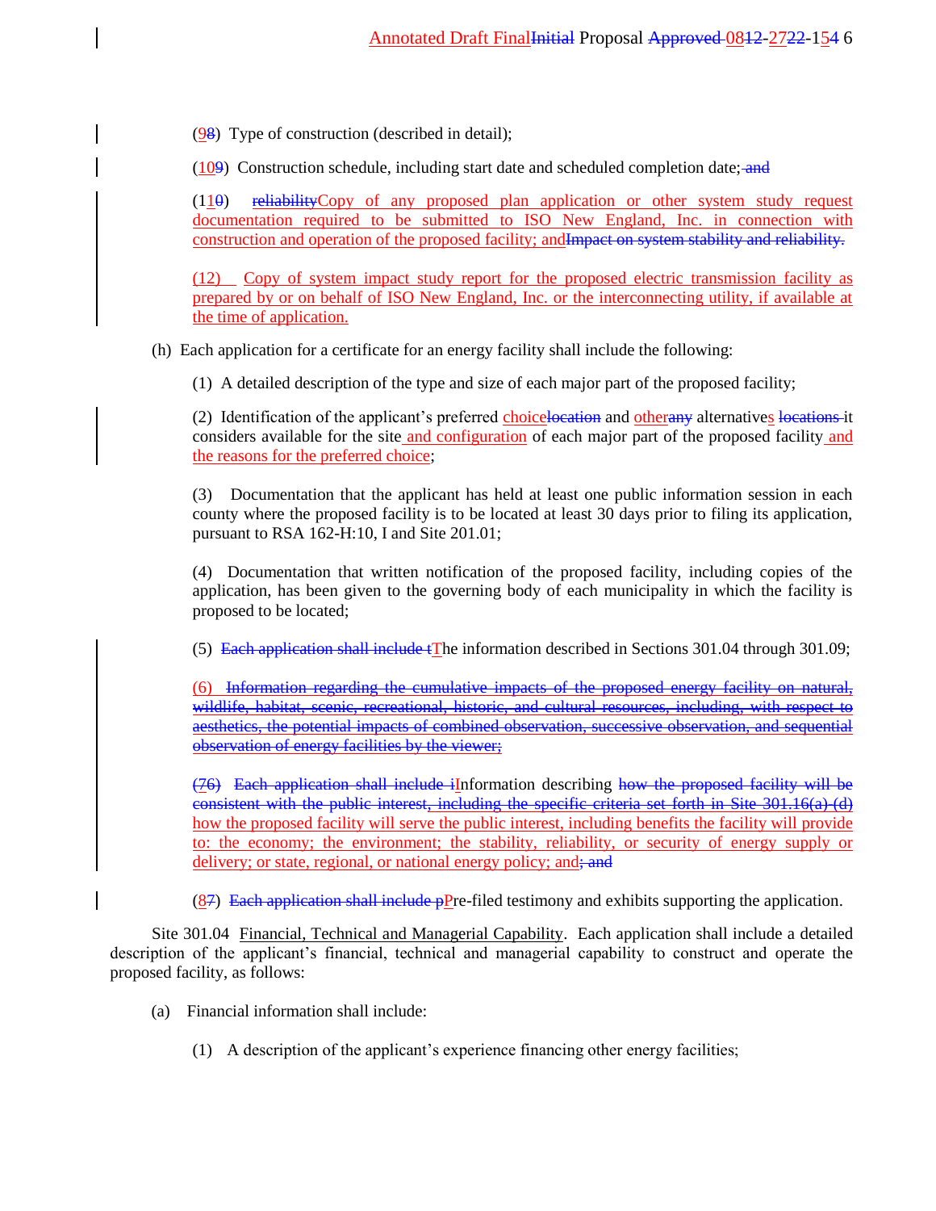(98)  Type of construction (described in detail);

(109)  Construction schedule, including start date and scheduled completion date; and

(110)  reliabilityCopy of any proposed plan application or other system study request documentation required to be submitted to ISO New England, Inc. in connection with construction and operation of the proposed facility; andImpact on system stability and reliability.

(12)  Copy of system impact study report for the proposed electric transmission facility as prepared by or on behalf of ISO New England, Inc. or the interconnecting utility, if available at the time of application.

(h)  Each application for a certificate for an energy facility shall include the following:

(1)  A detailed description of the type and size of each major part of the proposed facility;

(2)  Identification of the applicant's preferred choicelocation and otherany alternatives locations it considers available for the site and configuration of each major part of the proposed facility and the reasons for the preferred choice;

(3)  Documentation that the applicant has held at least one public information session in each county where the proposed facility is to be located at least 30 days prior to filing its application, pursuant to RSA 162-H:10, I and Site 201.01;

(4)  Documentation that written notification of the proposed facility, including copies of the application, has been given to the governing body of each municipality in which the facility is proposed to be located;

(5)  Each application shall include tThe information described in Sections 301.04 through 301.09;

(6)  Information regarding the cumulative impacts of the proposed energy facility on natural, wildlife, habitat, scenic, recreational, historic, and cultural resources, including, with respect to aesthetics, the potential impacts of combined observation, successive observation, and sequential observation of energy facilities by the viewer;

(76)  Each application shall include iInformation describing how the proposed facility will be consistent with the public interest, including the specific criteria set forth in Site 301.16(a)-(d) how the proposed facility will serve the public interest, including benefits the facility will provide to: the economy; the environment; the stability, reliability, or security of energy supply or delivery; or state, regional, or national energy policy; and; and

(87)  Each application shall include pPre-filed testimony and exhibits supporting the application.

Site 301.04  Financial, Technical and Managerial Capability.  Each application shall include a detailed description of the applicant's financial, technical and managerial capability to construct and operate the proposed facility, as follows:

(a)  Financial information shall include:

(1)  A description of the applicant's experience financing other energy facilities;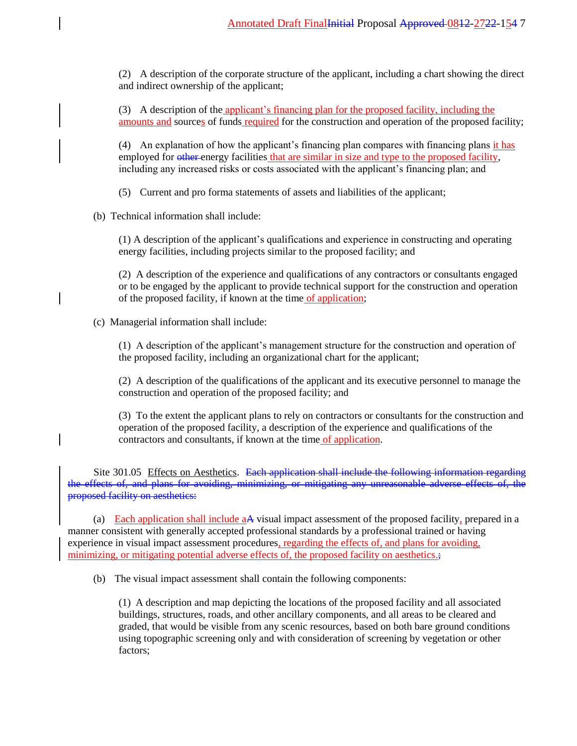(2) A description of the corporate structure of the applicant, including a chart showing the direct and indirect ownership of the applicant;

(3) A description of the applicant's financing plan for the proposed facility, including the amounts and sources of funds required for the construction and operation of the proposed facility;

(4) An explanation of how the applicant's financing plan compares with financing plans it has employed for ~~other~~ energy facilities that are similar in size and type to the proposed facility, including any increased risks or costs associated with the applicant's financing plan; and

(5) Current and pro forma statements of assets and liabilities of the applicant;

(b) Technical information shall include:

(1) A description of the applicant's qualifications and experience in constructing and operating energy facilities, including projects similar to the proposed facility; and

(2) A description of the experience and qualifications of any contractors or consultants engaged or to be engaged by the applicant to provide technical support for the construction and operation of the proposed facility, if known at the time of application;

(c) Managerial information shall include:

(1) A description of the applicant's management structure for the construction and operation of the proposed facility, including an organizational chart for the applicant;

(2) A description of the qualifications of the applicant and its executive personnel to manage the construction and operation of the proposed facility; and

(3) To the extent the applicant plans to rely on contractors or consultants for the construction and operation of the proposed facility, a description of the experience and qualifications of the contractors and consultants, if known at the time of application.

Site 301.05 Effects on Aesthetics. ~~Each application shall include the following information regarding the effects of, and plans for avoiding, minimizing, or mitigating any unreasonable adverse effects of, the proposed facility on aesthetics:~~

(a) Each application shall include a~~A~~ visual impact assessment of the proposed facility, prepared in a manner consistent with generally accepted professional standards by a professional trained or having experience in visual impact assessment procedures, regarding the effects of, and plans for avoiding, minimizing, or mitigating potential adverse effects of, the proposed facility on aesthetics.~~;~~

(b) The visual impact assessment shall contain the following components:

(1) A description and map depicting the locations of the proposed facility and all associated buildings, structures, roads, and other ancillary components, and all areas to be cleared and graded, that would be visible from any scenic resources, based on both bare ground conditions using topographic screening only and with consideration of screening by vegetation or other factors;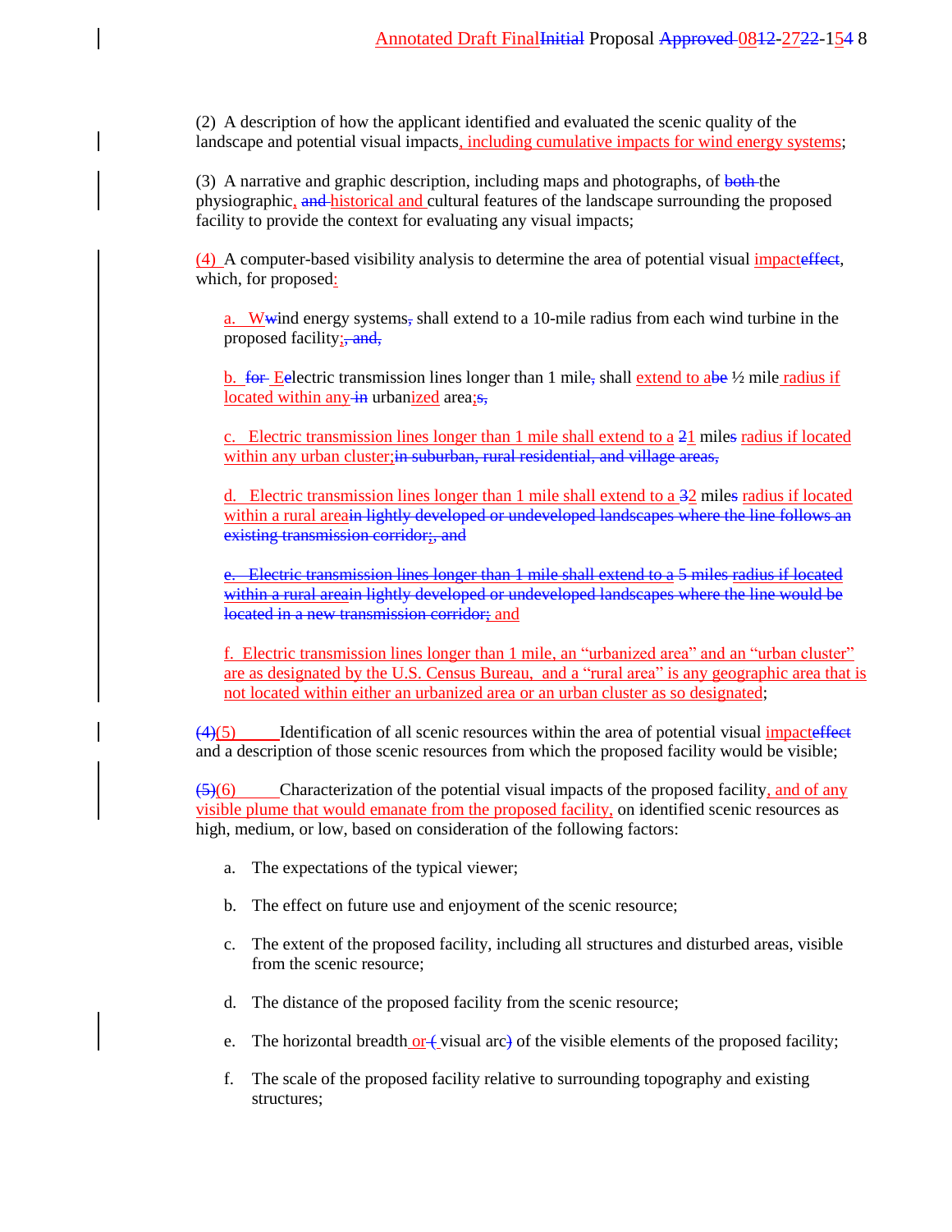(2) A description of how the applicant identified and evaluated the scenic quality of the landscape and potential visual impacts, including cumulative impacts for wind energy systems;

(3) A narrative and graphic description, including maps and photographs, of ~~both~~ the physiographic, ~~and~~ historical and cultural features of the landscape surrounding the proposed facility to provide the context for evaluating any visual impacts;

(4) A computer-based visibility analysis to determine the area of potential visual impact~~effect~~, which, for proposed:

a. W~~w~~ind energy systems~~,~~ shall extend to a 10-mile radius from each wind turbine in the proposed facility;~~, and,~~

b. ~~for~~ E~~e~~lectric transmission lines longer than 1 mile~~,~~ shall extend to a~~be~~ ½ mile radius if located within any ~~in~~ urbanized area;~~s,~~

c. Electric transmission lines longer than 1 mile shall extend to a ~~2~~1 mile~~s~~ radius if located within any urban cluster;~~in suburban, rural residential, and village areas,~~

d. Electric transmission lines longer than 1 mile shall extend to a ~~3~~2 mile~~s~~ radius if located within a rural area~~in lightly developed or undeveloped landscapes where the line follows an existing transmission corridor;, and~~

~~e. Electric transmission lines longer than 1 mile shall extend to a 5 miles radius if located within a rural areain lightly developed or undeveloped landscapes where the line would be located in a new transmission corridor~~; and

f. Electric transmission lines longer than 1 mile, an "urbanized area" and an "urban cluster" are as designated by the U.S. Census Bureau, and a "rural area" is any geographic area that is not located within either an urbanized area or an urban cluster as so designated;

~~(4)~~(5) Identification of all scenic resources within the area of potential visual impact~~effect~~ and a description of those scenic resources from which the proposed facility would be visible;

~~(5)~~(6) Characterization of the potential visual impacts of the proposed facility, and of any visible plume that would emanate from the proposed facility, on identified scenic resources as high, medium, or low, based on consideration of the following factors:

a. The expectations of the typical viewer;

b. The effect on future use and enjoyment of the scenic resource;

c. The extent of the proposed facility, including all structures and disturbed areas, visible from the scenic resource;

d. The distance of the proposed facility from the scenic resource;

e. The horizontal breadth or ~~(~~ visual arc~~)~~ of the visible elements of the proposed facility;

f. The scale of the proposed facility relative to surrounding topography and existing structures;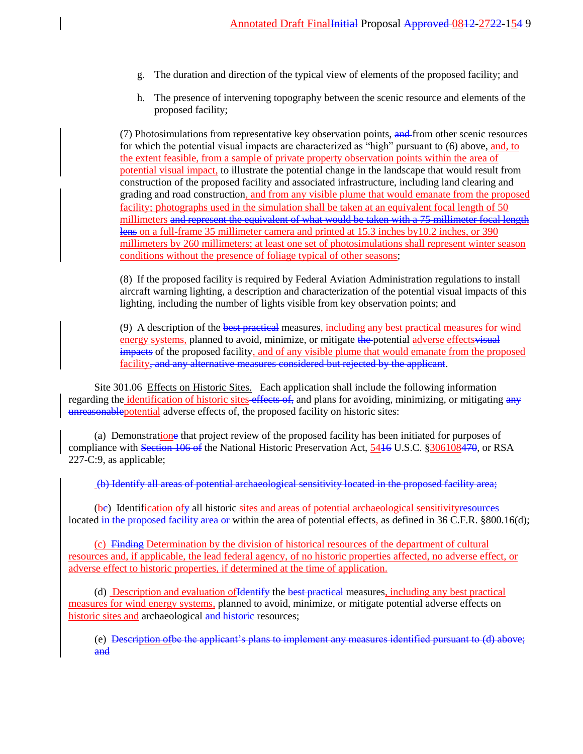g. The duration and direction of the typical view of elements of the proposed facility; and

h. The presence of intervening topography between the scenic resource and elements of the proposed facility;

(7) Photosimulations from representative key observation points, ~~and~~ from other scenic resources for which the potential visual impacts are characterized as "high" pursuant to (6) above, and, to the extent feasible, from a sample of private property observation points within the area of potential visual impact, to illustrate the potential change in the landscape that would result from construction of the proposed facility and associated infrastructure, including land clearing and grading and road construction, and from any visible plume that would emanate from the proposed facility; photographs used in the simulation shall be taken at an equivalent focal length of 50 millimeters ~~and represent the equivalent of what would be taken with a 75 millimeter focal length lens~~ on a full-frame 35 millimeter camera and printed at 15.3 inches by10.2 inches, or 390 millimeters by 260 millimeters; at least one set of photosimulations shall represent winter season conditions without the presence of foliage typical of other seasons;

(8) If the proposed facility is required by Federal Aviation Administration regulations to install aircraft warning lighting, a description and characterization of the potential visual impacts of this lighting, including the number of lights visible from key observation points; and

(9) A description of the ~~best practical~~ measures, including any best practical measures for wind energy systems, planned to avoid, minimize, or mitigate ~~the~~ potential adverse effects~~visual impacts~~ of the proposed facility, and of any visible plume that would emanate from the proposed facility~~, and any alternative measures considered but rejected by the applicant~~.

Site 301.06 Effects on Historic Sites. Each application shall include the following information regarding the identification of historic sites ~~effects of,~~ and plans for avoiding, minimizing, or mitigating ~~any unreasonable~~potential adverse effects of, the proposed facility on historic sites:

(a) Demonstratio~~e~~n that project review of the proposed facility has been initiated for purposes of compliance with ~~Section 106 of~~ the National Historic Preservation Act, 54~~16~~ U.S.C. §306108~~470~~, or RSA 227-C:9, as applicable;

~~(b) Identify all areas of potential archaeological sensitivity located in the proposed facility area;~~

(b~~c~~) Identification of~~y~~ all historic sites and areas of potential archaeological sensitivity~~resources~~ located ~~in the proposed facility area or~~ within the area of potential effects, as defined in 36 C.F.R. §800.16(d);

(c) ~~Finding~~ Determination by the division of historical resources of the department of cultural resources and, if applicable, the lead federal agency, of no historic properties affected, no adverse effect, or adverse effect to historic properties, if determined at the time of application.

(d) Description and evaluation of~~Identify~~ the ~~best practical~~ measures, including any best practical measures for wind energy systems, planned to avoid, minimize, or mitigate potential adverse effects on historic sites and archaeological ~~and historic~~ resources;

(e) ~~Description ofbe the applicant's plans to implement any measures identified pursuant to (d) above; and~~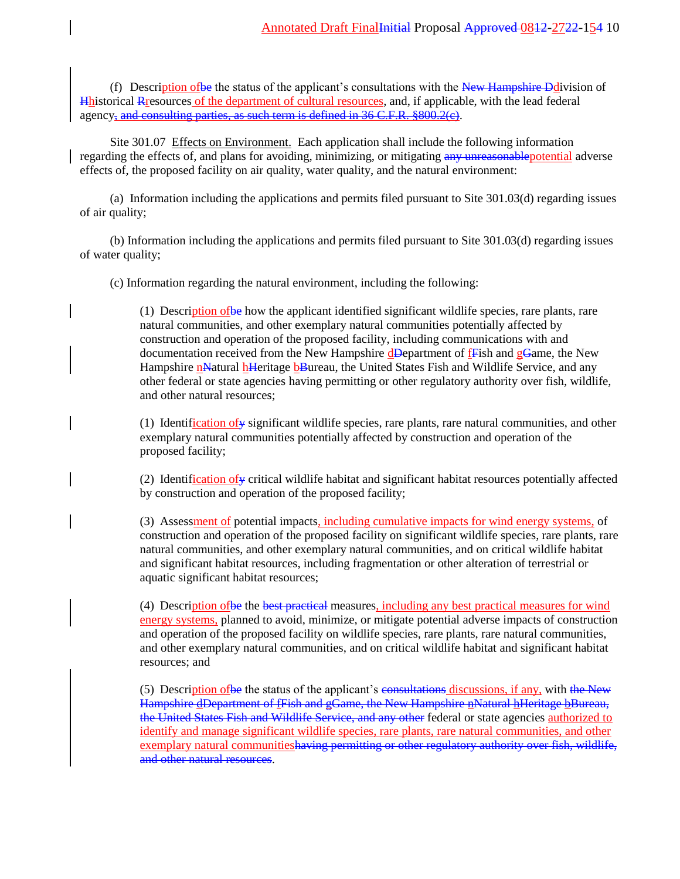(f) Descri<u>ption of</u>~~be~~ the status of the applicant's consultations with the ~~New Hampshire D~~<u>d</u>ivision of ~~H~~<u>h</u>istorical ~~R~~<u>r</u>esources<u> of the department of cultural resources</u>, and, if applicable, with the lead federal agency~~, and consulting parties, as such term is defined in 36 C.F.R. §800.2(c)~~.

Site 301.07 <u>Effects on Environment.</u> Each application shall include the following information regarding the effects of, and plans for avoiding, minimizing, or mitigating ~~any unreasonable~~<u>potential</u> adverse effects of, the proposed facility on air quality, water quality, and the natural environment:

(a) Information including the applications and permits filed pursuant to Site 301.03(d) regarding issues of air quality;

(b) Information including the applications and permits filed pursuant to Site 301.03(d) regarding issues of water quality;

(c) Information regarding the natural environment, including the following:

(1) Descri<u>ption of</u>~~be~~ how the applicant identified significant wildlife species, rare plants, rare natural communities, and other exemplary natural communities potentially affected by construction and operation of the proposed facility, including communications with and documentation received from the New Hampshire <u>d</u>~~D~~epartment of <u>f</u>~~F~~ish and <u>g</u>~~G~~ame, the New Hampshire <u>n</u>~~N~~atural <u>h</u>~~H~~eritage <u>b</u>~~B~~ureau, the United States Fish and Wildlife Service, and any other federal or state agencies having permitting or other regulatory authority over fish, wildlife, and other natural resources;

(1) Identif<u>ication of</u>~~y~~ significant wildlife species, rare plants, rare natural communities, and other exemplary natural communities potentially affected by construction and operation of the proposed facility;

(2) Identif<u>ication of</u>~~y~~ critical wildlife habitat and significant habitat resources potentially affected by construction and operation of the proposed facility;

(3) Assess<u>ment of</u> potential impacts<u>, including cumulative impacts for wind energy systems,</u> of construction and operation of the proposed facility on significant wildlife species, rare plants, rare natural communities, and other exemplary natural communities, and on critical wildlife habitat and significant habitat resources, including fragmentation or other alteration of terrestrial or aquatic significant habitat resources;

(4) Descri<u>ption of</u>~~be~~ the ~~best practical~~ measures<u>, including any best practical measures for wind energy systems,</u> planned to avoid, minimize, or mitigate potential adverse impacts of construction and operation of the proposed facility on wildlife species, rare plants, rare natural communities, and other exemplary natural communities, and on critical wildlife habitat and significant habitat resources; and

(5) Descri<u>ption of</u>~~be~~ the status of the applicant's ~~consultations~~<u> discussions, if any,</u> with ~~the New Hampshire dDepartment of fFish and gGame, the New Hampshire nNatural hHeritage bBureau, the United States Fish and Wildlife Service, and any other~~ federal or state agencies <u>authorized to identify and manage significant wildlife species, rare plants, rare natural communities, and other exemplary natural communities</u>~~having permitting or other regulatory authority over fish, wildlife, and other natural resources~~.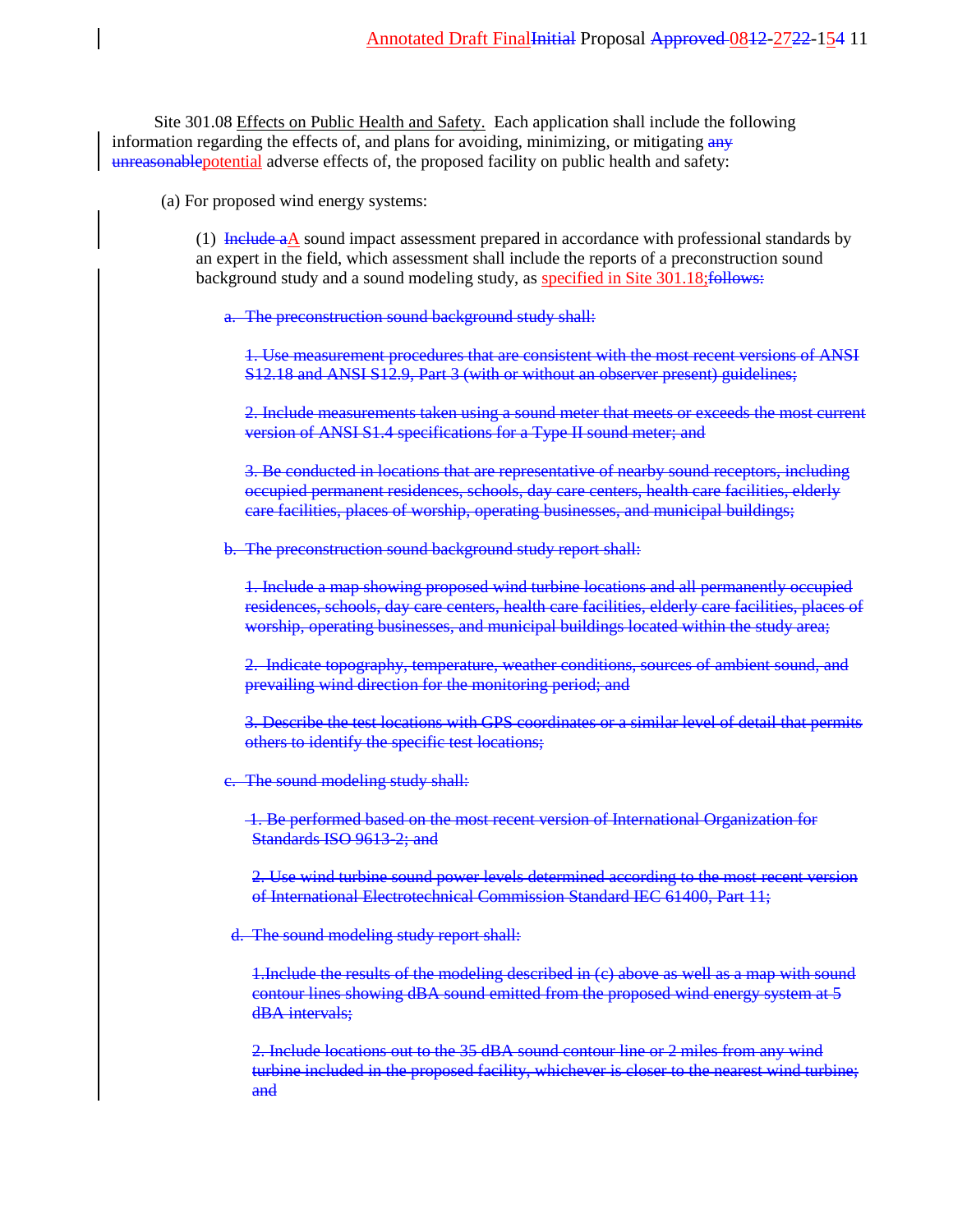Site 301.08 Effects on Public Health and Safety. Each application shall include the following information regarding the effects of, and plans for avoiding, minimizing, or mitigating ~~any unreasonable~~potential adverse effects of, the proposed facility on public health and safety:

(a) For proposed wind energy systems:

(1) ~~Include a~~A sound impact assessment prepared in accordance with professional standards by an expert in the field, which assessment shall include the reports of a preconstruction sound background study and a sound modeling study, as specified in Site 301.18;~~follows:~~

~~a. The preconstruction sound background study shall:~~

~~1. Use measurement procedures that are consistent with the most recent versions of ANSI S12.18 and ANSI S12.9, Part 3 (with or without an observer present) guidelines;~~

~~2. Include measurements taken using a sound meter that meets or exceeds the most current version of ANSI S1.4 specifications for a Type II sound meter; and~~

~~3. Be conducted in locations that are representative of nearby sound receptors, including occupied permanent residences, schools, day care centers, health care facilities, elderly care facilities, places of worship, operating businesses, and municipal buildings;~~

~~b. The preconstruction sound background study report shall:~~

~~1. Include a map showing proposed wind turbine locations and all permanently occupied residences, schools, day care centers, health care facilities, elderly care facilities, places of worship, operating businesses, and municipal buildings located within the study area;~~

~~2. Indicate topography, temperature, weather conditions, sources of ambient sound, and prevailing wind direction for the monitoring period; and~~

~~3. Describe the test locations with GPS coordinates or a similar level of detail that permits others to identify the specific test locations;~~

~~c. The sound modeling study shall:~~

~~1. Be performed based on the most recent version of International Organization for Standards ISO 9613-2; and~~

~~2. Use wind turbine sound power levels determined according to the most recent version of International Electrotechnical Commission Standard IEC 61400, Part 11;~~

~~d. The sound modeling study report shall:~~

~~1.Include the results of the modeling described in (c) above as well as a map with sound contour lines showing dBA sound emitted from the proposed wind energy system at 5 dBA intervals;~~

~~2. Include locations out to the 35 dBA sound contour line or 2 miles from any wind turbine included in the proposed facility, whichever is closer to the nearest wind turbine; and~~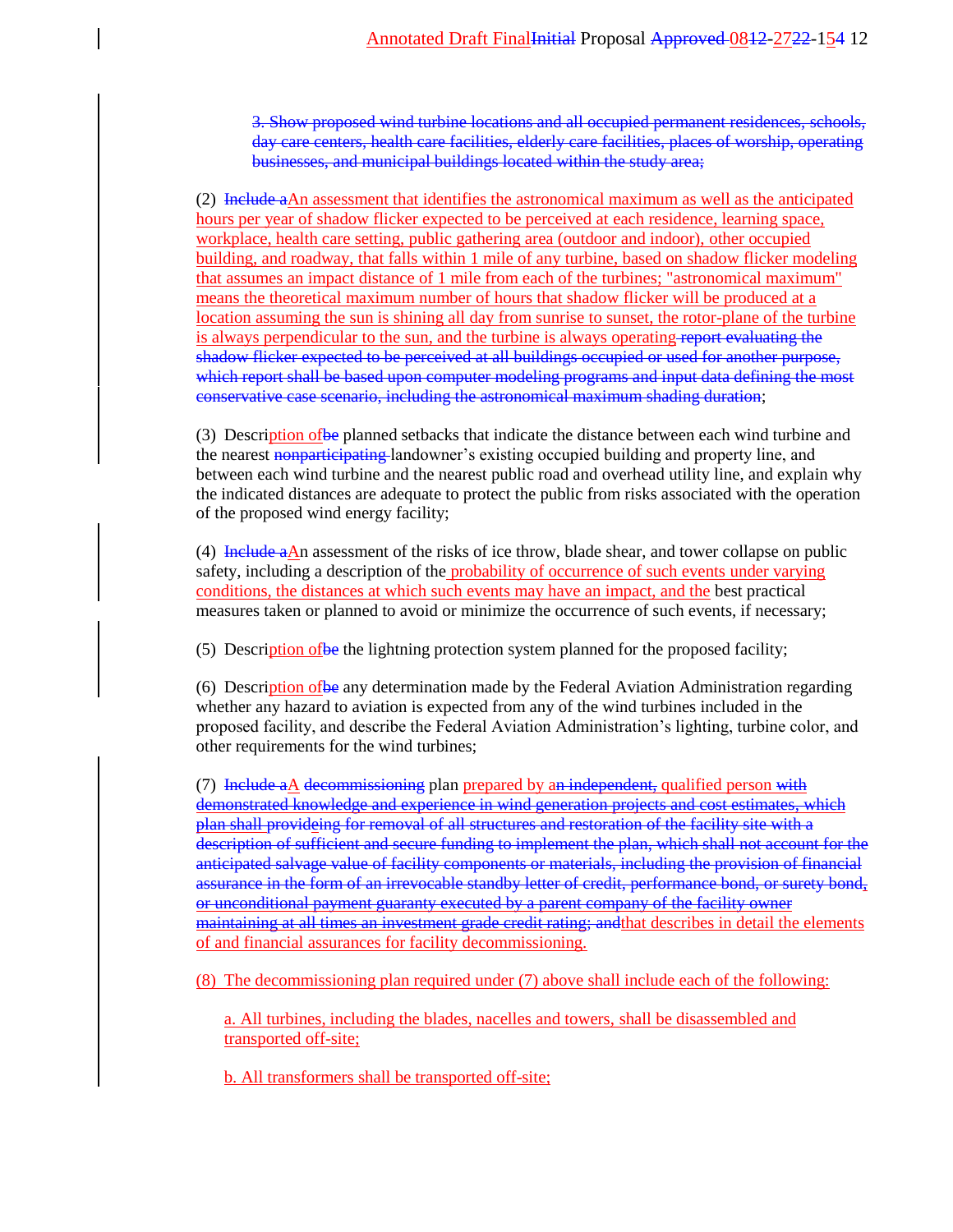3. ~~Show proposed wind turbine locations and all occupied permanent residences, schools, day care centers, health care facilities, elderly care facilities, places of worship, operating businesses, and municipal buildings located within the study area;~~

(2) ~~Include a~~An assessment that identifies the astronomical maximum as well as the anticipated hours per year of shadow flicker expected to be perceived at each residence, learning space, workplace, health care setting, public gathering area (outdoor and indoor), other occupied building, and roadway, that falls within 1 mile of any turbine, based on shadow flicker modeling that assumes an impact distance of 1 mile from each of the turbines; "astronomical maximum" means the theoretical maximum number of hours that shadow flicker will be produced at a location assuming the sun is shining all day from sunrise to sunset, the rotor-plane of the turbine is always perpendicular to the sun, and the turbine is always operating ~~report evaluating the shadow flicker expected to be perceived at all buildings occupied or used for another purpose, which report shall be based upon computer modeling programs and input data defining the most conservative case scenario, including the astronomical maximum shading duration~~;

(3) Description of~~be~~ planned setbacks that indicate the distance between each wind turbine and the nearest ~~nonparticipating~~ landowner's existing occupied building and property line, and between each wind turbine and the nearest public road and overhead utility line, and explain why the indicated distances are adequate to protect the public from risks associated with the operation of the proposed wind energy facility;

(4) ~~Include a~~An assessment of the risks of ice throw, blade shear, and tower collapse on public safety, including a description of the probability of occurrence of such events under varying conditions, the distances at which such events may have an impact, and the best practical measures taken or planned to avoid or minimize the occurrence of such events, if necessary;

(5) Description of~~be~~ the lightning protection system planned for the proposed facility;

(6) Description of~~be~~ any determination made by the Federal Aviation Administration regarding whether any hazard to aviation is expected from any of the wind turbines included in the proposed facility, and describe the Federal Aviation Administration's lighting, turbine color, and other requirements for the wind turbines;

(7) ~~Include a~~A ~~decommissioning~~ plan prepared by a~~n independent,~~ qualified person ~~with demonstrated knowledge and experience in wind generation projects and cost estimates, which plan shall provideing for removal of all structures and restoration of the facility site with a description of sufficient and secure funding to implement the plan, which shall not account for the anticipated salvage value of facility components or materials, including the provision of financial assurance in the form of an irrevocable standby letter of credit, performance bond, or surety bond, or unconditional payment guaranty executed by a parent company of the facility owner maintaining at all times an investment grade credit rating; and~~that describes in detail the elements of and financial assurances for facility decommissioning.

(8) The decommissioning plan required under (7) above shall include each of the following:

a. All turbines, including the blades, nacelles and towers, shall be disassembled and transported off-site;

b. All transformers shall be transported off-site;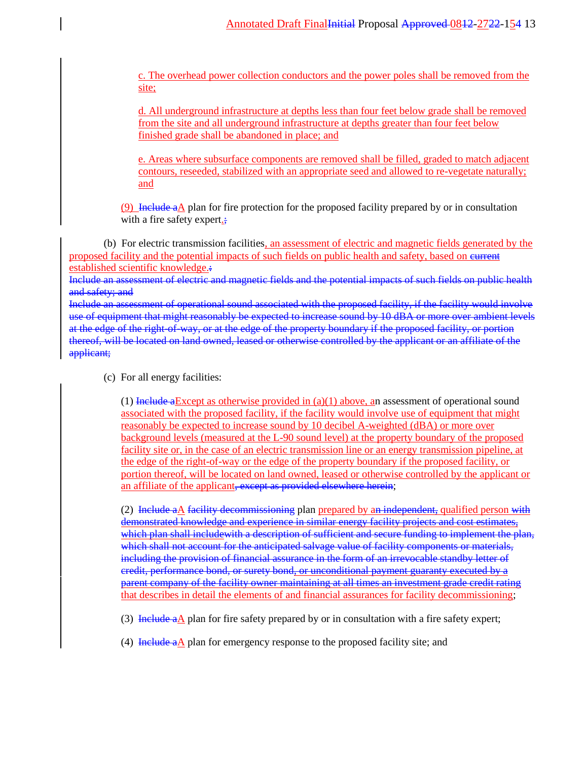c. The overhead power collection conductors and the power poles shall be removed from the site;

d. All underground infrastructure at depths less than four feet below grade shall be removed from the site and all underground infrastructure at depths greater than four feet below finished grade shall be abandoned in place; and

e. Areas where subsurface components are removed shall be filled, graded to match adjacent contours, reseeded, stabilized with an appropriate seed and allowed to re-vegetate naturally; and

(9) ~~Include a~~A plan for fire protection for the proposed facility prepared by or in consultation with a fire safety expert.~~;~~

(b) For electric transmission facilities, an assessment of electric and magnetic fields generated by the proposed facility and the potential impacts of such fields on public health and safety, based on ~~current~~ established scientific knowledge.~~:~~

~~Include an assessment of electric and magnetic fields and the potential impacts of such fields on public health and safety; and~~

~~Include an assessment of operational sound associated with the proposed facility, if the facility would involve use of equipment that might reasonably be expected to increase sound by 10 dBA or more over ambient levels at the edge of the right-of-way, or at the edge of the property boundary if the proposed facility, or portion thereof, will be located on land owned, leased or otherwise controlled by the applicant or an affiliate of the applicant;~~

(c) For all energy facilities:

(1) ~~Include a~~Except as otherwise provided in (a)(1) above, an assessment of operational sound associated with the proposed facility, if the facility would involve use of equipment that might reasonably be expected to increase sound by 10 decibel A-weighted (dBA) or more over background levels (measured at the L-90 sound level) at the property boundary of the proposed facility site or, in the case of an electric transmission line or an energy transmission pipeline, at the edge of the right-of-way or the edge of the property boundary if the proposed facility, or portion thereof, will be located on land owned, leased or otherwise controlled by the applicant or an affiliate of the applicant~~, except as provided elsewhere herein~~;

(2) ~~Include a~~A ~~facility decommissioning~~ plan prepared by a~~n independent,~~ qualified person ~~with demonstrated knowledge and experience in similar energy facility projects and cost estimates, which plan shall include~~with a description of sufficient and secure funding to implement the plan, which shall not account for the anticipated salvage value of facility components or materials, including the provision of financial assurance in the form of an irrevocable standby letter of credit, performance bond, or surety bond, or unconditional payment guaranty executed by a parent company of the facility owner maintaining at all times an investment grade credit rating~~ that describes in detail the elements of and financial assurances for facility decommissioning;

(3) ~~Include a~~A plan for fire safety prepared by or in consultation with a fire safety expert;

(4) ~~Include a~~A plan for emergency response to the proposed facility site; and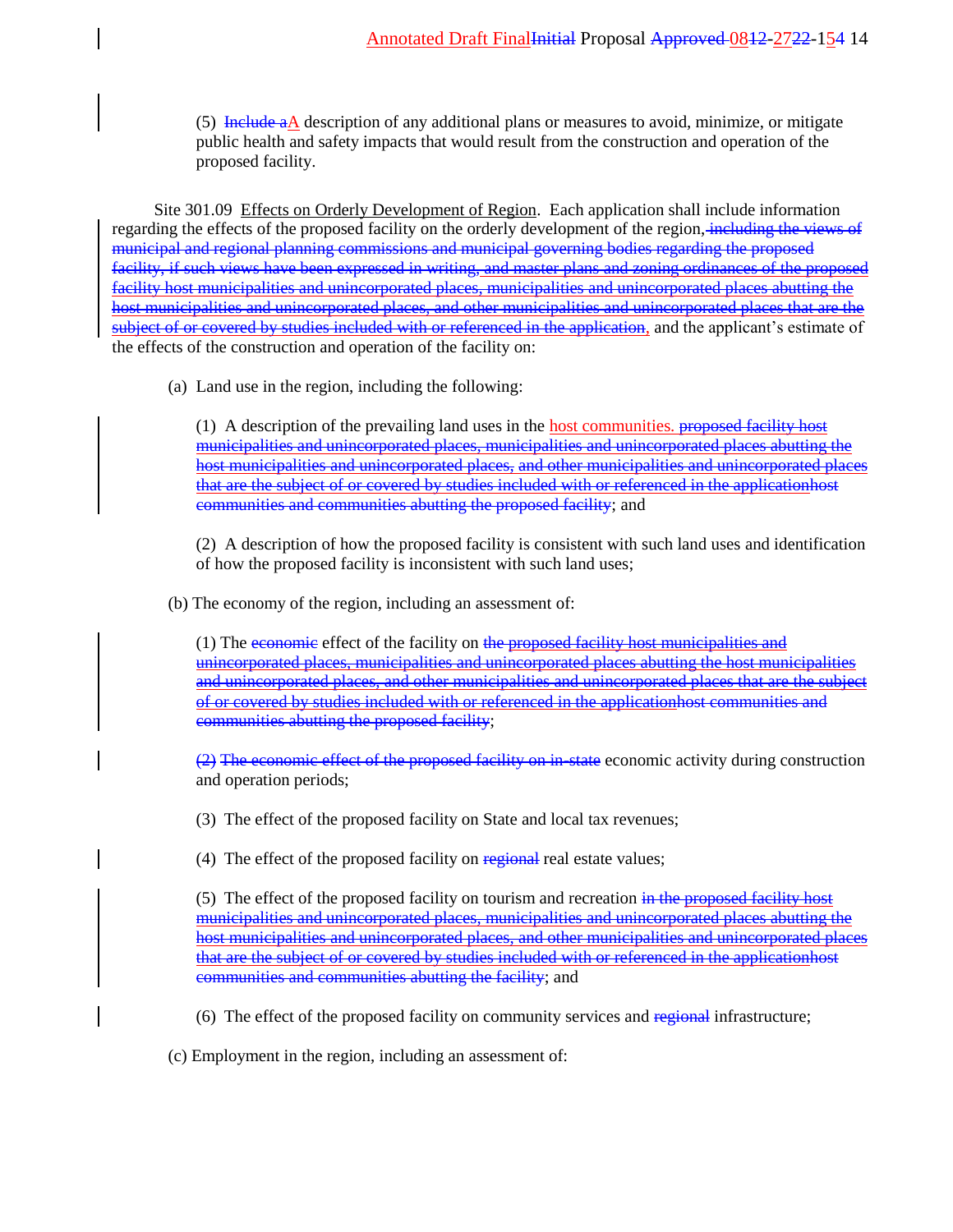(5) ~~Include a~~A description of any additional plans or measures to avoid, minimize, or mitigate public health and safety impacts that would result from the construction and operation of the proposed facility.

Site 301.09 Effects on Orderly Development of Region. Each application shall include information regarding the effects of the proposed facility on the orderly development of the region, ~~including the views of municipal and regional planning commissions and municipal governing bodies regarding the proposed facility, if such views have been expressed in writing, and master plans and zoning ordinances of the proposed facility host municipalities and unincorporated places, municipalities and unincorporated places abutting the host municipalities and unincorporated places, and other municipalities and unincorporated places that are the subject of or covered by studies included with or referenced in the application,~~ and the applicant's estimate of the effects of the construction and operation of the facility on:

(a) Land use in the region, including the following:

(1) A description of the prevailing land uses in the host communities. ~~proposed facility host municipalities and unincorporated places, municipalities and unincorporated places abutting the host municipalities and unincorporated places, and other municipalities and unincorporated places that are the subject of or covered by studies included with or referenced in the applicationhost communities and communities abutting the proposed facility~~; and

(2) A description of how the proposed facility is consistent with such land uses and identification of how the proposed facility is inconsistent with such land uses;

(b) The economy of the region, including an assessment of:

(1) The ~~economic~~ effect of the facility on ~~the proposed facility host municipalities and unincorporated places, municipalities and unincorporated places abutting the host municipalities and unincorporated places, and other municipalities and unincorporated places that are the subject of or covered by studies included with or referenced in the applicationhost communities and communities abutting the proposed facility~~;

~~(2) The economic effect of the proposed facility on in-state~~ economic activity during construction and operation periods;

(3) The effect of the proposed facility on State and local tax revenues;

(4) The effect of the proposed facility on ~~regional~~ real estate values;

(5) The effect of the proposed facility on tourism and recreation ~~in the proposed facility host municipalities and unincorporated places, municipalities and unincorporated places abutting the host municipalities and unincorporated places, and other municipalities and unincorporated places that are the subject of or covered by studies included with or referenced in the applicationhost communities and communities abutting the facility~~; and

(6) The effect of the proposed facility on community services and ~~regional~~ infrastructure;

(c) Employment in the region, including an assessment of: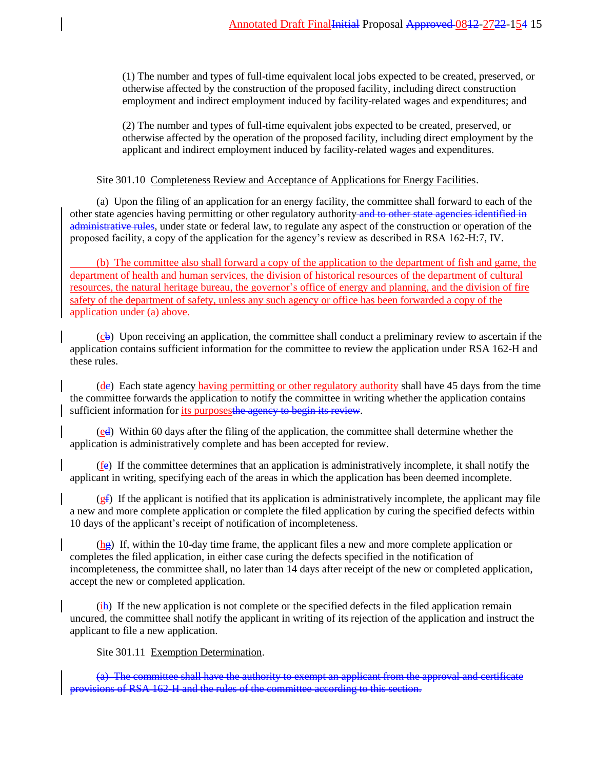(1) The number and types of full-time equivalent local jobs expected to be created, preserved, or otherwise affected by the construction of the proposed facility, including direct construction employment and indirect employment induced by facility-related wages and expenditures; and

(2) The number and types of full-time equivalent jobs expected to be created, preserved, or otherwise affected by the operation of the proposed facility, including direct employment by the applicant and indirect employment induced by facility-related wages and expenditures.

Site 301.10 Completeness Review and Acceptance of Applications for Energy Facilities.

(a) Upon the filing of an application for an energy facility, the committee shall forward to each of the other state agencies having permitting or other regulatory authority ~~and to other state agencies identified in administrative rules~~, under state or federal law, to regulate any aspect of the construction or operation of the proposed facility, a copy of the application for the agency's review as described in RSA 162-H:7, IV.

(b) The committee also shall forward a copy of the application to the department of fish and game, the department of health and human services, the division of historical resources of the department of cultural resources, the natural heritage bureau, the governor's office of energy and planning, and the division of fire safety of the department of safety, unless any such agency or office has been forwarded a copy of the application under (a) above.

(c~~b~~) Upon receiving an application, the committee shall conduct a preliminary review to ascertain if the application contains sufficient information for the committee to review the application under RSA 162-H and these rules.

(d~~c~~) Each state agency having permitting or other regulatory authority shall have 45 days from the time the committee forwards the application to notify the committee in writing whether the application contains sufficient information for its purposes~~the agency to begin its review~~.

(e~~d~~) Within 60 days after the filing of the application, the committee shall determine whether the application is administratively complete and has been accepted for review.

(f~~e~~) If the committee determines that an application is administratively incomplete, it shall notify the applicant in writing, specifying each of the areas in which the application has been deemed incomplete.

(g~~f~~) If the applicant is notified that its application is administratively incomplete, the applicant may file a new and more complete application or complete the filed application by curing the specified defects within 10 days of the applicant's receipt of notification of incompleteness.

(h~~g~~) If, within the 10-day time frame, the applicant files a new and more complete application or completes the filed application, in either case curing the defects specified in the notification of incompleteness, the committee shall, no later than 14 days after receipt of the new or completed application, accept the new or completed application.

(i~~h~~) If the new application is not complete or the specified defects in the filed application remain uncured, the committee shall notify the applicant in writing of its rejection of the application and instruct the applicant to file a new application.

Site 301.11 Exemption Determination.

~~(a) The committee shall have the authority to exempt an applicant from the approval and certificate provisions of RSA 162-H and the rules of the committee according to this section.~~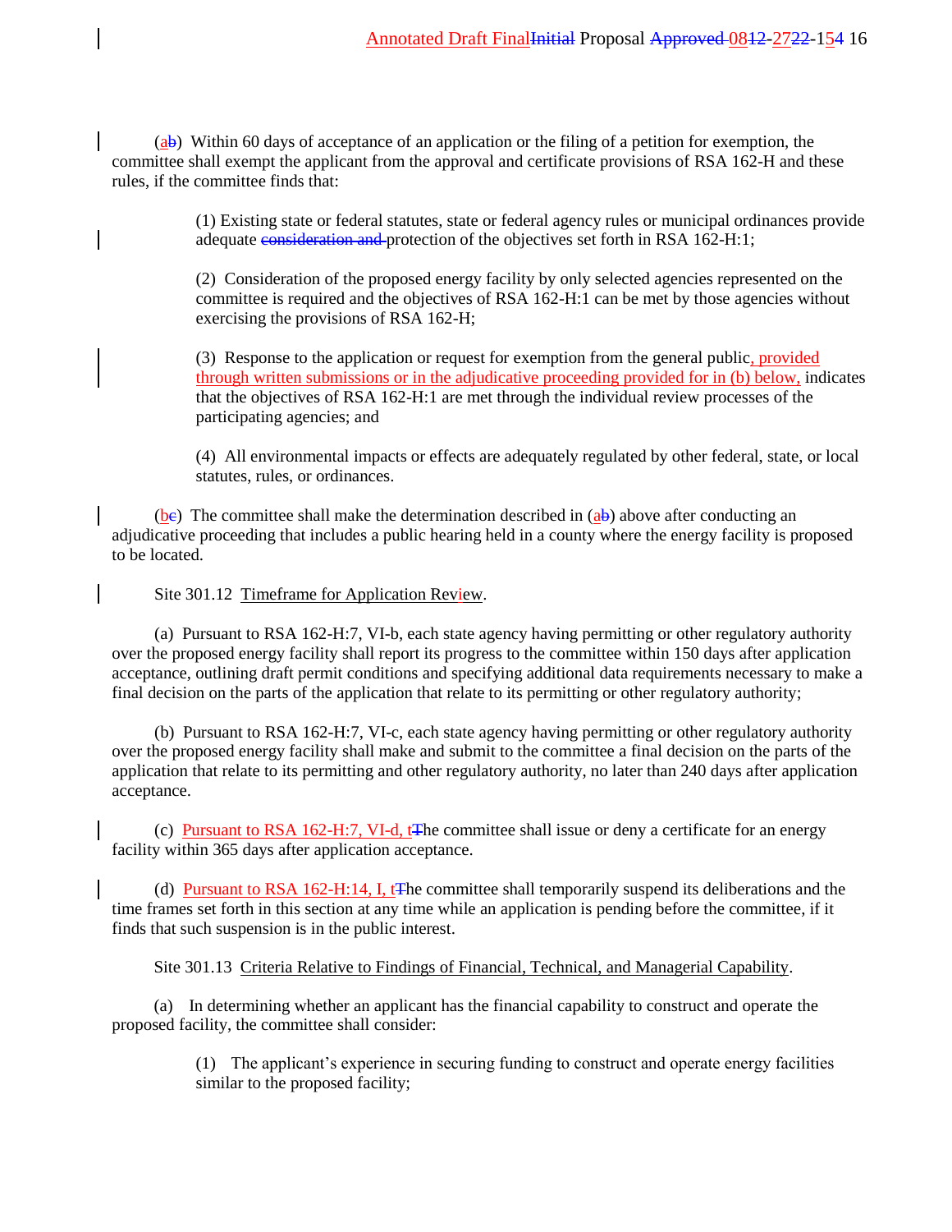(ab) Within 60 days of acceptance of an application or the filing of a petition for exemption, the committee shall exempt the applicant from the approval and certificate provisions of RSA 162-H and these rules, if the committee finds that:

> (1) Existing state or federal statutes, state or federal agency rules or municipal ordinances provide adequate ~~consideration and~~ protection of the objectives set forth in RSA 162-H:1;
>
> (2) Consideration of the proposed energy facility by only selected agencies represented on the committee is required and the objectives of RSA 162-H:1 can be met by those agencies without exercising the provisions of RSA 162-H;
>
> (3) Response to the application or request for exemption from the general public, provided through written submissions or in the adjudicative proceeding provided for in (b) below, indicates that the objectives of RSA 162-H:1 are met through the individual review processes of the participating agencies; and
>
> (4) All environmental impacts or effects are adequately regulated by other federal, state, or local statutes, rules, or ordinances.

(bc) The committee shall make the determination described in (ab) above after conducting an adjudicative proceeding that includes a public hearing held in a county where the energy facility is proposed to be located.

Site 301.12 Timeframe for Application Review.

(a) Pursuant to RSA 162-H:7, VI-b, each state agency having permitting or other regulatory authority over the proposed energy facility shall report its progress to the committee within 150 days after application acceptance, outlining draft permit conditions and specifying additional data requirements necessary to make a final decision on the parts of the application that relate to its permitting or other regulatory authority;

(b) Pursuant to RSA 162-H:7, VI-c, each state agency having permitting or other regulatory authority over the proposed energy facility shall make and submit to the committee a final decision on the parts of the application that relate to its permitting and other regulatory authority, no later than 240 days after application acceptance.

(c) Pursuant to RSA 162-H:7, VI-d, tThe committee shall issue or deny a certificate for an energy facility within 365 days after application acceptance.

(d) Pursuant to RSA 162-H:14, I, tThe committee shall temporarily suspend its deliberations and the time frames set forth in this section at any time while an application is pending before the committee, if it finds that such suspension is in the public interest.

Site 301.13 Criteria Relative to Findings of Financial, Technical, and Managerial Capability.

(a) In determining whether an applicant has the financial capability to construct and operate the proposed facility, the committee shall consider:

> (1) The applicant's experience in securing funding to construct and operate energy facilities similar to the proposed facility;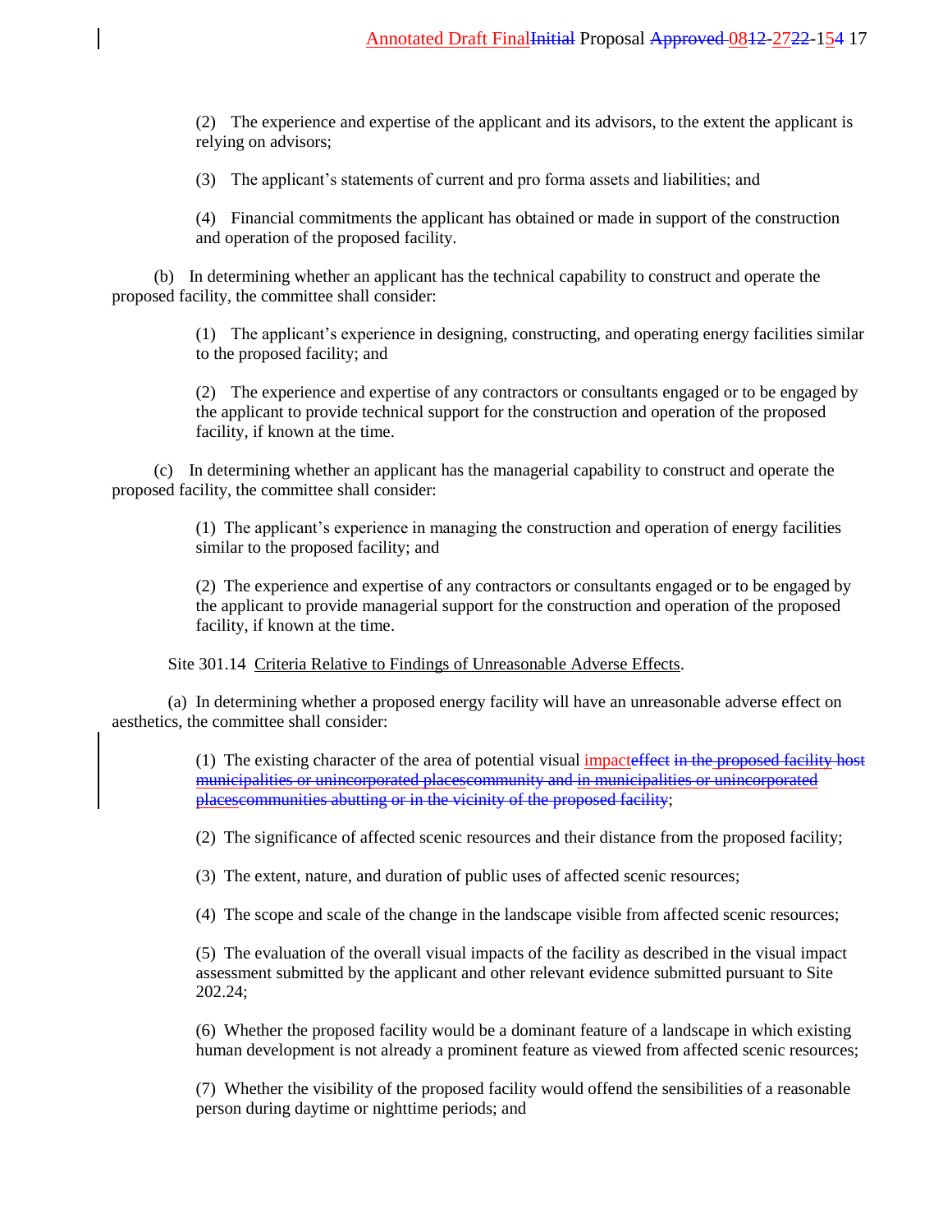(2) The experience and expertise of the applicant and its advisors, to the extent the applicant is relying on advisors;

(3) The applicant's statements of current and pro forma assets and liabilities; and

(4) Financial commitments the applicant has obtained or made in support of the construction and operation of the proposed facility.

(b) In determining whether an applicant has the technical capability to construct and operate the proposed facility, the committee shall consider:

(1) The applicant's experience in designing, constructing, and operating energy facilities similar to the proposed facility; and

(2) The experience and expertise of any contractors or consultants engaged or to be engaged by the applicant to provide technical support for the construction and operation of the proposed facility, if known at the time.

(c) In determining whether an applicant has the managerial capability to construct and operate the proposed facility, the committee shall consider:

(1) The applicant's experience in managing the construction and operation of energy facilities similar to the proposed facility; and

(2) The experience and expertise of any contractors or consultants engaged or to be engaged by the applicant to provide managerial support for the construction and operation of the proposed facility, if known at the time.

Site 301.14 Criteria Relative to Findings of Unreasonable Adverse Effects.

(a) In determining whether a proposed energy facility will have an unreasonable adverse effect on aesthetics, the committee shall consider:

(1) The existing character of the area of potential visual impact~~effect~~ ~~in the proposed facility host municipalities or unincorporated places~~~~community~~ ~~and in municipalities or unincorporated places~~~~communities abutting or in the vicinity of the proposed facility~~;

(2) The significance of affected scenic resources and their distance from the proposed facility;

(3) The extent, nature, and duration of public uses of affected scenic resources;

(4) The scope and scale of the change in the landscape visible from affected scenic resources;

(5) The evaluation of the overall visual impacts of the facility as described in the visual impact assessment submitted by the applicant and other relevant evidence submitted pursuant to Site 202.24;

(6) Whether the proposed facility would be a dominant feature of a landscape in which existing human development is not already a prominent feature as viewed from affected scenic resources;

(7) Whether the visibility of the proposed facility would offend the sensibilities of a reasonable person during daytime or nighttime periods; and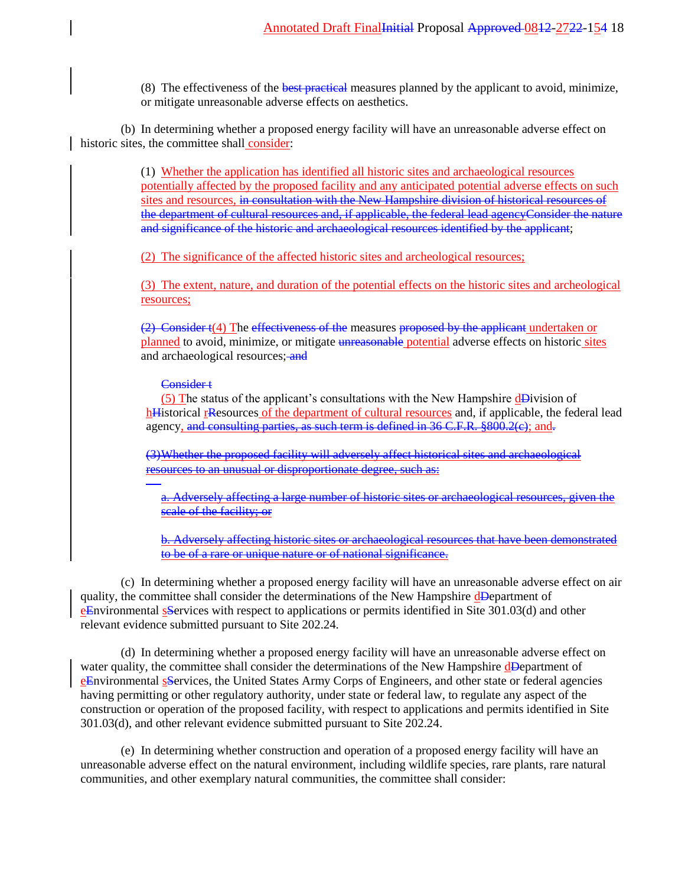(8) The effectiveness of the best practical measures planned by the applicant to avoid, minimize, or mitigate unreasonable adverse effects on aesthetics.

(b) In determining whether a proposed energy facility will have an unreasonable adverse effect on historic sites, the committee shall consider:

(1) Whether the application has identified all historic sites and archaeological resources potentially affected by the proposed facility and any anticipated potential adverse effects on such sites and resources, in consultation with the New Hampshire division of historical resources of the department of cultural resources and, if applicable, the federal lead agencyConsider the nature and significance of the historic and archaeological resources identified by the applicant;

(2) The significance of the affected historic sites and archeological resources;

(3) The extent, nature, and duration of the potential effects on the historic sites and archeological resources;

(2) Consider t(4) The effectiveness of the measures proposed by the applicant undertaken or planned to avoid, minimize, or mitigate unreasonable potential adverse effects on historic sites and archaeological resources; and

Consider t

(5) The status of the applicant's consultations with the New Hampshire dDivision of hHistorical rResources of the department of cultural resources and, if applicable, the federal lead agency, and consulting parties, as such term is defined in 36 C.F.R. §800.2(c); and.

(3)Whether the proposed facility will adversely affect historical sites and archaeological resources to an unusual or disproportionate degree, such as:

a. Adversely affecting a large number of historic sites or archaeological resources, given the scale of the facility; or

b. Adversely affecting historic sites or archaeological resources that have been demonstrated to be of a rare or unique nature or of national significance.

(c) In determining whether a proposed energy facility will have an unreasonable adverse effect on air quality, the committee shall consider the determinations of the New Hampshire dDepartment of eEnvironmental sServices with respect to applications or permits identified in Site 301.03(d) and other relevant evidence submitted pursuant to Site 202.24.

(d) In determining whether a proposed energy facility will have an unreasonable adverse effect on water quality, the committee shall consider the determinations of the New Hampshire dDepartment of eEnvironmental sServices, the United States Army Corps of Engineers, and other state or federal agencies having permitting or other regulatory authority, under state or federal law, to regulate any aspect of the construction or operation of the proposed facility, with respect to applications and permits identified in Site 301.03(d), and other relevant evidence submitted pursuant to Site 202.24.

(e) In determining whether construction and operation of a proposed energy facility will have an unreasonable adverse effect on the natural environment, including wildlife species, rare plants, rare natural communities, and other exemplary natural communities, the committee shall consider: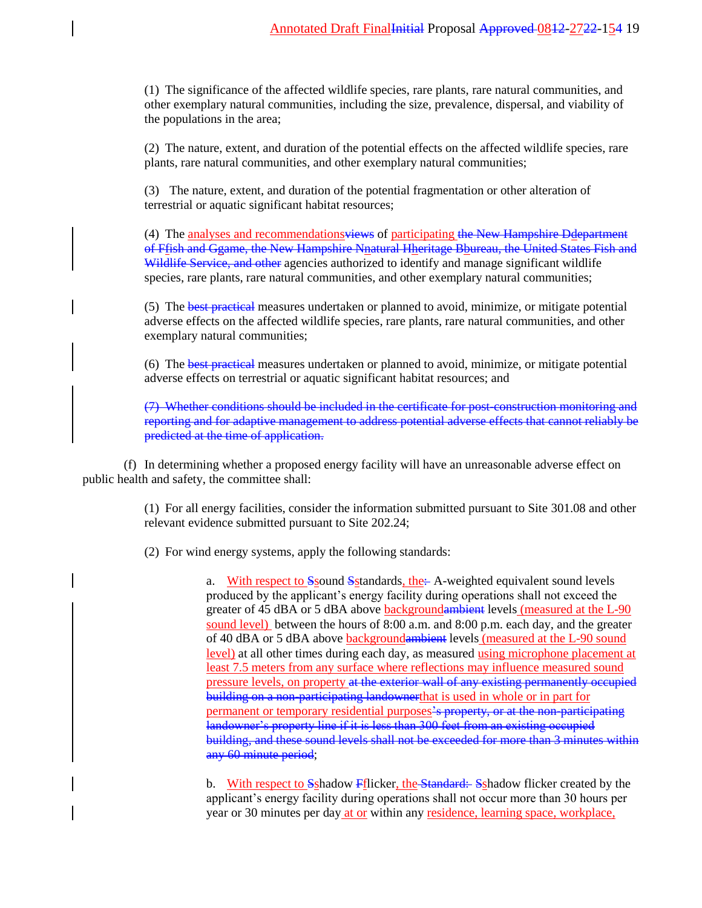(1) The significance of the affected wildlife species, rare plants, rare natural communities, and other exemplary natural communities, including the size, prevalence, dispersal, and viability of the populations in the area;

(2) The nature, extent, and duration of the potential effects on the affected wildlife species, rare plants, rare natural communities, and other exemplary natural communities;

(3) The nature, extent, and duration of the potential fragmentation or other alteration of terrestrial or aquatic significant habitat resources;

(4) The analyses and recommendations~~views~~ of participating ~~the New Hampshire D~~department ~~of F~~fish and ~~G~~game, the New Hampshire ~~N~~natural ~~H~~heritage ~~B~~bureau, the United States Fish and Wildlife Service, and other~~ agencies authorized to identify and manage significant wildlife species, rare plants, rare natural communities, and other exemplary natural communities;

(5) The ~~best practical~~ measures undertaken or planned to avoid, minimize, or mitigate potential adverse effects on the affected wildlife species, rare plants, rare natural communities, and other exemplary natural communities;

(6) The ~~best practical~~ measures undertaken or planned to avoid, minimize, or mitigate potential adverse effects on terrestrial or aquatic significant habitat resources; and

~~(7) Whether conditions should be included in the certificate for post-construction monitoring and reporting and for adaptive management to address potential adverse effects that cannot reliably be predicted at the time of application.~~

(f) In determining whether a proposed energy facility will have an unreasonable adverse effect on public health and safety, the committee shall:

(1) For all energy facilities, consider the information submitted pursuant to Site 301.08 and other relevant evidence submitted pursuant to Site 202.24;

(2) For wind energy systems, apply the following standards:

a. With respect to ~~S~~sound ~~S~~standards, the~~:~~ A-weighted equivalent sound levels produced by the applicant's energy facility during operations shall not exceed the greater of 45 dBA or 5 dBA above background~~ambient~~ levels (measured at the L-90 sound level) between the hours of 8:00 a.m. and 8:00 p.m. each day, and the greater of 40 dBA or 5 dBA above background~~ambient~~ levels (measured at the L-90 sound level) at all other times during each day, as measured using microphone placement at least 7.5 meters from any surface where reflections may influence measured sound pressure levels, on property ~~at the exterior wall of any existing permanently occupied building on a non-participating landowner~~that is used in whole or in part for permanent or temporary residential purposes~~'s property, or at the non-participating landowner's property line if it is less than 300 feet from an existing occupied building, and these sound levels shall not be exceeded for more than 3 minutes within any 60 minute period~~;

b. With respect to ~~S~~shadow ~~F~~flicker, the ~~Standard:~~ ~~S~~shadow flicker created by the applicant's energy facility during operations shall not occur more than 30 hours per year or 30 minutes per day at or within any residence, learning space, workplace,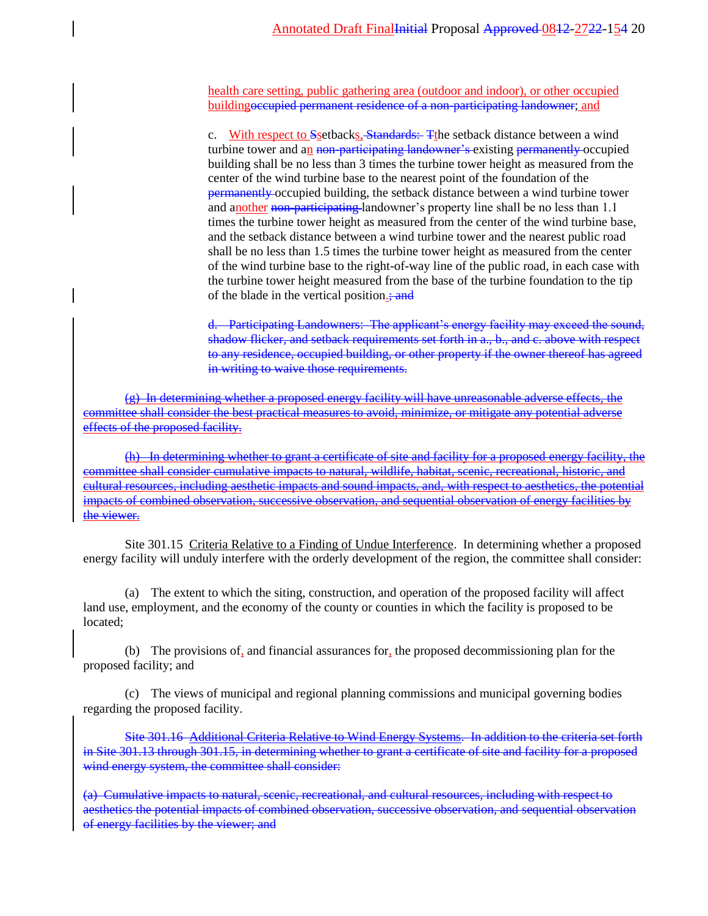health care setting, public gathering area (outdoor and indoor), or other occupied buildingoccupied permanent residence of a non-participating landowner; and

c. With respect to Ssetbacks, Standards: Tthe setback distance between a wind turbine tower and an non-participating landowner's existing permanently occupied building shall be no less than 3 times the turbine tower height as measured from the center of the wind turbine base to the nearest point of the foundation of the permanently occupied building, the setback distance between a wind turbine tower and another non-participating landowner's property line shall be no less than 1.1 times the turbine tower height as measured from the center of the wind turbine base, and the setback distance between a wind turbine tower and the nearest public road shall be no less than 1.5 times the turbine tower height as measured from the center of the wind turbine base to the right-of-way line of the public road, in each case with the turbine tower height measured from the base of the turbine foundation to the tip of the blade in the vertical position.; and

~~d. Participating Landowners: The applicant's energy facility may exceed the sound, shadow flicker, and setback requirements set forth in a., b., and c. above with respect to any residence, occupied building, or other property if the owner thereof has agreed in writing to waive those requirements.~~

~~(g) In determining whether a proposed energy facility will have unreasonable adverse effects, the committee shall consider the best practical measures to avoid, minimize, or mitigate any potential adverse effects of the proposed facility.~~

~~(h) In determining whether to grant a certificate of site and facility for a proposed energy facility, the committee shall consider cumulative impacts to natural, wildlife, habitat, scenic, recreational, historic, and cultural resources, including aesthetic impacts and sound impacts, and, with respect to aesthetics, the potential impacts of combined observation, successive observation, and sequential observation of energy facilities by the viewer.~~

Site 301.15 Criteria Relative to a Finding of Undue Interference. In determining whether a proposed energy facility will unduly interfere with the orderly development of the region, the committee shall consider:

(a) The extent to which the siting, construction, and operation of the proposed facility will affect land use, employment, and the economy of the county or counties in which the facility is proposed to be located;

(b) The provisions of, and financial assurances for, the proposed decommissioning plan for the proposed facility; and

(c) The views of municipal and regional planning commissions and municipal governing bodies regarding the proposed facility.

~~Site 301.16 Additional Criteria Relative to Wind Energy Systems. In addition to the criteria set forth in Site 301.13 through 301.15, in determining whether to grant a certificate of site and facility for a proposed wind energy system, the committee shall consider:~~

~~(a) Cumulative impacts to natural, scenic, recreational, and cultural resources, including with respect to aesthetics the potential impacts of combined observation, successive observation, and sequential observation of energy facilities by the viewer; and~~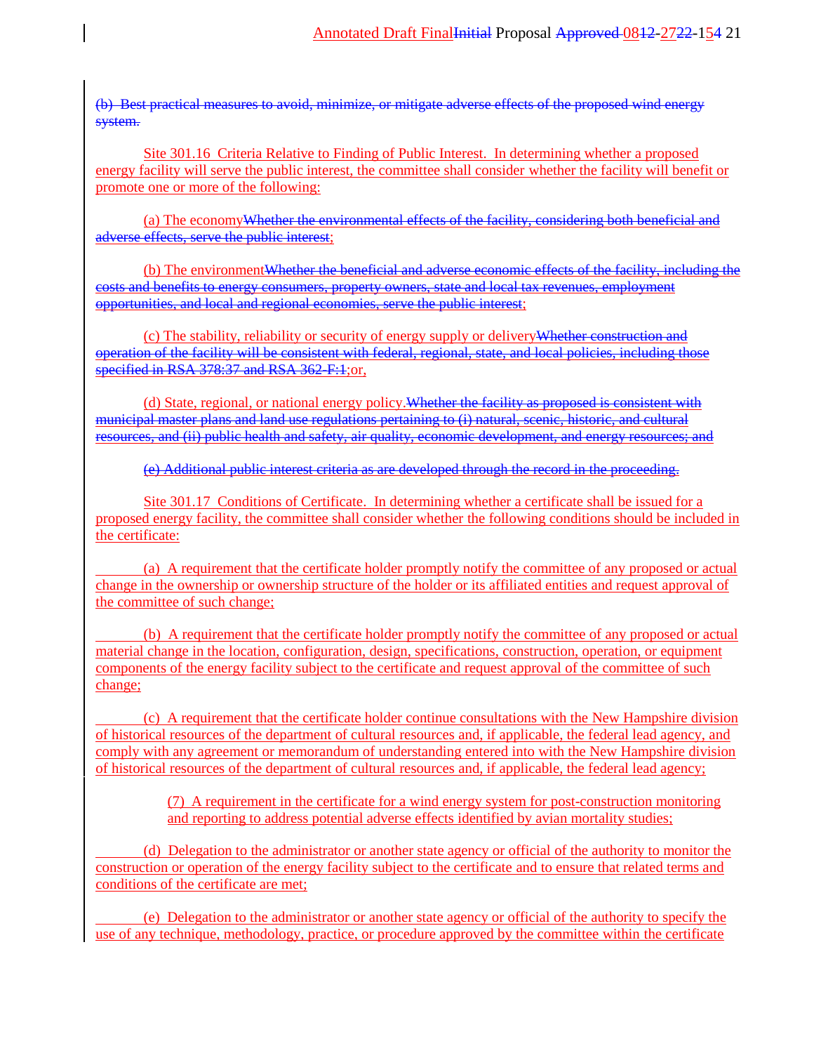~~(b) Best practical measures to avoid, minimize, or mitigate adverse effects of the proposed wind energy system.~~

Site 301.16 Criteria Relative to Finding of Public Interest. In determining whether a proposed energy facility will serve the public interest, the committee shall consider whether the facility will benefit or promote one or more of the following:

(a) The economy~~Whether the environmental effects of the facility, considering both beneficial and adverse effects, serve the public interest~~;

(b) The environment~~Whether the beneficial and adverse economic effects of the facility, including the costs and benefits to energy consumers, property owners, state and local tax revenues, employment opportunities, and local and regional economies, serve the public interest~~;

(c) The stability, reliability or security of energy supply or delivery~~Whether construction and operation of the facility will be consistent with federal, regional, state, and local policies, including those specified in RSA 378:37 and RSA 362-F:1~~;or,

(d) State, regional, or national energy policy.~~Whether the facility as proposed is consistent with municipal master plans and land use regulations pertaining to (i) natural, scenic, historic, and cultural resources, and (ii) public health and safety, air quality, economic development, and energy resources; and~~

~~(e) Additional public interest criteria as are developed through the record in the proceeding.~~

Site 301.17 Conditions of Certificate. In determining whether a certificate shall be issued for a proposed energy facility, the committee shall consider whether the following conditions should be included in the certificate:

(a) A requirement that the certificate holder promptly notify the committee of any proposed or actual change in the ownership or ownership structure of the holder or its affiliated entities and request approval of the committee of such change;

(b) A requirement that the certificate holder promptly notify the committee of any proposed or actual material change in the location, configuration, design, specifications, construction, operation, or equipment components of the energy facility subject to the certificate and request approval of the committee of such change;

(c) A requirement that the certificate holder continue consultations with the New Hampshire division of historical resources of the department of cultural resources and, if applicable, the federal lead agency, and comply with any agreement or memorandum of understanding entered into with the New Hampshire division of historical resources of the department of cultural resources and, if applicable, the federal lead agency;

(7) A requirement in the certificate for a wind energy system for post-construction monitoring and reporting to address potential adverse effects identified by avian mortality studies;

(d) Delegation to the administrator or another state agency or official of the authority to monitor the construction or operation of the energy facility subject to the certificate and to ensure that related terms and conditions of the certificate are met;

(e) Delegation to the administrator or another state agency or official of the authority to specify the use of any technique, methodology, practice, or procedure approved by the committee within the certificate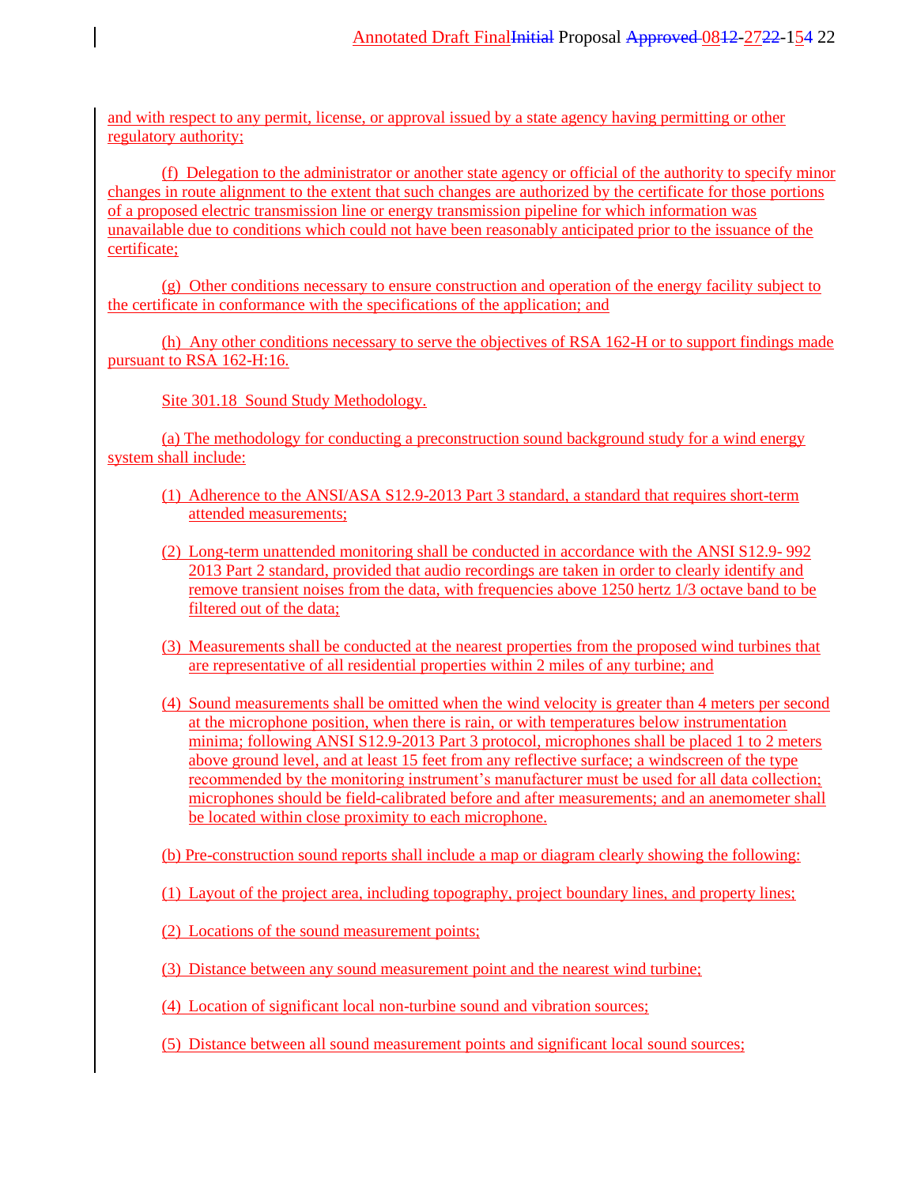and with respect to any permit, license, or approval issued by a state agency having permitting or other regulatory authority;

(f) Delegation to the administrator or another state agency or official of the authority to specify minor changes in route alignment to the extent that such changes are authorized by the certificate for those portions of a proposed electric transmission line or energy transmission pipeline for which information was unavailable due to conditions which could not have been reasonably anticipated prior to the issuance of the certificate;

(g) Other conditions necessary to ensure construction and operation of the energy facility subject to the certificate in conformance with the specifications of the application; and

(h) Any other conditions necessary to serve the objectives of RSA 162-H or to support findings made pursuant to RSA 162-H:16.

Site 301.18 Sound Study Methodology.

(a) The methodology for conducting a preconstruction sound background study for a wind energy system shall include:

(1) Adherence to the ANSI/ASA S12.9-2013 Part 3 standard, a standard that requires short-term attended measurements;

(2) Long-term unattended monitoring shall be conducted in accordance with the ANSI S12.9- 992 2013 Part 2 standard, provided that audio recordings are taken in order to clearly identify and remove transient noises from the data, with frequencies above 1250 hertz 1/3 octave band to be filtered out of the data;

(3) Measurements shall be conducted at the nearest properties from the proposed wind turbines that are representative of all residential properties within 2 miles of any turbine; and

(4) Sound measurements shall be omitted when the wind velocity is greater than 4 meters per second at the microphone position, when there is rain, or with temperatures below instrumentation minima; following ANSI S12.9-2013 Part 3 protocol, microphones shall be placed 1 to 2 meters above ground level, and at least 15 feet from any reflective surface; a windscreen of the type recommended by the monitoring instrument's manufacturer must be used for all data collection; microphones should be field-calibrated before and after measurements; and an anemometer shall be located within close proximity to each microphone.

(b) Pre-construction sound reports shall include a map or diagram clearly showing the following:

(1) Layout of the project area, including topography, project boundary lines, and property lines;

(2) Locations of the sound measurement points;

(3) Distance between any sound measurement point and the nearest wind turbine;

(4) Location of significant local non-turbine sound and vibration sources;

(5) Distance between all sound measurement points and significant local sound sources;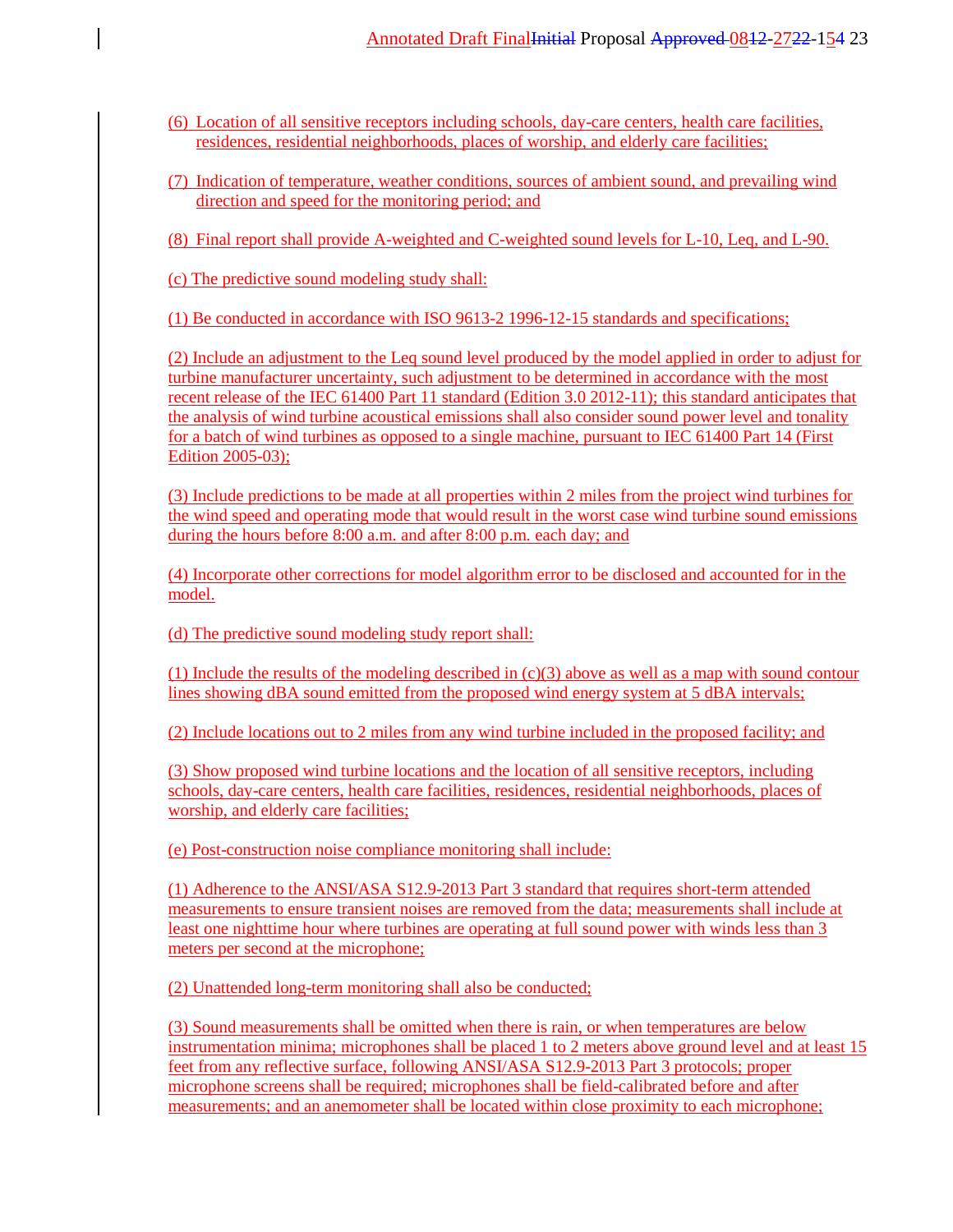(6) Location of all sensitive receptors including schools, day-care centers, health care facilities, residences, residential neighborhoods, places of worship, and elderly care facilities;

(7) Indication of temperature, weather conditions, sources of ambient sound, and prevailing wind direction and speed for the monitoring period; and

(8) Final report shall provide A-weighted and C-weighted sound levels for L-10, Leq, and L-90.

(c) The predictive sound modeling study shall:

(1) Be conducted in accordance with ISO 9613-2 1996-12-15 standards and specifications;

(2) Include an adjustment to the Leq sound level produced by the model applied in order to adjust for turbine manufacturer uncertainty, such adjustment to be determined in accordance with the most recent release of the IEC 61400 Part 11 standard (Edition 3.0 2012-11); this standard anticipates that the analysis of wind turbine acoustical emissions shall also consider sound power level and tonality for a batch of wind turbines as opposed to a single machine, pursuant to IEC 61400 Part 14 (First Edition 2005-03);

(3) Include predictions to be made at all properties within 2 miles from the project wind turbines for the wind speed and operating mode that would result in the worst case wind turbine sound emissions during the hours before 8:00 a.m. and after 8:00 p.m. each day; and

(4) Incorporate other corrections for model algorithm error to be disclosed and accounted for in the model.

(d) The predictive sound modeling study report shall:

(1) Include the results of the modeling described in (c)(3) above as well as a map with sound contour lines showing dBA sound emitted from the proposed wind energy system at 5 dBA intervals;

(2) Include locations out to 2 miles from any wind turbine included in the proposed facility; and

(3) Show proposed wind turbine locations and the location of all sensitive receptors, including schools, day-care centers, health care facilities, residences, residential neighborhoods, places of worship, and elderly care facilities;

(e) Post-construction noise compliance monitoring shall include:

(1) Adherence to the ANSI/ASA S12.9-2013 Part 3 standard that requires short-term attended measurements to ensure transient noises are removed from the data; measurements shall include at least one nighttime hour where turbines are operating at full sound power with winds less than 3 meters per second at the microphone;

(2) Unattended long-term monitoring shall also be conducted;

(3) Sound measurements shall be omitted when there is rain, or when temperatures are below instrumentation minima; microphones shall be placed 1 to 2 meters above ground level and at least 15 feet from any reflective surface, following ANSI/ASA S12.9-2013 Part 3 protocols; proper microphone screens shall be required; microphones shall be field-calibrated before and after measurements; and an anemometer shall be located within close proximity to each microphone;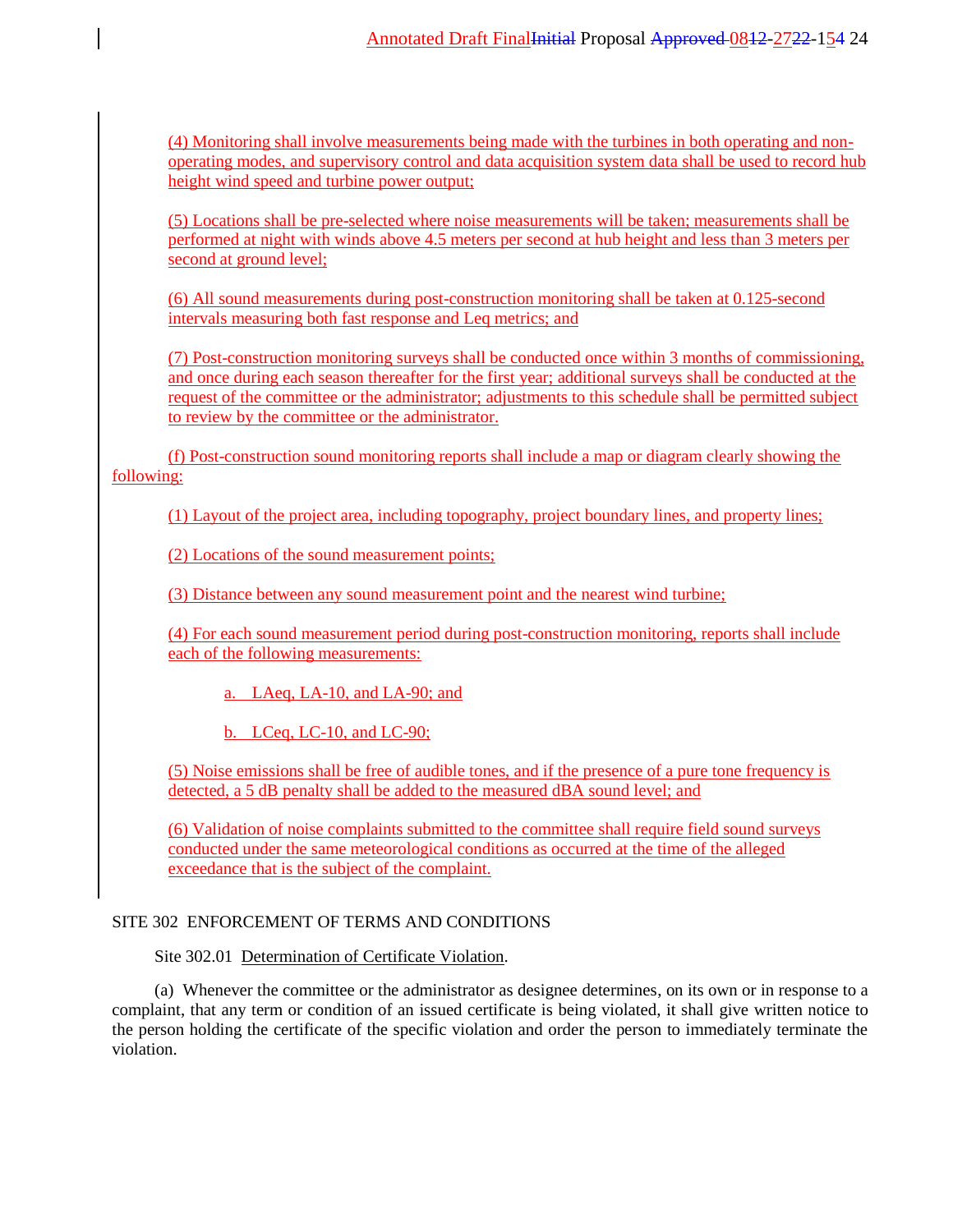(4) Monitoring shall involve measurements being made with the turbines in both operating and non-operating modes, and supervisory control and data acquisition system data shall be used to record hub height wind speed and turbine power output;

(5) Locations shall be pre-selected where noise measurements will be taken; measurements shall be performed at night with winds above 4.5 meters per second at hub height and less than 3 meters per second at ground level;

(6) All sound measurements during post-construction monitoring shall be taken at 0.125-second intervals measuring both fast response and Leq metrics; and

(7) Post-construction monitoring surveys shall be conducted once within 3 months of commissioning, and once during each season thereafter for the first year; additional surveys shall be conducted at the request of the committee or the administrator; adjustments to this schedule shall be permitted subject to review by the committee or the administrator.

(f) Post-construction sound monitoring reports shall include a map or diagram clearly showing the following:

(1) Layout of the project area, including topography, project boundary lines, and property lines;

(2) Locations of the sound measurement points;

(3) Distance between any sound measurement point and the nearest wind turbine;

(4) For each sound measurement period during post-construction monitoring, reports shall include each of the following measurements:

a. LAeq, LA-10, and LA-90; and

b. LCeq, LC-10, and LC-90;

(5) Noise emissions shall be free of audible tones, and if the presence of a pure tone frequency is detected, a 5 dB penalty shall be added to the measured dBA sound level; and

(6) Validation of noise complaints submitted to the committee shall require field sound surveys conducted under the same meteorological conditions as occurred at the time of the alleged exceedance that is the subject of the complaint.

SITE 302 ENFORCEMENT OF TERMS AND CONDITIONS

Site 302.01 Determination of Certificate Violation.

(a) Whenever the committee or the administrator as designee determines, on its own or in response to a complaint, that any term or condition of an issued certificate is being violated, it shall give written notice to the person holding the certificate of the specific violation and order the person to immediately terminate the violation.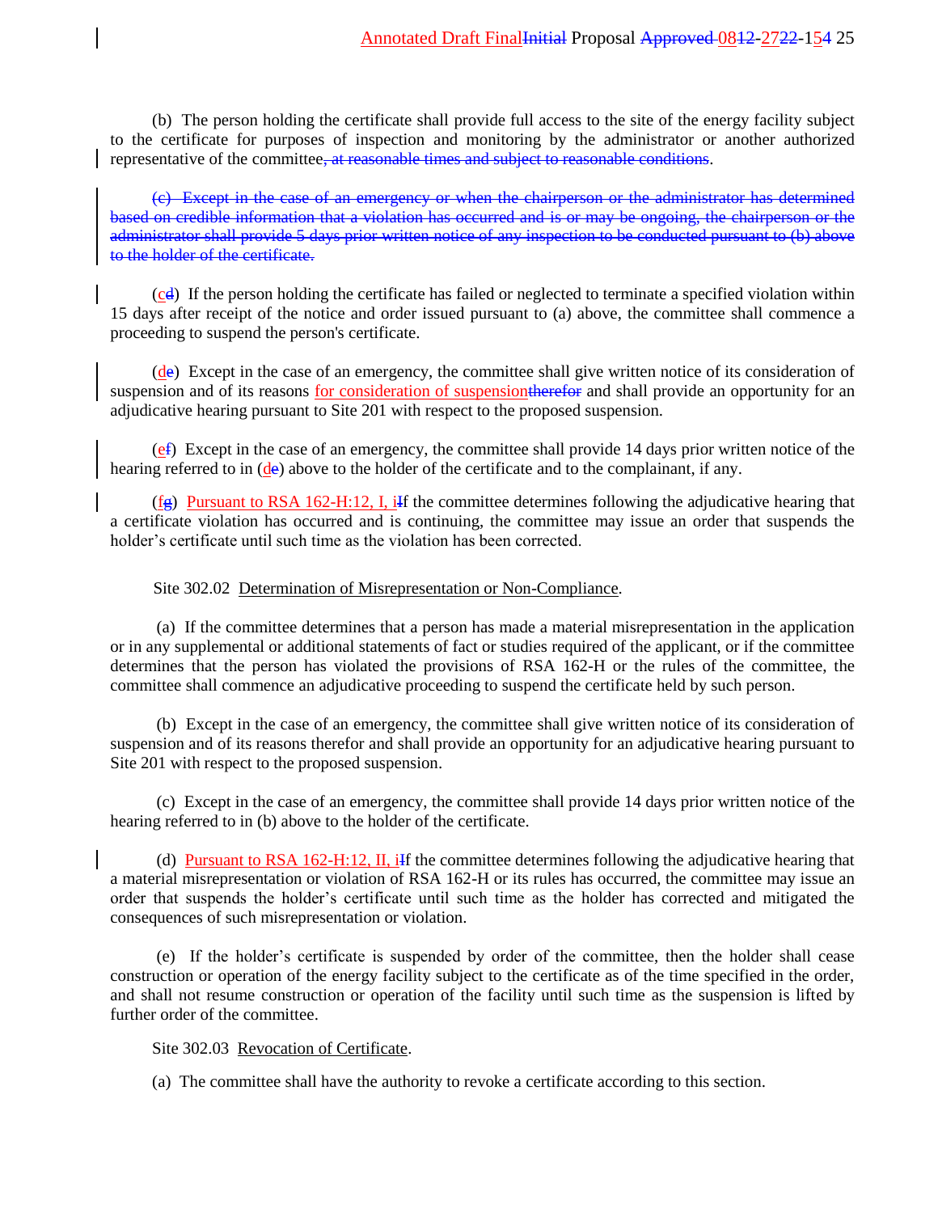(b) The person holding the certificate shall provide full access to the site of the energy facility subject to the certificate for purposes of inspection and monitoring by the administrator or another authorized representative of the committee~~, at reasonable times and subject to reasonable conditions~~.

~~(c) Except in the case of an emergency or when the chairperson or the administrator has determined based on credible information that a violation has occurred and is or may be ongoing, the chairperson or the administrator shall provide 5 days prior written notice of any inspection to be conducted pursuant to (b) above to the holder of the certificate.~~

(c~~d~~) If the person holding the certificate has failed or neglected to terminate a specified violation within 15 days after receipt of the notice and order issued pursuant to (a) above, the committee shall commence a proceeding to suspend the person's certificate.

(d~~e~~) Except in the case of an emergency, the committee shall give written notice of its consideration of suspension and of its reasons for consideration of suspension~~therefor~~ and shall provide an opportunity for an adjudicative hearing pursuant to Site 201 with respect to the proposed suspension.

(e~~f~~) Except in the case of an emergency, the committee shall provide 14 days prior written notice of the hearing referred to in (d~~e~~) above to the holder of the certificate and to the complainant, if any.

(f~~g~~) Pursuant to RSA 162-H:12, I, i~~I~~f the committee determines following the adjudicative hearing that a certificate violation has occurred and is continuing, the committee may issue an order that suspends the holder's certificate until such time as the violation has been corrected.

Site 302.02 Determination of Misrepresentation or Non-Compliance.

(a) If the committee determines that a person has made a material misrepresentation in the application or in any supplemental or additional statements of fact or studies required of the applicant, or if the committee determines that the person has violated the provisions of RSA 162-H or the rules of the committee, the committee shall commence an adjudicative proceeding to suspend the certificate held by such person.

(b) Except in the case of an emergency, the committee shall give written notice of its consideration of suspension and of its reasons therefor and shall provide an opportunity for an adjudicative hearing pursuant to Site 201 with respect to the proposed suspension.

(c) Except in the case of an emergency, the committee shall provide 14 days prior written notice of the hearing referred to in (b) above to the holder of the certificate.

(d) Pursuant to RSA 162-H:12, II, i~~I~~f the committee determines following the adjudicative hearing that a material misrepresentation or violation of RSA 162-H or its rules has occurred, the committee may issue an order that suspends the holder's certificate until such time as the holder has corrected and mitigated the consequences of such misrepresentation or violation.

(e) If the holder's certificate is suspended by order of the committee, then the holder shall cease construction or operation of the energy facility subject to the certificate as of the time specified in the order, and shall not resume construction or operation of the facility until such time as the suspension is lifted by further order of the committee.

Site 302.03 Revocation of Certificate.

(a) The committee shall have the authority to revoke a certificate according to this section.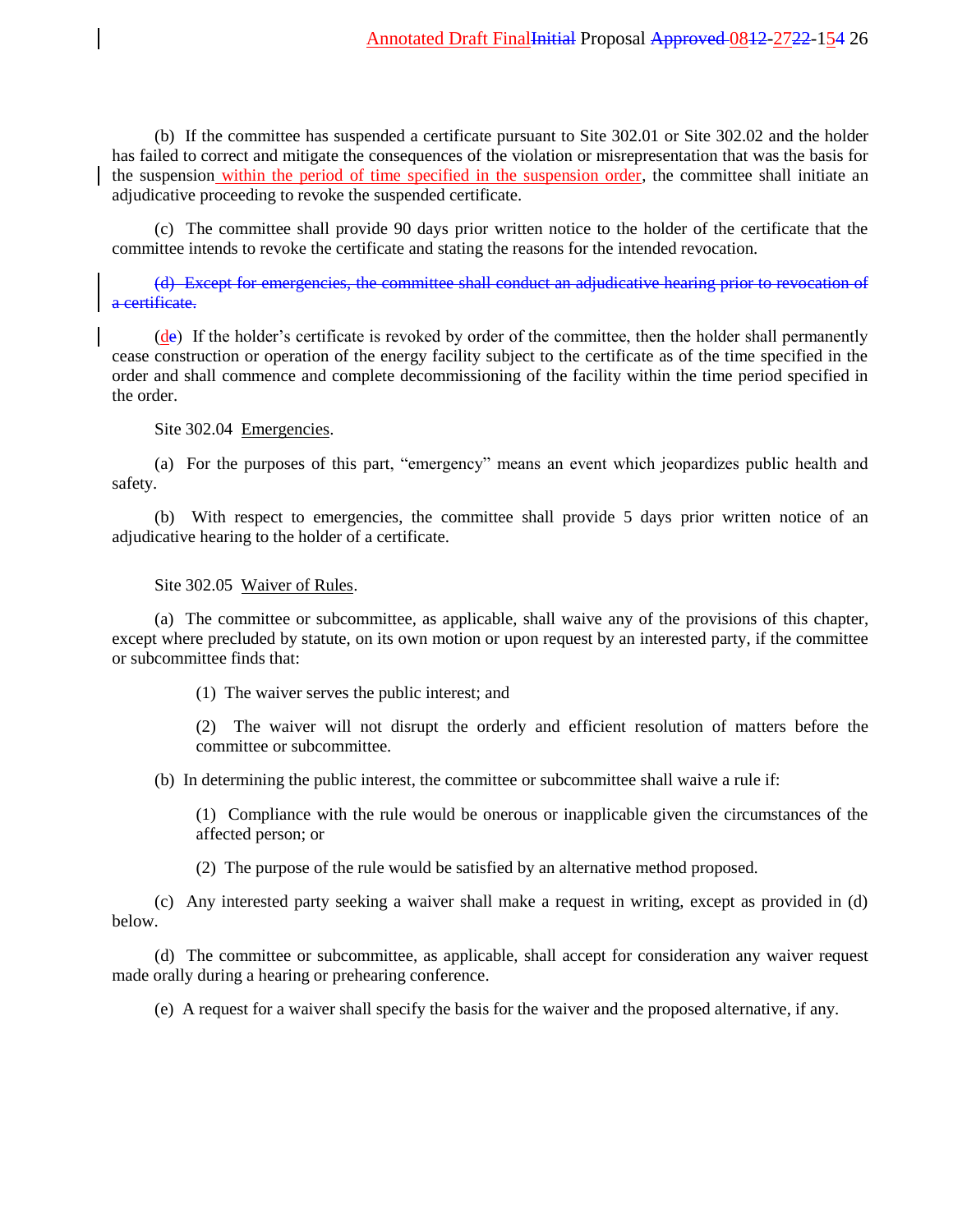(b) If the committee has suspended a certificate pursuant to Site 302.01 or Site 302.02 and the holder has failed to correct and mitigate the consequences of the violation or misrepresentation that was the basis for the suspension within the period of time specified in the suspension order, the committee shall initiate an adjudicative proceeding to revoke the suspended certificate.

(c) The committee shall provide 90 days prior written notice to the holder of the certificate that the committee intends to revoke the certificate and stating the reasons for the intended revocation.

~~(d) Except for emergencies, the committee shall conduct an adjudicative hearing prior to revocation of a certificate.~~

(d~~e~~) If the holder's certificate is revoked by order of the committee, then the holder shall permanently cease construction or operation of the energy facility subject to the certificate as of the time specified in the order and shall commence and complete decommissioning of the facility within the time period specified in the order.

Site 302.04 Emergencies.

(a) For the purposes of this part, "emergency" means an event which jeopardizes public health and safety.

(b) With respect to emergencies, the committee shall provide 5 days prior written notice of an adjudicative hearing to the holder of a certificate.

Site 302.05 Waiver of Rules.

(a) The committee or subcommittee, as applicable, shall waive any of the provisions of this chapter, except where precluded by statute, on its own motion or upon request by an interested party, if the committee or subcommittee finds that:

(1) The waiver serves the public interest; and

(2) The waiver will not disrupt the orderly and efficient resolution of matters before the committee or subcommittee.

(b) In determining the public interest, the committee or subcommittee shall waive a rule if:

(1) Compliance with the rule would be onerous or inapplicable given the circumstances of the affected person; or

(2) The purpose of the rule would be satisfied by an alternative method proposed.

(c) Any interested party seeking a waiver shall make a request in writing, except as provided in (d) below.

(d) The committee or subcommittee, as applicable, shall accept for consideration any waiver request made orally during a hearing or prehearing conference.

(e) A request for a waiver shall specify the basis for the waiver and the proposed alternative, if any.